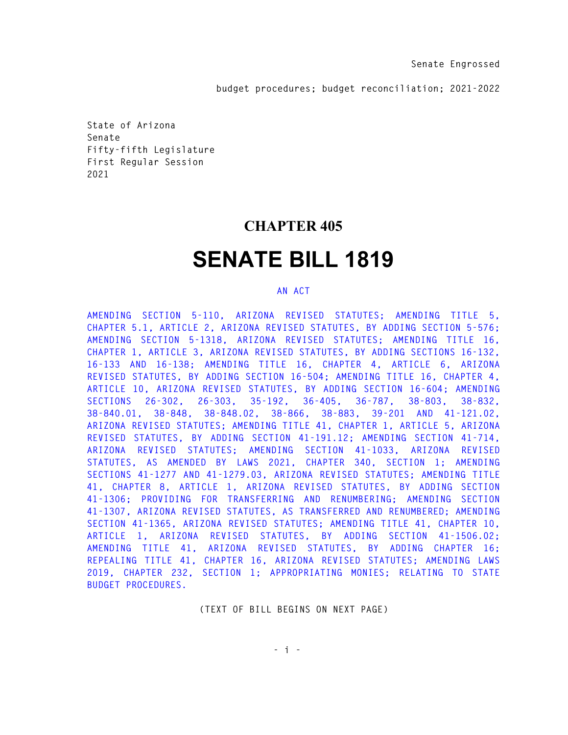Senate Engrossed

budget procedures; budget reconciliation; 2021-2022

State of Arizona
Senate
Fifty-fifth Legislature
First Regular Session
2021

# CHAPTER 405

# SENATE BILL 1819

AN ACT

AMENDING SECTION 5-110, ARIZONA REVISED STATUTES; AMENDING TITLE 5, CHAPTER 5.1, ARTICLE 2, ARIZONA REVISED STATUTES, BY ADDING SECTION 5-576; AMENDING SECTION 5-1318, ARIZONA REVISED STATUTES; AMENDING TITLE 16, CHAPTER 1, ARTICLE 3, ARIZONA REVISED STATUTES, BY ADDING SECTIONS 16-132, 16-133 AND 16-138; AMENDING TITLE 16, CHAPTER 4, ARTICLE 6, ARIZONA REVISED STATUTES, BY ADDING SECTION 16-504; AMENDING TITLE 16, CHAPTER 4, ARTICLE 10, ARIZONA REVISED STATUTES, BY ADDING SECTION 16-604; AMENDING SECTIONS 26-302, 26-303, 35-192, 36-405, 36-787, 38-803, 38-832, 38-840.01, 38-848, 38-848.02, 38-866, 38-883, 39-201 AND 41-121.02, ARIZONA REVISED STATUTES; AMENDING TITLE 41, CHAPTER 1, ARTICLE 5, ARIZONA REVISED STATUTES, BY ADDING SECTION 41-191.12; AMENDING SECTION 41-714, ARIZONA REVISED STATUTES; AMENDING SECTION 41-1033, ARIZONA REVISED STATUTES, AS AMENDED BY LAWS 2021, CHAPTER 340, SECTION 1; AMENDING SECTIONS 41-1277 AND 41-1279.03, ARIZONA REVISED STATUTES; AMENDING TITLE 41, CHAPTER 8, ARTICLE 1, ARIZONA REVISED STATUTES, BY ADDING SECTION 41-1306; PROVIDING FOR TRANSFERRING AND RENUMBERING; AMENDING SECTION 41-1307, ARIZONA REVISED STATUTES, AS TRANSFERRED AND RENUMBERED; AMENDING SECTION 41-1365, ARIZONA REVISED STATUTES; AMENDING TITLE 41, CHAPTER 10, ARTICLE 1, ARIZONA REVISED STATUTES, BY ADDING SECTION 41-1506.02; AMENDING TITLE 41, ARIZONA REVISED STATUTES, BY ADDING CHAPTER 16; REPEALING TITLE 41, CHAPTER 16, ARIZONA REVISED STATUTES; AMENDING LAWS 2019, CHAPTER 232, SECTION 1; APPROPRIATING MONIES; RELATING TO STATE BUDGET PROCEDURES.

(TEXT OF BILL BEGINS ON NEXT PAGE)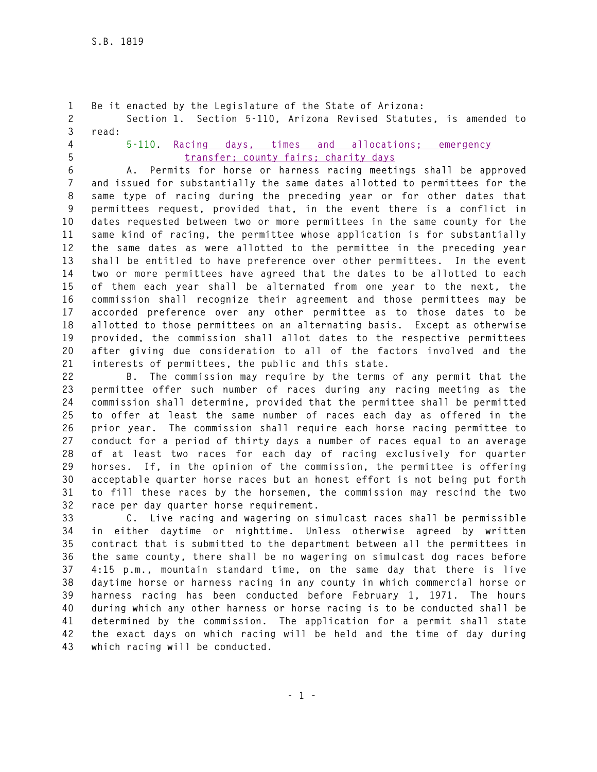Be it enacted by the Legislature of the State of Arizona:

Section 1. Section 5-110, Arizona Revised Statutes, is amended to read:

5-110. Racing days, times and allocations; emergency transfer; county fairs; charity days

A. Permits for horse or harness racing meetings shall be approved and issued for substantially the same dates allotted to permittees for the same type of racing during the preceding year or for other dates that permittees request, provided that, in the event there is a conflict in dates requested between two or more permittees in the same county for the same kind of racing, the permittee whose application is for substantially the same dates as were allotted to the permittee in the preceding year shall be entitled to have preference over other permittees. In the event two or more permittees have agreed that the dates to be allotted to each of them each year shall be alternated from one year to the next, the commission shall recognize their agreement and those permittees may be accorded preference over any other permittee as to those dates to be allotted to those permittees on an alternating basis. Except as otherwise provided, the commission shall allot dates to the respective permittees after giving due consideration to all of the factors involved and the interests of permittees, the public and this state.

B. The commission may require by the terms of any permit that the permittee offer such number of races during any racing meeting as the commission shall determine, provided that the permittee shall be permitted to offer at least the same number of races each day as offered in the prior year. The commission shall require each horse racing permittee to conduct for a period of thirty days a number of races equal to an average of at least two races for each day of racing exclusively for quarter horses. If, in the opinion of the commission, the permittee is offering acceptable quarter horse races but an honest effort is not being put forth to fill these races by the horsemen, the commission may rescind the two race per day quarter horse requirement.

C. Live racing and wagering on simulcast races shall be permissible in either daytime or nighttime. Unless otherwise agreed by written contract that is submitted to the department between all the permittees in the same county, there shall be no wagering on simulcast dog races before 4:15 p.m., mountain standard time, on the same day that there is live daytime horse or harness racing in any county in which commercial horse or harness racing has been conducted before February 1, 1971. The hours during which any other harness or horse racing is to be conducted shall be determined by the commission. The application for a permit shall state the exact days on which racing will be held and the time of day during which racing will be conducted.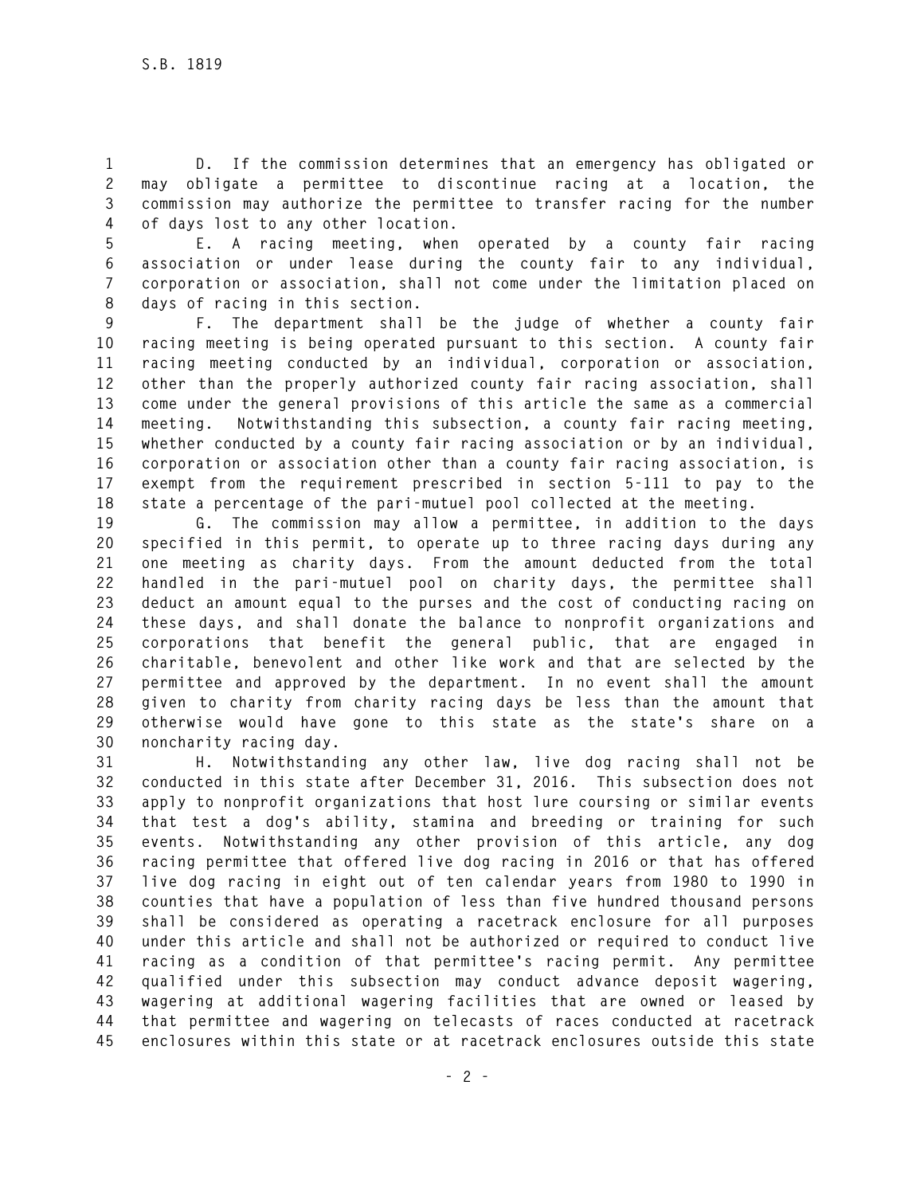D. If the commission determines that an emergency has obligated or may obligate a permittee to discontinue racing at a location, the commission may authorize the permittee to transfer racing for the number of days lost to any other location.

E. A racing meeting, when operated by a county fair racing association or under lease during the county fair to any individual, corporation or association, shall not come under the limitation placed on days of racing in this section.

F. The department shall be the judge of whether a county fair racing meeting is being operated pursuant to this section. A county fair racing meeting conducted by an individual, corporation or association, other than the properly authorized county fair racing association, shall come under the general provisions of this article the same as a commercial meeting. Notwithstanding this subsection, a county fair racing meeting, whether conducted by a county fair racing association or by an individual, corporation or association other than a county fair racing association, is exempt from the requirement prescribed in section 5-111 to pay to the state a percentage of the pari-mutuel pool collected at the meeting.

G. The commission may allow a permittee, in addition to the days specified in this permit, to operate up to three racing days during any one meeting as charity days. From the amount deducted from the total handled in the pari-mutuel pool on charity days, the permittee shall deduct an amount equal to the purses and the cost of conducting racing on these days, and shall donate the balance to nonprofit organizations and corporations that benefit the general public, that are engaged in charitable, benevolent and other like work and that are selected by the permittee and approved by the department. In no event shall the amount given to charity from charity racing days be less than the amount that otherwise would have gone to this state as the state's share on a noncharity racing day.

H. Notwithstanding any other law, live dog racing shall not be conducted in this state after December 31, 2016. This subsection does not apply to nonprofit organizations that host lure coursing or similar events that test a dog's ability, stamina and breeding or training for such events. Notwithstanding any other provision of this article, any dog racing permittee that offered live dog racing in 2016 or that has offered live dog racing in eight out of ten calendar years from 1980 to 1990 in counties that have a population of less than five hundred thousand persons shall be considered as operating a racetrack enclosure for all purposes under this article and shall not be authorized or required to conduct live racing as a condition of that permittee's racing permit. Any permittee qualified under this subsection may conduct advance deposit wagering, wagering at additional wagering facilities that are owned or leased by that permittee and wagering on telecasts of races conducted at racetrack enclosures within this state or at racetrack enclosures outside this state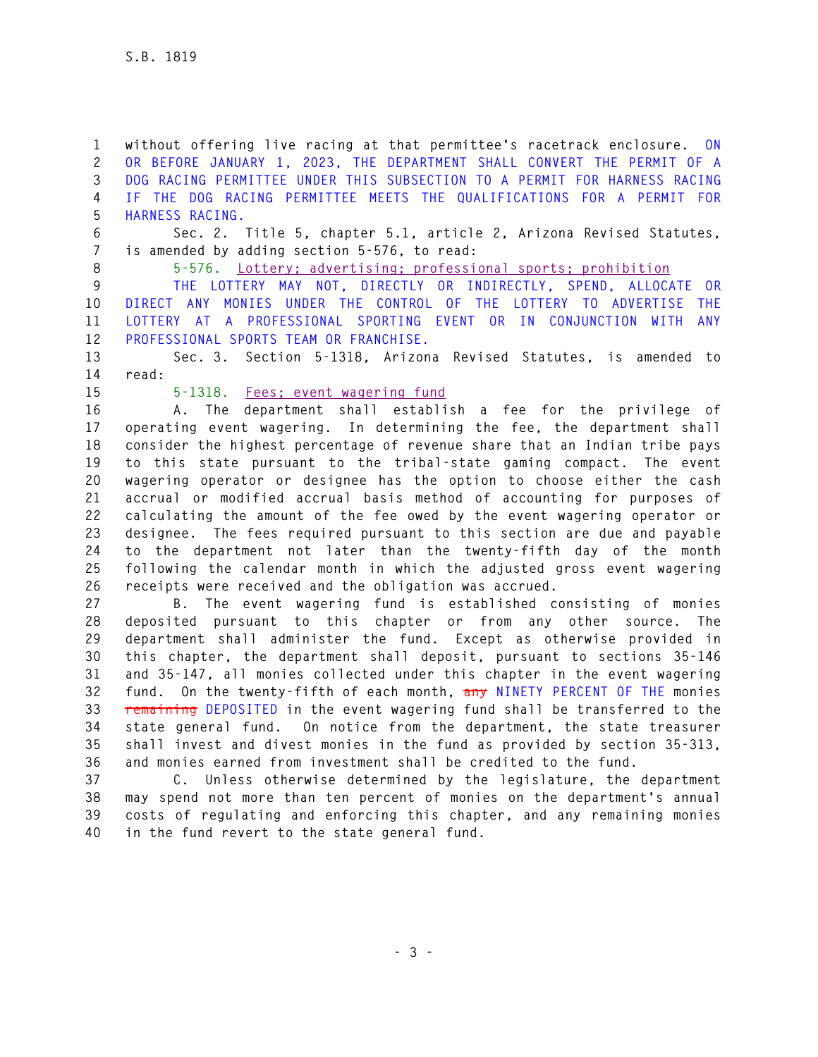without offering live racing at that permittee's racetrack enclosure. ON OR BEFORE JANUARY 1, 2023, THE DEPARTMENT SHALL CONVERT THE PERMIT OF A DOG RACING PERMITTEE UNDER THIS SUBSECTION TO A PERMIT FOR HARNESS RACING IF THE DOG RACING PERMITTEE MEETS THE QUALIFICATIONS FOR A PERMIT FOR HARNESS RACING.

Sec. 2. Title 5, chapter 5.1, article 2, Arizona Revised Statutes, is amended by adding section 5-576, to read:

5-576. Lottery; advertising; professional sports; prohibition

THE LOTTERY MAY NOT, DIRECTLY OR INDIRECTLY, SPEND, ALLOCATE OR DIRECT ANY MONIES UNDER THE CONTROL OF THE LOTTERY TO ADVERTISE THE LOTTERY AT A PROFESSIONAL SPORTING EVENT OR IN CONJUNCTION WITH ANY PROFESSIONAL SPORTS TEAM OR FRANCHISE.

Sec. 3. Section 5-1318, Arizona Revised Statutes, is amended to read:

5-1318. Fees; event wagering fund

A. The department shall establish a fee for the privilege of operating event wagering. In determining the fee, the department shall consider the highest percentage of revenue share that an Indian tribe pays to this state pursuant to the tribal-state gaming compact. The event wagering operator or designee has the option to choose either the cash accrual or modified accrual basis method of accounting for purposes of calculating the amount of the fee owed by the event wagering operator or designee. The fees required pursuant to this section are due and payable to the department not later than the twenty-fifth day of the month following the calendar month in which the adjusted gross event wagering receipts were received and the obligation was accrued.

B. The event wagering fund is established consisting of monies deposited pursuant to this chapter or from any other source. The department shall administer the fund. Except as otherwise provided in this chapter, the department shall deposit, pursuant to sections 35-146 and 35-147, all monies collected under this chapter in the event wagering fund. On the twenty-fifth of each month, ~~any~~ NINETY PERCENT OF THE monies ~~remaining~~ DEPOSITED in the event wagering fund shall be transferred to the state general fund. On notice from the department, the state treasurer shall invest and divest monies in the fund as provided by section 35-313, and monies earned from investment shall be credited to the fund.

C. Unless otherwise determined by the legislature, the department may spend not more than ten percent of monies on the department's annual costs of regulating and enforcing this chapter, and any remaining monies in the fund revert to the state general fund.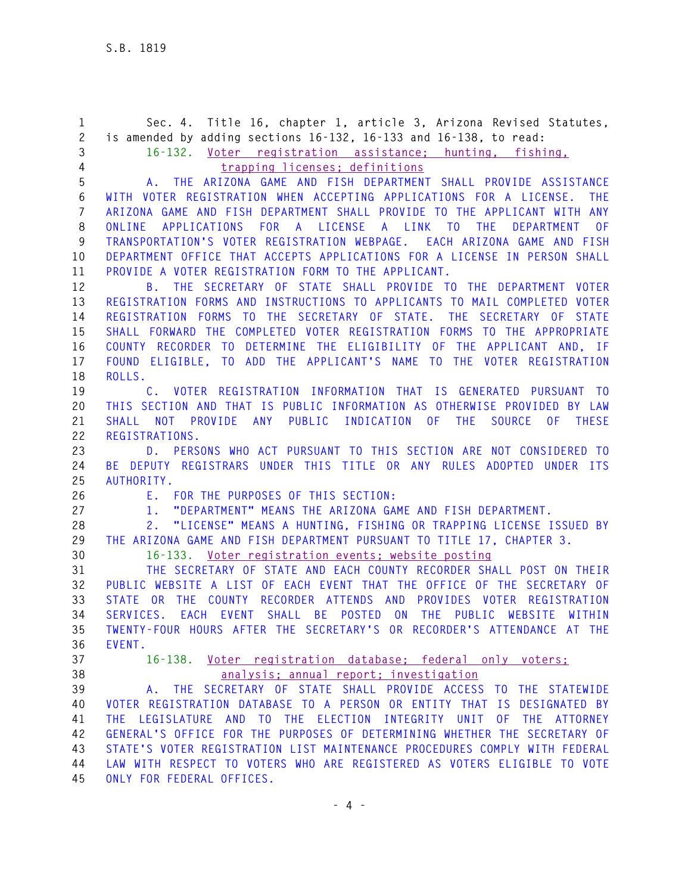Sec. 4. Title 16, chapter 1, article 3, Arizona Revised Statutes, is amended by adding sections 16-132, 16-133 and 16-138, to read:

16-132. Voter registration assistance; hunting, fishing, trapping licenses; definitions

A. THE ARIZONA GAME AND FISH DEPARTMENT SHALL PROVIDE ASSISTANCE WITH VOTER REGISTRATION WHEN ACCEPTING APPLICATIONS FOR A LICENSE. THE ARIZONA GAME AND FISH DEPARTMENT SHALL PROVIDE TO THE APPLICANT WITH ANY ONLINE APPLICATIONS FOR A LICENSE A LINK TO THE DEPARTMENT OF TRANSPORTATION'S VOTER REGISTRATION WEBPAGE. EACH ARIZONA GAME AND FISH DEPARTMENT OFFICE THAT ACCEPTS APPLICATIONS FOR A LICENSE IN PERSON SHALL PROVIDE A VOTER REGISTRATION FORM TO THE APPLICANT.

B. THE SECRETARY OF STATE SHALL PROVIDE TO THE DEPARTMENT VOTER REGISTRATION FORMS AND INSTRUCTIONS TO APPLICANTS TO MAIL COMPLETED VOTER REGISTRATION FORMS TO THE SECRETARY OF STATE. THE SECRETARY OF STATE SHALL FORWARD THE COMPLETED VOTER REGISTRATION FORMS TO THE APPROPRIATE COUNTY RECORDER TO DETERMINE THE ELIGIBILITY OF THE APPLICANT AND, IF FOUND ELIGIBLE, TO ADD THE APPLICANT'S NAME TO THE VOTER REGISTRATION ROLLS.

C. VOTER REGISTRATION INFORMATION THAT IS GENERATED PURSUANT TO THIS SECTION AND THAT IS PUBLIC INFORMATION AS OTHERWISE PROVIDED BY LAW SHALL NOT PROVIDE ANY PUBLIC INDICATION OF THE SOURCE OF THESE REGISTRATIONS.

D. PERSONS WHO ACT PURSUANT TO THIS SECTION ARE NOT CONSIDERED TO BE DEPUTY REGISTRARS UNDER THIS TITLE OR ANY RULES ADOPTED UNDER ITS AUTHORITY.

E. FOR THE PURPOSES OF THIS SECTION:

1. "DEPARTMENT" MEANS THE ARIZONA GAME AND FISH DEPARTMENT.

2. "LICENSE" MEANS A HUNTING, FISHING OR TRAPPING LICENSE ISSUED BY THE ARIZONA GAME AND FISH DEPARTMENT PURSUANT TO TITLE 17, CHAPTER 3.

16-133. Voter registration events; website posting

THE SECRETARY OF STATE AND EACH COUNTY RECORDER SHALL POST ON THEIR PUBLIC WEBSITE A LIST OF EACH EVENT THAT THE OFFICE OF THE SECRETARY OF STATE OR THE COUNTY RECORDER ATTENDS AND PROVIDES VOTER REGISTRATION SERVICES. EACH EVENT SHALL BE POSTED ON THE PUBLIC WEBSITE WITHIN TWENTY-FOUR HOURS AFTER THE SECRETARY'S OR RECORDER'S ATTENDANCE AT THE EVENT.

16-138. Voter registration database; federal only voters; analysis; annual report; investigation

A. THE SECRETARY OF STATE SHALL PROVIDE ACCESS TO THE STATEWIDE VOTER REGISTRATION DATABASE TO A PERSON OR ENTITY THAT IS DESIGNATED BY THE LEGISLATURE AND TO THE ELECTION INTEGRITY UNIT OF THE ATTORNEY GENERAL'S OFFICE FOR THE PURPOSES OF DETERMINING WHETHER THE SECRETARY OF STATE'S VOTER REGISTRATION LIST MAINTENANCE PROCEDURES COMPLY WITH FEDERAL LAW WITH RESPECT TO VOTERS WHO ARE REGISTERED AS VOTERS ELIGIBLE TO VOTE ONLY FOR FEDERAL OFFICES.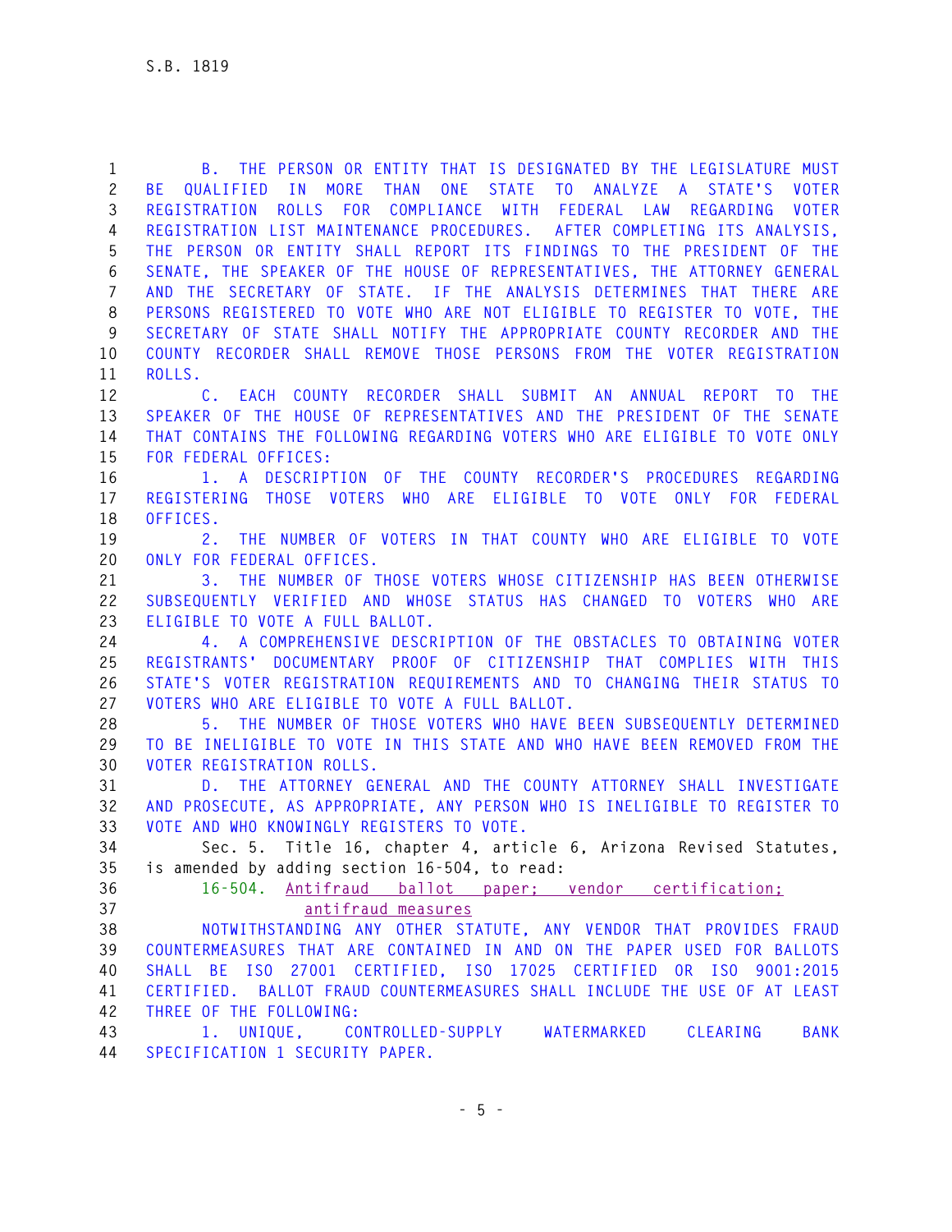B. THE PERSON OR ENTITY THAT IS DESIGNATED BY THE LEGISLATURE MUST BE QUALIFIED IN MORE THAN ONE STATE TO ANALYZE A STATE'S VOTER REGISTRATION ROLLS FOR COMPLIANCE WITH FEDERAL LAW REGARDING VOTER REGISTRATION LIST MAINTENANCE PROCEDURES. AFTER COMPLETING ITS ANALYSIS, THE PERSON OR ENTITY SHALL REPORT ITS FINDINGS TO THE PRESIDENT OF THE SENATE, THE SPEAKER OF THE HOUSE OF REPRESENTATIVES, THE ATTORNEY GENERAL AND THE SECRETARY OF STATE. IF THE ANALYSIS DETERMINES THAT THERE ARE PERSONS REGISTERED TO VOTE WHO ARE NOT ELIGIBLE TO REGISTER TO VOTE, THE SECRETARY OF STATE SHALL NOTIFY THE APPROPRIATE COUNTY RECORDER AND THE COUNTY RECORDER SHALL REMOVE THOSE PERSONS FROM THE VOTER REGISTRATION ROLLS.

C. EACH COUNTY RECORDER SHALL SUBMIT AN ANNUAL REPORT TO THE SPEAKER OF THE HOUSE OF REPRESENTATIVES AND THE PRESIDENT OF THE SENATE THAT CONTAINS THE FOLLOWING REGARDING VOTERS WHO ARE ELIGIBLE TO VOTE ONLY FOR FEDERAL OFFICES:

1. A DESCRIPTION OF THE COUNTY RECORDER'S PROCEDURES REGARDING REGISTERING THOSE VOTERS WHO ARE ELIGIBLE TO VOTE ONLY FOR FEDERAL OFFICES.

2. THE NUMBER OF VOTERS IN THAT COUNTY WHO ARE ELIGIBLE TO VOTE ONLY FOR FEDERAL OFFICES.

3. THE NUMBER OF THOSE VOTERS WHOSE CITIZENSHIP HAS BEEN OTHERWISE SUBSEQUENTLY VERIFIED AND WHOSE STATUS HAS CHANGED TO VOTERS WHO ARE ELIGIBLE TO VOTE A FULL BALLOT.

4. A COMPREHENSIVE DESCRIPTION OF THE OBSTACLES TO OBTAINING VOTER REGISTRANTS' DOCUMENTARY PROOF OF CITIZENSHIP THAT COMPLIES WITH THIS STATE'S VOTER REGISTRATION REQUIREMENTS AND TO CHANGING THEIR STATUS TO VOTERS WHO ARE ELIGIBLE TO VOTE A FULL BALLOT.

5. THE NUMBER OF THOSE VOTERS WHO HAVE BEEN SUBSEQUENTLY DETERMINED TO BE INELIGIBLE TO VOTE IN THIS STATE AND WHO HAVE BEEN REMOVED FROM THE VOTER REGISTRATION ROLLS.

D. THE ATTORNEY GENERAL AND THE COUNTY ATTORNEY SHALL INVESTIGATE AND PROSECUTE, AS APPROPRIATE, ANY PERSON WHO IS INELIGIBLE TO REGISTER TO VOTE AND WHO KNOWINGLY REGISTERS TO VOTE.

Sec. 5. Title 16, chapter 4, article 6, Arizona Revised Statutes, is amended by adding section 16-504, to read:

16-504. Antifraud ballot paper; vendor certification; antifraud measures

NOTWITHSTANDING ANY OTHER STATUTE, ANY VENDOR THAT PROVIDES FRAUD COUNTERMEASURES THAT ARE CONTAINED IN AND ON THE PAPER USED FOR BALLOTS SHALL BE ISO 27001 CERTIFIED, ISO 17025 CERTIFIED OR ISO 9001:2015 CERTIFIED. BALLOT FRAUD COUNTERMEASURES SHALL INCLUDE THE USE OF AT LEAST THREE OF THE FOLLOWING:

1. UNIQUE, CONTROLLED-SUPPLY WATERMARKED CLEARING BANK SPECIFICATION 1 SECURITY PAPER.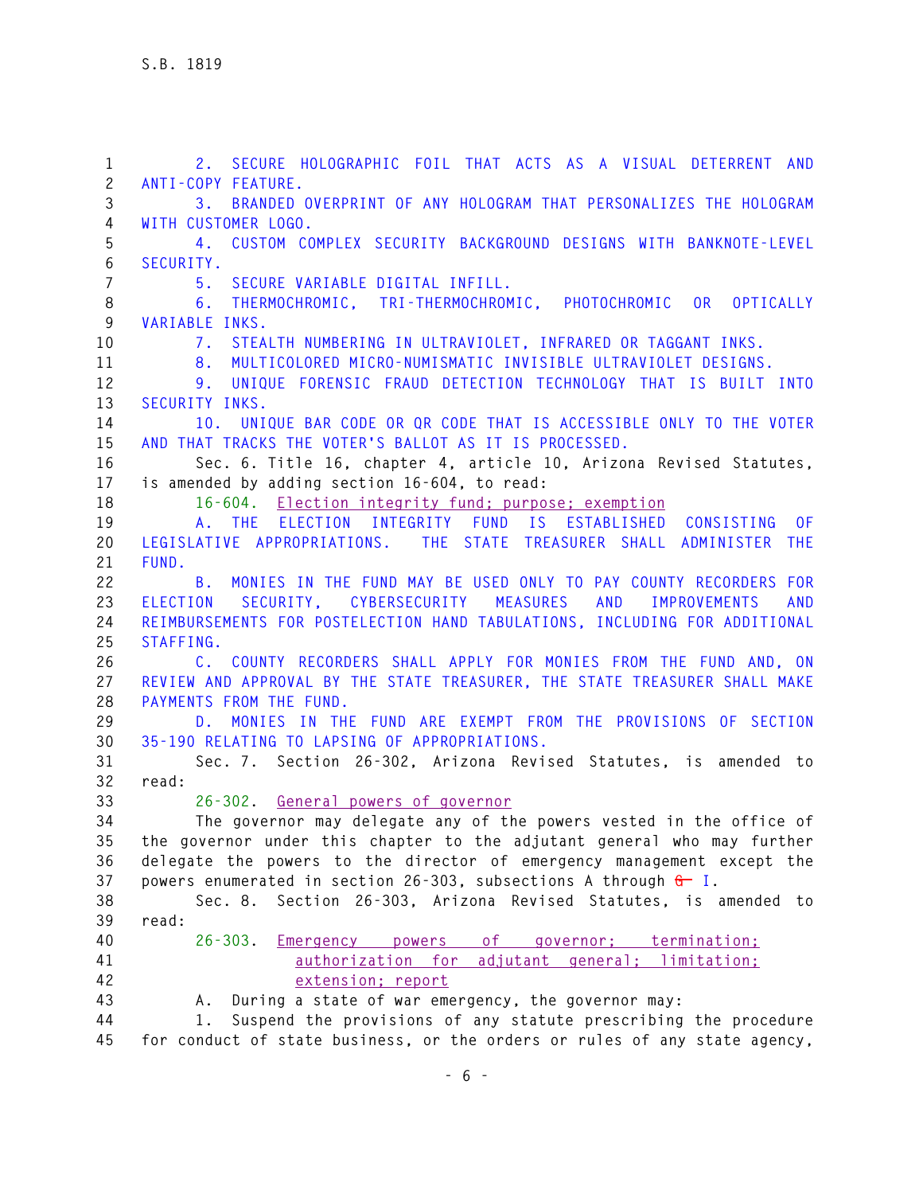2. SECURE HOLOGRAPHIC FOIL THAT ACTS AS A VISUAL DETERRENT AND ANTI-COPY FEATURE.

3. BRANDED OVERPRINT OF ANY HOLOGRAM THAT PERSONALIZES THE HOLOGRAM WITH CUSTOMER LOGO.

4. CUSTOM COMPLEX SECURITY BACKGROUND DESIGNS WITH BANKNOTE-LEVEL SECURITY.

5. SECURE VARIABLE DIGITAL INFILL.

6. THERMOCHROMIC, TRI-THERMOCHROMIC, PHOTOCHROMIC OR OPTICALLY VARIABLE INKS.

7. STEALTH NUMBERING IN ULTRAVIOLET, INFRARED OR TAGGANT INKS.

8. MULTICOLORED MICRO-NUMISMATIC INVISIBLE ULTRAVIOLET DESIGNS.

9. UNIQUE FORENSIC FRAUD DETECTION TECHNOLOGY THAT IS BUILT INTO SECURITY INKS.

10. UNIQUE BAR CODE OR QR CODE THAT IS ACCESSIBLE ONLY TO THE VOTER AND THAT TRACKS THE VOTER'S BALLOT AS IT IS PROCESSED.

Sec. 6. Title 16, chapter 4, article 10, Arizona Revised Statutes, is amended by adding section 16-604, to read:

16-604. Election integrity fund; purpose; exemption

A. THE ELECTION INTEGRITY FUND IS ESTABLISHED CONSISTING OF LEGISLATIVE APPROPRIATIONS. THE STATE TREASURER SHALL ADMINISTER THE FUND.

B. MONIES IN THE FUND MAY BE USED ONLY TO PAY COUNTY RECORDERS FOR ELECTION SECURITY, CYBERSECURITY MEASURES AND IMPROVEMENTS AND REIMBURSEMENTS FOR POSTELECTION HAND TABULATIONS, INCLUDING FOR ADDITIONAL STAFFING.

C. COUNTY RECORDERS SHALL APPLY FOR MONIES FROM THE FUND AND, ON REVIEW AND APPROVAL BY THE STATE TREASURER, THE STATE TREASURER SHALL MAKE PAYMENTS FROM THE FUND.

D. MONIES IN THE FUND ARE EXEMPT FROM THE PROVISIONS OF SECTION 35-190 RELATING TO LAPSING OF APPROPRIATIONS.

Sec. 7. Section 26-302, Arizona Revised Statutes, is amended to read:

26-302. General powers of governor

The governor may delegate any of the powers vested in the office of the governor under this chapter to the adjutant general who may further delegate the powers to the director of emergency management except the powers enumerated in section 26-303, subsections A through ~~G~~ I.

Sec. 8. Section 26-303, Arizona Revised Statutes, is amended to read:

26-303. Emergency powers of governor; termination; authorization for adjutant general; limitation; extension; report

A. During a state of war emergency, the governor may:

1. Suspend the provisions of any statute prescribing the procedure for conduct of state business, or the orders or rules of any state agency,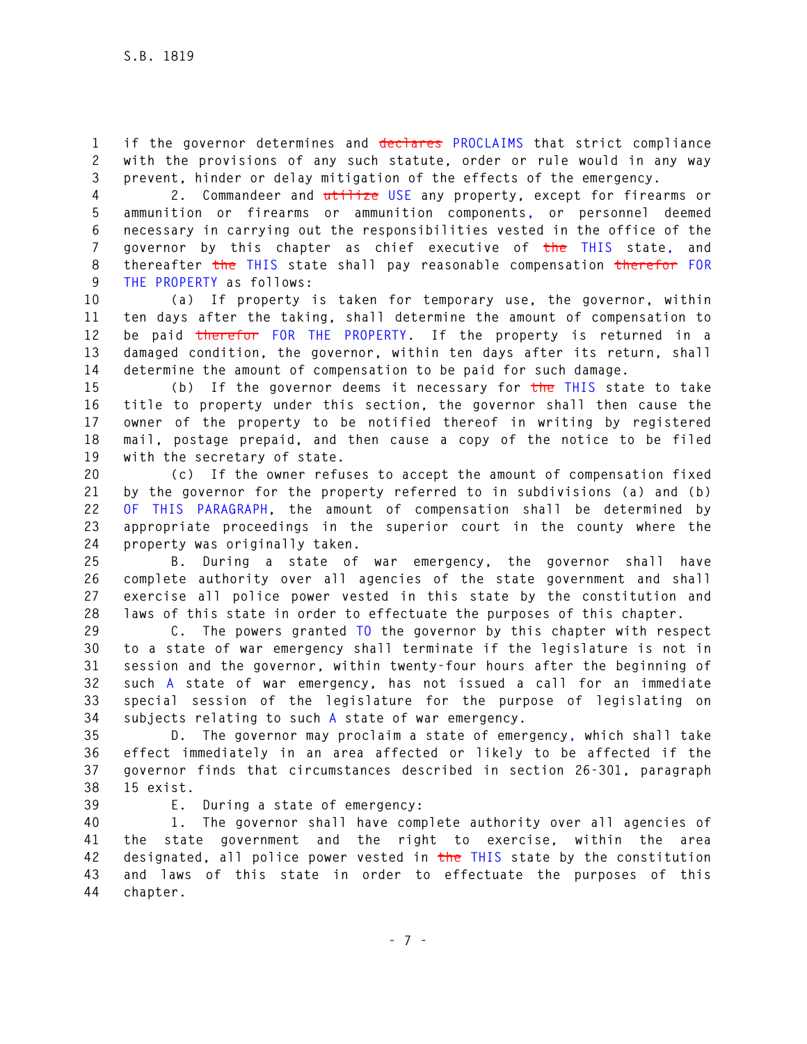if the governor determines and ~~declares~~ PROCLAIMS that strict compliance with the provisions of any such statute, order or rule would in any way prevent, hinder or delay mitigation of the effects of the emergency.

2. Commandeer and ~~utilize~~ USE any property, except for firearms or ammunition or firearms or ammunition components, or personnel deemed necessary in carrying out the responsibilities vested in the office of the governor by this chapter as chief executive of ~~the~~ THIS state, and thereafter ~~the~~ THIS state shall pay reasonable compensation ~~therefor~~ FOR THE PROPERTY as follows:

(a) If property is taken for temporary use, the governor, within ten days after the taking, shall determine the amount of compensation to be paid ~~therefor~~ FOR THE PROPERTY. If the property is returned in a damaged condition, the governor, within ten days after its return, shall determine the amount of compensation to be paid for such damage.

(b) If the governor deems it necessary for ~~the~~ THIS state to take title to property under this section, the governor shall then cause the owner of the property to be notified thereof in writing by registered mail, postage prepaid, and then cause a copy of the notice to be filed with the secretary of state.

(c) If the owner refuses to accept the amount of compensation fixed by the governor for the property referred to in subdivisions (a) and (b) OF THIS PARAGRAPH, the amount of compensation shall be determined by appropriate proceedings in the superior court in the county where the property was originally taken.

B. During a state of war emergency, the governor shall have complete authority over all agencies of the state government and shall exercise all police power vested in this state by the constitution and laws of this state in order to effectuate the purposes of this chapter.

C. The powers granted TO the governor by this chapter with respect to a state of war emergency shall terminate if the legislature is not in session and the governor, within twenty-four hours after the beginning of such A state of war emergency, has not issued a call for an immediate special session of the legislature for the purpose of legislating on subjects relating to such A state of war emergency.

D. The governor may proclaim a state of emergency, which shall take effect immediately in an area affected or likely to be affected if the governor finds that circumstances described in section 26-301, paragraph 15 exist.

E. During a state of emergency:

1. The governor shall have complete authority over all agencies of the state government and the right to exercise, within the area designated, all police power vested in ~~the~~ THIS state by the constitution and laws of this state in order to effectuate the purposes of this chapter.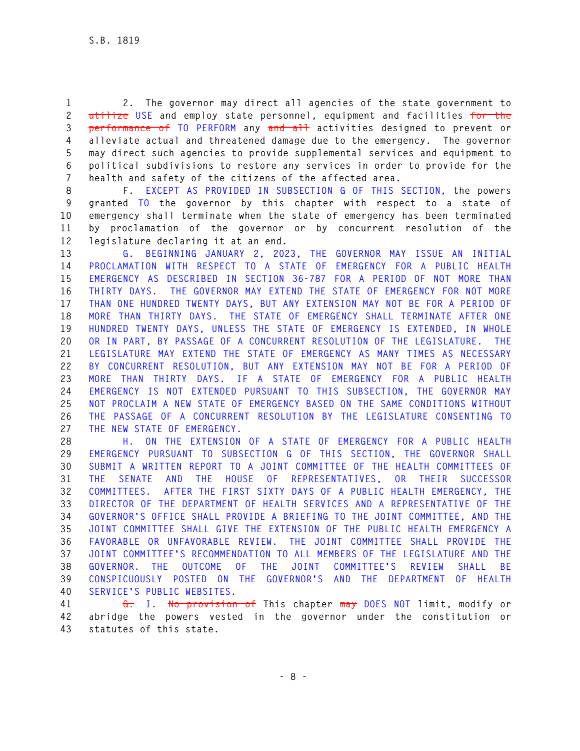2. The governor may direct all agencies of the state government to ~~utilize~~ USE and employ state personnel, equipment and facilities ~~for the performance of~~ TO PERFORM any ~~and all~~ activities designed to prevent or alleviate actual and threatened damage due to the emergency. The governor may direct such agencies to provide supplemental services and equipment to political subdivisions to restore any services in order to provide for the health and safety of the citizens of the affected area.

F. EXCEPT AS PROVIDED IN SUBSECTION G OF THIS SECTION, the powers granted TO the governor by this chapter with respect to a state of emergency shall terminate when the state of emergency has been terminated by proclamation of the governor or by concurrent resolution of the legislature declaring it at an end.

G. BEGINNING JANUARY 2, 2023, THE GOVERNOR MAY ISSUE AN INITIAL PROCLAMATION WITH RESPECT TO A STATE OF EMERGENCY FOR A PUBLIC HEALTH EMERGENCY AS DESCRIBED IN SECTION 36-787 FOR A PERIOD OF NOT MORE THAN THIRTY DAYS. THE GOVERNOR MAY EXTEND THE STATE OF EMERGENCY FOR NOT MORE THAN ONE HUNDRED TWENTY DAYS, BUT ANY EXTENSION MAY NOT BE FOR A PERIOD OF MORE THAN THIRTY DAYS. THE STATE OF EMERGENCY SHALL TERMINATE AFTER ONE HUNDRED TWENTY DAYS, UNLESS THE STATE OF EMERGENCY IS EXTENDED, IN WHOLE OR IN PART, BY PASSAGE OF A CONCURRENT RESOLUTION OF THE LEGISLATURE. THE LEGISLATURE MAY EXTEND THE STATE OF EMERGENCY AS MANY TIMES AS NECESSARY BY CONCURRENT RESOLUTION, BUT ANY EXTENSION MAY NOT BE FOR A PERIOD OF MORE THAN THIRTY DAYS. IF A STATE OF EMERGENCY FOR A PUBLIC HEALTH EMERGENCY IS NOT EXTENDED PURSUANT TO THIS SUBSECTION, THE GOVERNOR MAY NOT PROCLAIM A NEW STATE OF EMERGENCY BASED ON THE SAME CONDITIONS WITHOUT THE PASSAGE OF A CONCURRENT RESOLUTION BY THE LEGISLATURE CONSENTING TO THE NEW STATE OF EMERGENCY.

H. ON THE EXTENSION OF A STATE OF EMERGENCY FOR A PUBLIC HEALTH EMERGENCY PURSUANT TO SUBSECTION G OF THIS SECTION, THE GOVERNOR SHALL SUBMIT A WRITTEN REPORT TO A JOINT COMMITTEE OF THE HEALTH COMMITTEES OF THE SENATE AND THE HOUSE OF REPRESENTATIVES, OR THEIR SUCCESSOR COMMITTEES. AFTER THE FIRST SIXTY DAYS OF A PUBLIC HEALTH EMERGENCY, THE DIRECTOR OF THE DEPARTMENT OF HEALTH SERVICES AND A REPRESENTATIVE OF THE GOVERNOR'S OFFICE SHALL PROVIDE A BRIEFING TO THE JOINT COMMITTEE, AND THE JOINT COMMITTEE SHALL GIVE THE EXTENSION OF THE PUBLIC HEALTH EMERGENCY A FAVORABLE OR UNFAVORABLE REVIEW. THE JOINT COMMITTEE SHALL PROVIDE THE JOINT COMMITTEE'S RECOMMENDATION TO ALL MEMBERS OF THE LEGISLATURE AND THE GOVERNOR. THE OUTCOME OF THE JOINT COMMITTEE'S REVIEW SHALL BE CONSPICUOUSLY POSTED ON THE GOVERNOR'S AND THE DEPARTMENT OF HEALTH SERVICE'S PUBLIC WEBSITES.

~~G.~~ I. ~~No provision of~~ This chapter ~~may~~ DOES NOT limit, modify or abridge the powers vested in the governor under the constitution or statutes of this state.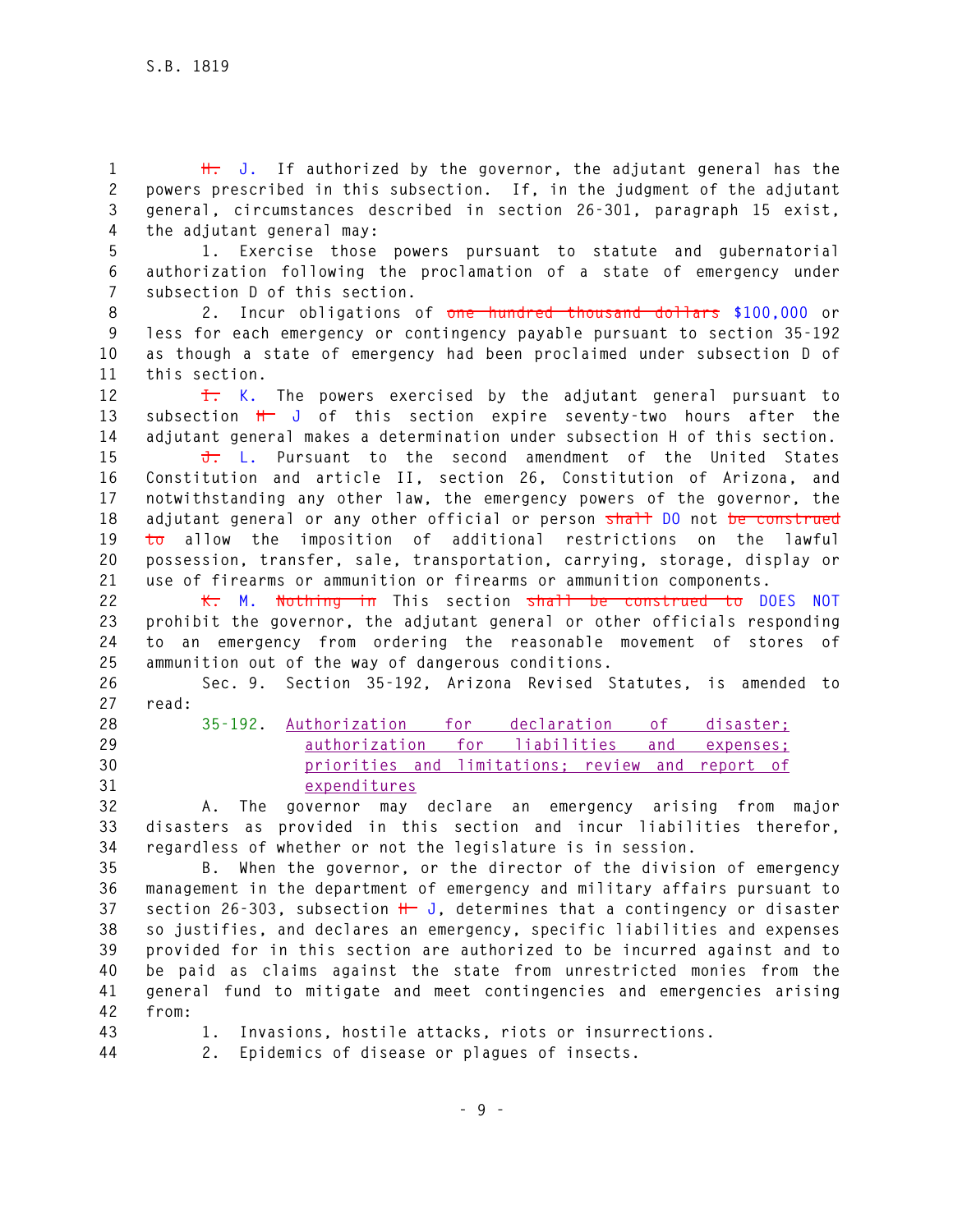~~H.~~ J. If authorized by the governor, the adjutant general has the powers prescribed in this subsection. If, in the judgment of the adjutant general, circumstances described in section 26-301, paragraph 15 exist, the adjutant general may:

1. Exercise those powers pursuant to statute and gubernatorial authorization following the proclamation of a state of emergency under subsection D of this section.

2. Incur obligations of ~~one hundred thousand dollars~~ $100,000 or less for each emergency or contingency payable pursuant to section 35-192 as though a state of emergency had been proclaimed under subsection D of this section.

~~I.~~ K. The powers exercised by the adjutant general pursuant to subsection ~~H~~ J of this section expire seventy-two hours after the adjutant general makes a determination under subsection H of this section.

~~J.~~ L. Pursuant to the second amendment of the United States Constitution and article II, section 26, Constitution of Arizona, and notwithstanding any other law, the emergency powers of the governor, the adjutant general or any other official or person ~~shall~~ DO not ~~be construed to~~ allow the imposition of additional restrictions on the lawful possession, transfer, sale, transportation, carrying, storage, display or use of firearms or ammunition or firearms or ammunition components.

~~K.~~ M. ~~Nothing in~~ This section ~~shall be construed to~~ DOES NOT prohibit the governor, the adjutant general or other officials responding to an emergency from ordering the reasonable movement of stores of ammunition out of the way of dangerous conditions.

Sec. 9. Section 35-192, Arizona Revised Statutes, is amended to read:

35-192. Authorization for declaration of disaster; authorization for liabilities and expenses; priorities and limitations; review and report of expenditures

A. The governor may declare an emergency arising from major disasters as provided in this section and incur liabilities therefor, regardless of whether or not the legislature is in session.

B. When the governor, or the director of the division of emergency management in the department of emergency and military affairs pursuant to section 26-303, subsection ~~H~~ J, determines that a contingency or disaster so justifies, and declares an emergency, specific liabilities and expenses provided for in this section are authorized to be incurred against and to be paid as claims against the state from unrestricted monies from the general fund to mitigate and meet contingencies and emergencies arising from:

1. Invasions, hostile attacks, riots or insurrections.

2. Epidemics of disease or plagues of insects.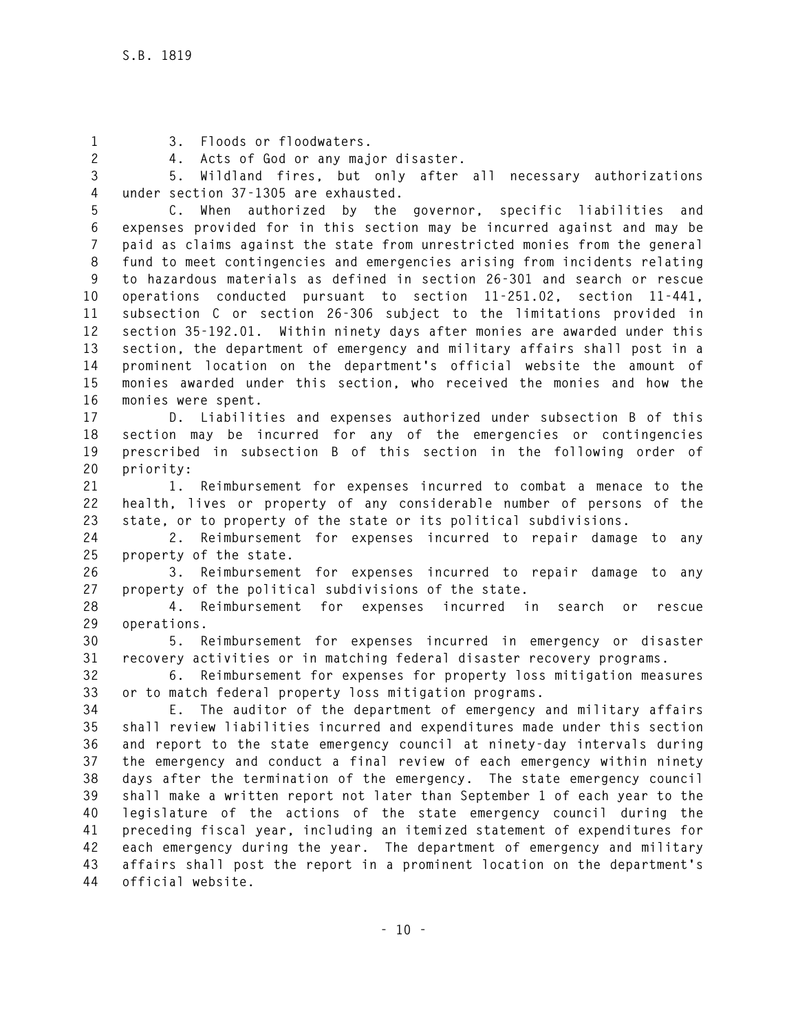3. Floods or floodwaters.

4. Acts of God or any major disaster.

5. Wildland fires, but only after all necessary authorizations under section 37-1305 are exhausted.

C. When authorized by the governor, specific liabilities and expenses provided for in this section may be incurred against and may be paid as claims against the state from unrestricted monies from the general fund to meet contingencies and emergencies arising from incidents relating to hazardous materials as defined in section 26-301 and search or rescue operations conducted pursuant to section 11-251.02, section 11-441, subsection C or section 26-306 subject to the limitations provided in section 35-192.01. Within ninety days after monies are awarded under this section, the department of emergency and military affairs shall post in a prominent location on the department's official website the amount of monies awarded under this section, who received the monies and how the monies were spent.

D. Liabilities and expenses authorized under subsection B of this section may be incurred for any of the emergencies or contingencies prescribed in subsection B of this section in the following order of priority:

1. Reimbursement for expenses incurred to combat a menace to the health, lives or property of any considerable number of persons of the state, or to property of the state or its political subdivisions.

2. Reimbursement for expenses incurred to repair damage to any property of the state.

3. Reimbursement for expenses incurred to repair damage to any property of the political subdivisions of the state.

4. Reimbursement for expenses incurred in search or rescue operations.

5. Reimbursement for expenses incurred in emergency or disaster recovery activities or in matching federal disaster recovery programs.

6. Reimbursement for expenses for property loss mitigation measures or to match federal property loss mitigation programs.

E. The auditor of the department of emergency and military affairs shall review liabilities incurred and expenditures made under this section and report to the state emergency council at ninety-day intervals during the emergency and conduct a final review of each emergency within ninety days after the termination of the emergency. The state emergency council shall make a written report not later than September 1 of each year to the legislature of the actions of the state emergency council during the preceding fiscal year, including an itemized statement of expenditures for each emergency during the year. The department of emergency and military affairs shall post the report in a prominent location on the department's official website.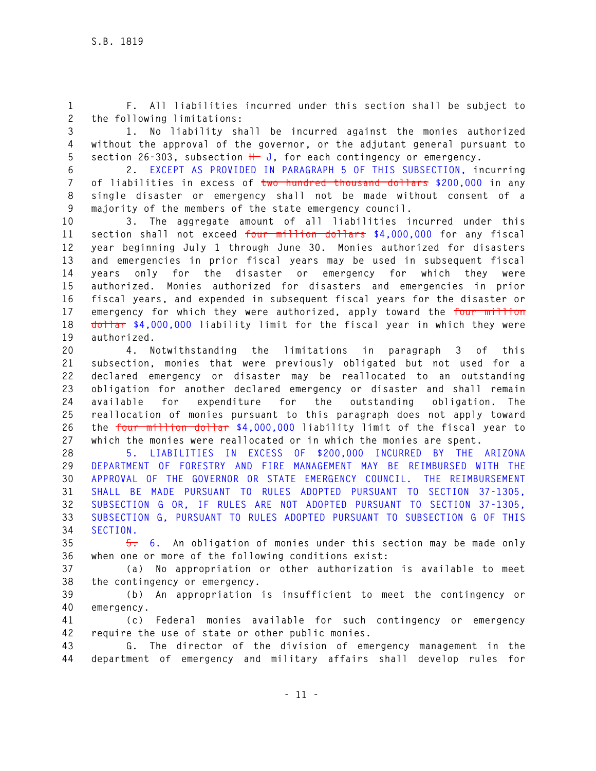F. All liabilities incurred under this section shall be subject to the following limitations:

1. No liability shall be incurred against the monies authorized without the approval of the governor, or the adjutant general pursuant to section 26-303, subsection ~~H~~ J, for each contingency or emergency.

2. EXCEPT AS PROVIDED IN PARAGRAPH 5 OF THIS SUBSECTION, incurring of liabilities in excess of ~~two hundred thousand dollars~~ $200,000 in any single disaster or emergency shall not be made without consent of a majority of the members of the state emergency council.

3. The aggregate amount of all liabilities incurred under this section shall not exceed ~~four million dollars~~ $4,000,000 for any fiscal year beginning July 1 through June 30. Monies authorized for disasters and emergencies in prior fiscal years may be used in subsequent fiscal years only for the disaster or emergency for which they were authorized. Monies authorized for disasters and emergencies in prior fiscal years, and expended in subsequent fiscal years for the disaster or emergency for which they were authorized, apply toward the ~~four million dollar~~ $4,000,000 liability limit for the fiscal year in which they were authorized.

4. Notwithstanding the limitations in paragraph 3 of this subsection, monies that were previously obligated but not used for a declared emergency or disaster may be reallocated to an outstanding obligation for another declared emergency or disaster and shall remain available for expenditure for the outstanding obligation. The reallocation of monies pursuant to this paragraph does not apply toward the ~~four million dollar~~ $4,000,000 liability limit of the fiscal year to which the monies were reallocated or in which the monies are spent.

5. LIABILITIES IN EXCESS OF $200,000 INCURRED BY THE ARIZONA DEPARTMENT OF FORESTRY AND FIRE MANAGEMENT MAY BE REIMBURSED WITH THE APPROVAL OF THE GOVERNOR OR STATE EMERGENCY COUNCIL. THE REIMBURSEMENT SHALL BE MADE PURSUANT TO RULES ADOPTED PURSUANT TO SECTION 37-1305, SUBSECTION G OR, IF RULES ARE NOT ADOPTED PURSUANT TO SECTION 37-1305, SUBSECTION G, PURSUANT TO RULES ADOPTED PURSUANT TO SUBSECTION G OF THIS SECTION.

~~5.~~ 6. An obligation of monies under this section may be made only when one or more of the following conditions exist:

(a) No appropriation or other authorization is available to meet the contingency or emergency.

(b) An appropriation is insufficient to meet the contingency or emergency.

(c) Federal monies available for such contingency or emergency require the use of state or other public monies.

G. The director of the division of emergency management in the department of emergency and military affairs shall develop rules for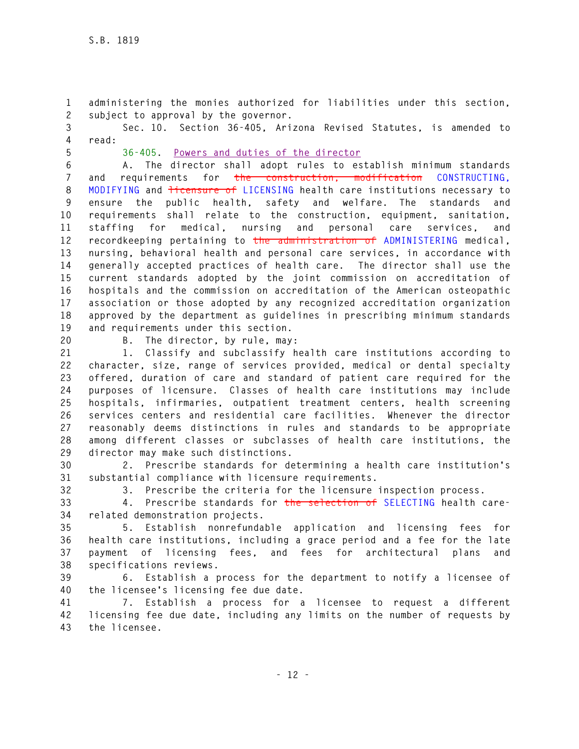administering the monies authorized for liabilities under this section, subject to approval by the governor.

Sec. 10. Section 36-405, Arizona Revised Statutes, is amended to read:

36-405. Powers and duties of the director

A. The director shall adopt rules to establish minimum standards and requirements for ~~the construction, modification~~ CONSTRUCTING, MODIFYING and ~~licensure of~~ LICENSING health care institutions necessary to ensure the public health, safety and welfare. The standards and requirements shall relate to the construction, equipment, sanitation, staffing for medical, nursing and personal care services, and recordkeeping pertaining to ~~the administration of~~ ADMINISTERING medical, nursing, behavioral health and personal care services, in accordance with generally accepted practices of health care. The director shall use the current standards adopted by the joint commission on accreditation of hospitals and the commission on accreditation of the American osteopathic association or those adopted by any recognized accreditation organization approved by the department as guidelines in prescribing minimum standards and requirements under this section.

B. The director, by rule, may:

1. Classify and subclassify health care institutions according to character, size, range of services provided, medical or dental specialty offered, duration of care and standard of patient care required for the purposes of licensure. Classes of health care institutions may include hospitals, infirmaries, outpatient treatment centers, health screening services centers and residential care facilities. Whenever the director reasonably deems distinctions in rules and standards to be appropriate among different classes or subclasses of health care institutions, the director may make such distinctions.

2. Prescribe standards for determining a health care institution's substantial compliance with licensure requirements.

3. Prescribe the criteria for the licensure inspection process.

4. Prescribe standards for ~~the selection of~~ SELECTING health care-related demonstration projects.

5. Establish nonrefundable application and licensing fees for health care institutions, including a grace period and a fee for the late payment of licensing fees, and fees for architectural plans and specifications reviews.

6. Establish a process for the department to notify a licensee of the licensee's licensing fee due date.

7. Establish a process for a licensee to request a different licensing fee due date, including any limits on the number of requests by the licensee.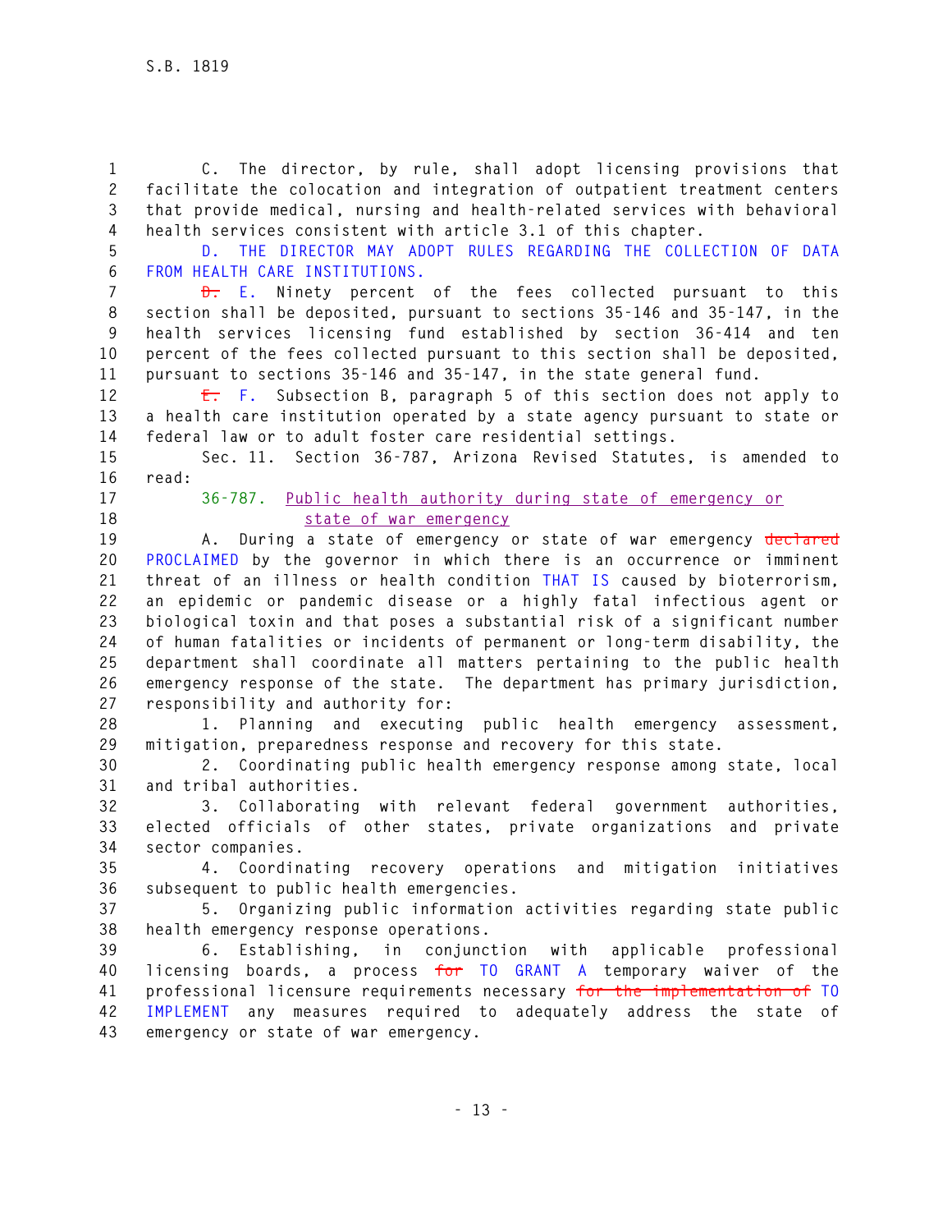C. The director, by rule, shall adopt licensing provisions that facilitate the colocation and integration of outpatient treatment centers that provide medical, nursing and health-related services with behavioral health services consistent with article 3.1 of this chapter.

D. THE DIRECTOR MAY ADOPT RULES REGARDING THE COLLECTION OF DATA FROM HEALTH CARE INSTITUTIONS.

~~D.~~ E. Ninety percent of the fees collected pursuant to this section shall be deposited, pursuant to sections 35-146 and 35-147, in the health services licensing fund established by section 36-414 and ten percent of the fees collected pursuant to this section shall be deposited, pursuant to sections 35-146 and 35-147, in the state general fund.

~~E.~~ F. Subsection B, paragraph 5 of this section does not apply to a health care institution operated by a state agency pursuant to state or federal law or to adult foster care residential settings.

Sec. 11. Section 36-787, Arizona Revised Statutes, is amended to read:

36-787. Public health authority during state of emergency or state of war emergency

A. During a state of emergency or state of war emergency ~~declared~~ PROCLAIMED by the governor in which there is an occurrence or imminent threat of an illness or health condition THAT IS caused by bioterrorism, an epidemic or pandemic disease or a highly fatal infectious agent or biological toxin and that poses a substantial risk of a significant number of human fatalities or incidents of permanent or long-term disability, the department shall coordinate all matters pertaining to the public health emergency response of the state. The department has primary jurisdiction, responsibility and authority for:

1. Planning and executing public health emergency assessment, mitigation, preparedness response and recovery for this state.

2. Coordinating public health emergency response among state, local and tribal authorities.

3. Collaborating with relevant federal government authorities, elected officials of other states, private organizations and private sector companies.

4. Coordinating recovery operations and mitigation initiatives subsequent to public health emergencies.

5. Organizing public information activities regarding state public health emergency response operations.

6. Establishing, in conjunction with applicable professional licensing boards, a process ~~for~~ TO GRANT A temporary waiver of the professional licensure requirements necessary ~~for the implementation of~~ TO IMPLEMENT any measures required to adequately address the state of emergency or state of war emergency.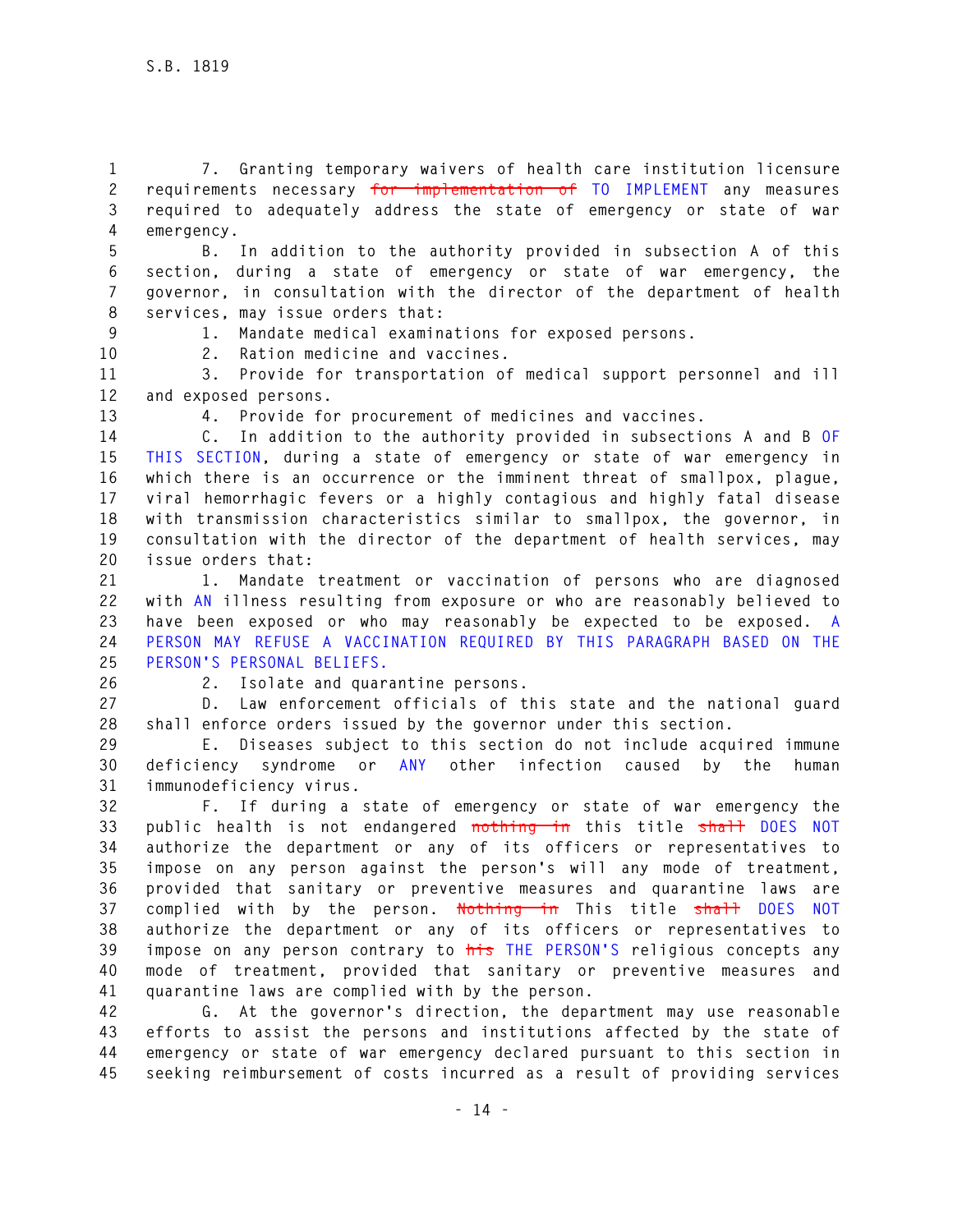7. Granting temporary waivers of health care institution licensure requirements necessary ~~for implementation of~~ TO IMPLEMENT any measures required to adequately address the state of emergency or state of war emergency.

B. In addition to the authority provided in subsection A of this section, during a state of emergency or state of war emergency, the governor, in consultation with the director of the department of health services, may issue orders that:

1. Mandate medical examinations for exposed persons.

2. Ration medicine and vaccines.

3. Provide for transportation of medical support personnel and ill and exposed persons.

4. Provide for procurement of medicines and vaccines.

C. In addition to the authority provided in subsections A and B OF THIS SECTION, during a state of emergency or state of war emergency in which there is an occurrence or the imminent threat of smallpox, plague, viral hemorrhagic fevers or a highly contagious and highly fatal disease with transmission characteristics similar to smallpox, the governor, in consultation with the director of the department of health services, may issue orders that:

1. Mandate treatment or vaccination of persons who are diagnosed with AN illness resulting from exposure or who are reasonably believed to have been exposed or who may reasonably be expected to be exposed. A PERSON MAY REFUSE A VACCINATION REQUIRED BY THIS PARAGRAPH BASED ON THE PERSON'S PERSONAL BELIEFS.

2. Isolate and quarantine persons.

D. Law enforcement officials of this state and the national guard shall enforce orders issued by the governor under this section.

E. Diseases subject to this section do not include acquired immune deficiency syndrome or ANY other infection caused by the human immunodeficiency virus.

F. If during a state of emergency or state of war emergency the public health is not endangered ~~nothing in~~ this title ~~shall~~ DOES NOT authorize the department or any of its officers or representatives to impose on any person against the person's will any mode of treatment, provided that sanitary or preventive measures and quarantine laws are complied with by the person. ~~Nothing in~~ This title ~~shall~~ DOES NOT authorize the department or any of its officers or representatives to impose on any person contrary to ~~his~~ THE PERSON'S religious concepts any mode of treatment, provided that sanitary or preventive measures and quarantine laws are complied with by the person.

G. At the governor's direction, the department may use reasonable efforts to assist the persons and institutions affected by the state of emergency or state of war emergency declared pursuant to this section in seeking reimbursement of costs incurred as a result of providing services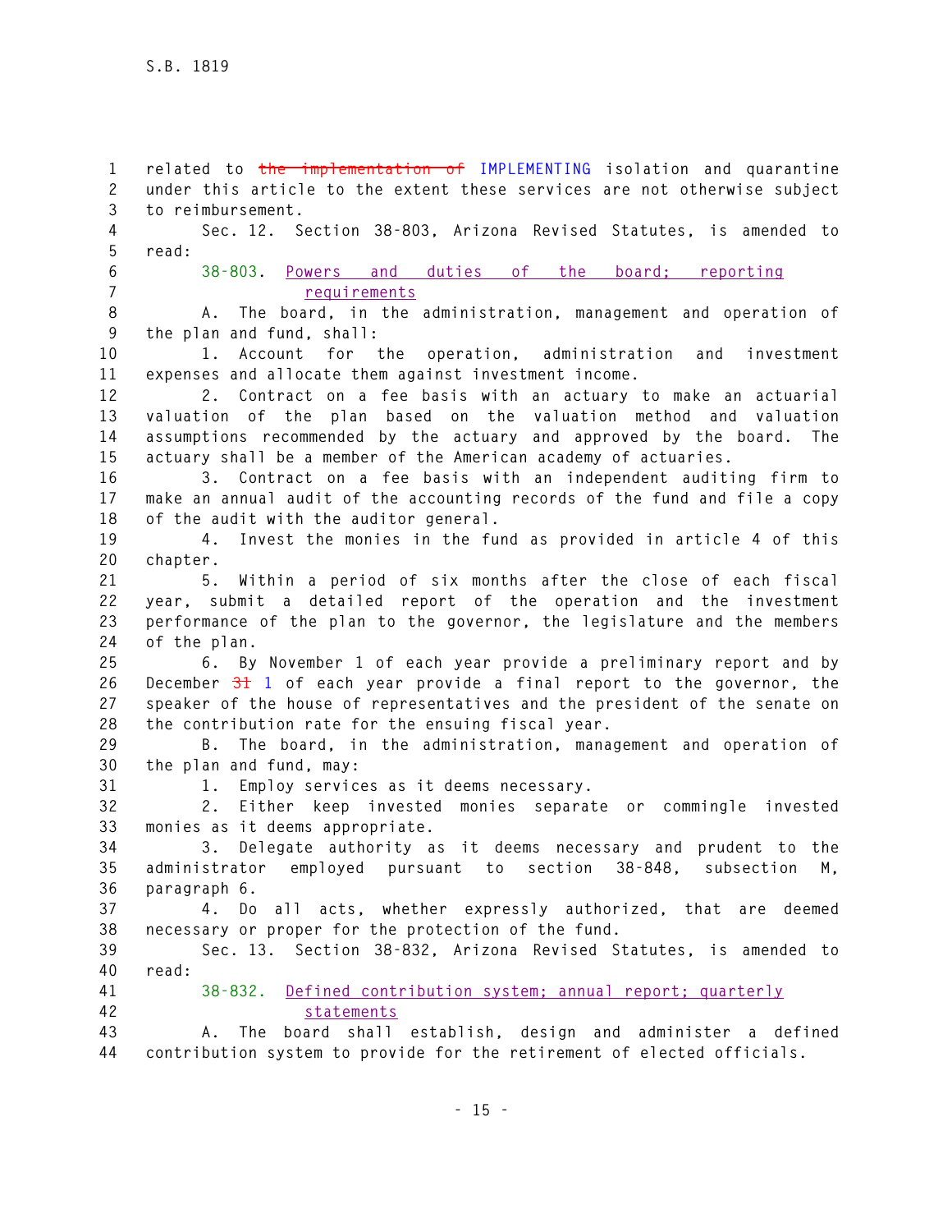related to ~~the implementation of~~ IMPLEMENTING isolation and quarantine under this article to the extent these services are not otherwise subject to reimbursement.

Sec. 12. Section 38-803, Arizona Revised Statutes, is amended to read:

38-803. Powers and duties of the board; reporting requirements

A. The board, in the administration, management and operation of the plan and fund, shall:

1. Account for the operation, administration and investment expenses and allocate them against investment income.

2. Contract on a fee basis with an actuary to make an actuarial valuation of the plan based on the valuation method and valuation assumptions recommended by the actuary and approved by the board. The actuary shall be a member of the American academy of actuaries.

3. Contract on a fee basis with an independent auditing firm to make an annual audit of the accounting records of the fund and file a copy of the audit with the auditor general.

4. Invest the monies in the fund as provided in article 4 of this chapter.

5. Within a period of six months after the close of each fiscal year, submit a detailed report of the operation and the investment performance of the plan to the governor, the legislature and the members of the plan.

6. By November 1 of each year provide a preliminary report and by December ~~31~~ 1 of each year provide a final report to the governor, the speaker of the house of representatives and the president of the senate on the contribution rate for the ensuing fiscal year.

B. The board, in the administration, management and operation of the plan and fund, may:

1. Employ services as it deems necessary.

2. Either keep invested monies separate or commingle invested monies as it deems appropriate.

3. Delegate authority as it deems necessary and prudent to the administrator employed pursuant to section 38-848, subsection M, paragraph 6.

4. Do all acts, whether expressly authorized, that are deemed necessary or proper for the protection of the fund.

Sec. 13. Section 38-832, Arizona Revised Statutes, is amended to read:

38-832. Defined contribution system; annual report; quarterly statements

A. The board shall establish, design and administer a defined contribution system to provide for the retirement of elected officials.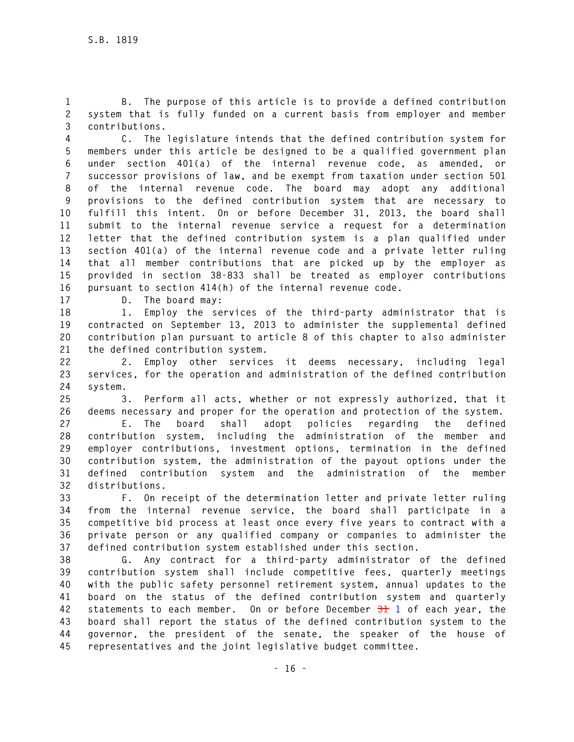B. The purpose of this article is to provide a defined contribution system that is fully funded on a current basis from employer and member contributions.

C. The legislature intends that the defined contribution system for members under this article be designed to be a qualified government plan under section 401(a) of the internal revenue code, as amended, or successor provisions of law, and be exempt from taxation under section 501 of the internal revenue code. The board may adopt any additional provisions to the defined contribution system that are necessary to fulfill this intent. On or before December 31, 2013, the board shall submit to the internal revenue service a request for a determination letter that the defined contribution system is a plan qualified under section 401(a) of the internal revenue code and a private letter ruling that all member contributions that are picked up by the employer as provided in section 38-833 shall be treated as employer contributions pursuant to section 414(h) of the internal revenue code.

D. The board may:

1. Employ the services of the third-party administrator that is contracted on September 13, 2013 to administer the supplemental defined contribution plan pursuant to article 8 of this chapter to also administer the defined contribution system.

2. Employ other services it deems necessary, including legal services, for the operation and administration of the defined contribution system.

3. Perform all acts, whether or not expressly authorized, that it deems necessary and proper for the operation and protection of the system.

E. The board shall adopt policies regarding the defined contribution system, including the administration of the member and employer contributions, investment options, termination in the defined contribution system, the administration of the payout options under the defined contribution system and the administration of the member distributions.

F. On receipt of the determination letter and private letter ruling from the internal revenue service, the board shall participate in a competitive bid process at least once every five years to contract with a private person or any qualified company or companies to administer the defined contribution system established under this section.

G. Any contract for a third-party administrator of the defined contribution system shall include competitive fees, quarterly meetings with the public safety personnel retirement system, annual updates to the board on the status of the defined contribution system and quarterly statements to each member. On or before December ~~31~~ 1 of each year, the board shall report the status of the defined contribution system to the governor, the president of the senate, the speaker of the house of representatives and the joint legislative budget committee.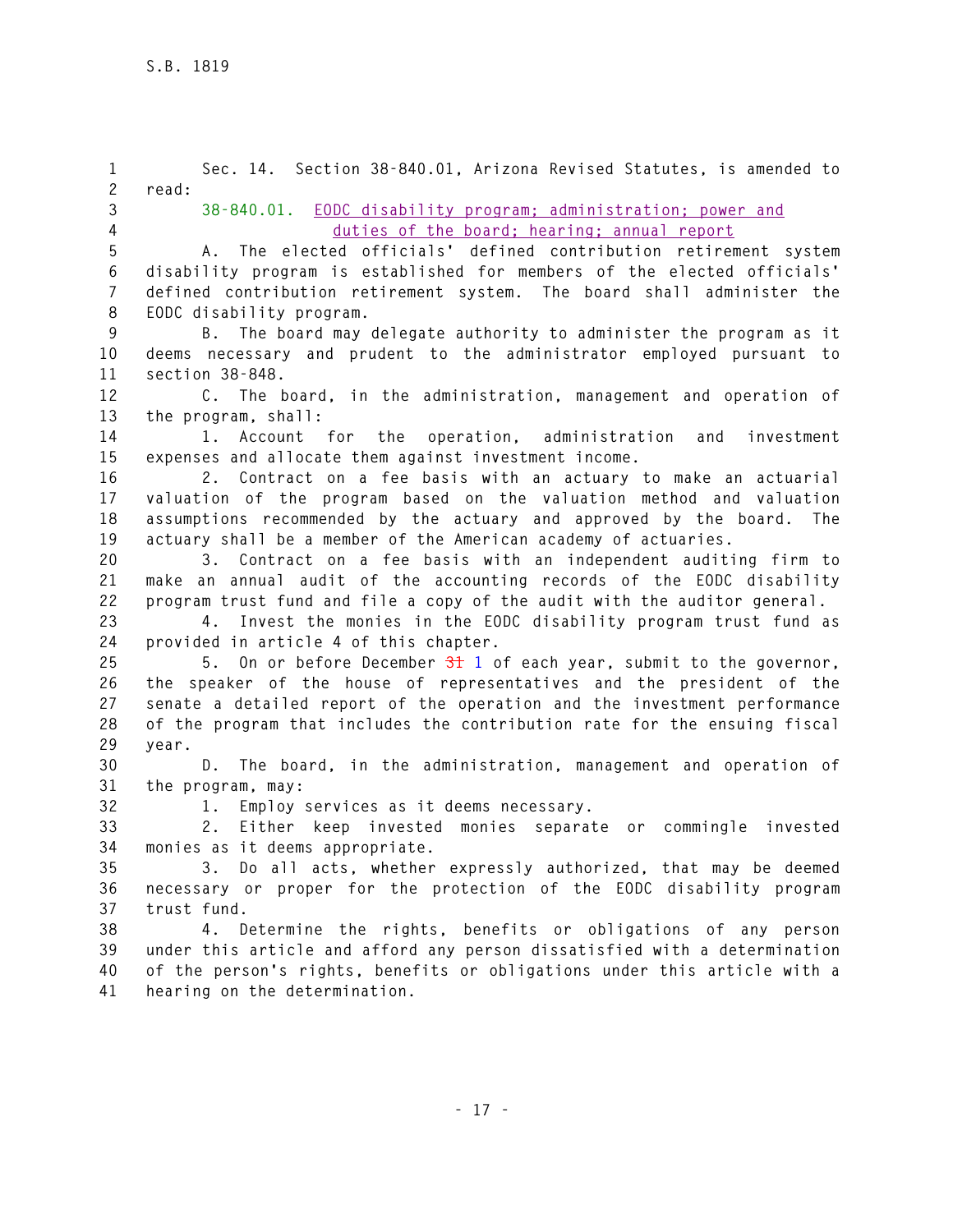Sec. 14. Section 38-840.01, Arizona Revised Statutes, is amended to read:

38-840.01. EODC disability program; administration; power and duties of the board; hearing; annual report

A. The elected officials' defined contribution retirement system disability program is established for members of the elected officials' defined contribution retirement system. The board shall administer the EODC disability program.

B. The board may delegate authority to administer the program as it deems necessary and prudent to the administrator employed pursuant to section 38-848.

C. The board, in the administration, management and operation of the program, shall:

1. Account for the operation, administration and investment expenses and allocate them against investment income.

2. Contract on a fee basis with an actuary to make an actuarial valuation of the program based on the valuation method and valuation assumptions recommended by the actuary and approved by the board. The actuary shall be a member of the American academy of actuaries.

3. Contract on a fee basis with an independent auditing firm to make an annual audit of the accounting records of the EODC disability program trust fund and file a copy of the audit with the auditor general.

4. Invest the monies in the EODC disability program trust fund as provided in article 4 of this chapter.

5. On or before December ~~31~~ 1 of each year, submit to the governor, the speaker of the house of representatives and the president of the senate a detailed report of the operation and the investment performance of the program that includes the contribution rate for the ensuing fiscal year.

D. The board, in the administration, management and operation of the program, may:

1. Employ services as it deems necessary.

2. Either keep invested monies separate or commingle invested monies as it deems appropriate.

3. Do all acts, whether expressly authorized, that may be deemed necessary or proper for the protection of the EODC disability program trust fund.

4. Determine the rights, benefits or obligations of any person under this article and afford any person dissatisfied with a determination of the person's rights, benefits or obligations under this article with a hearing on the determination.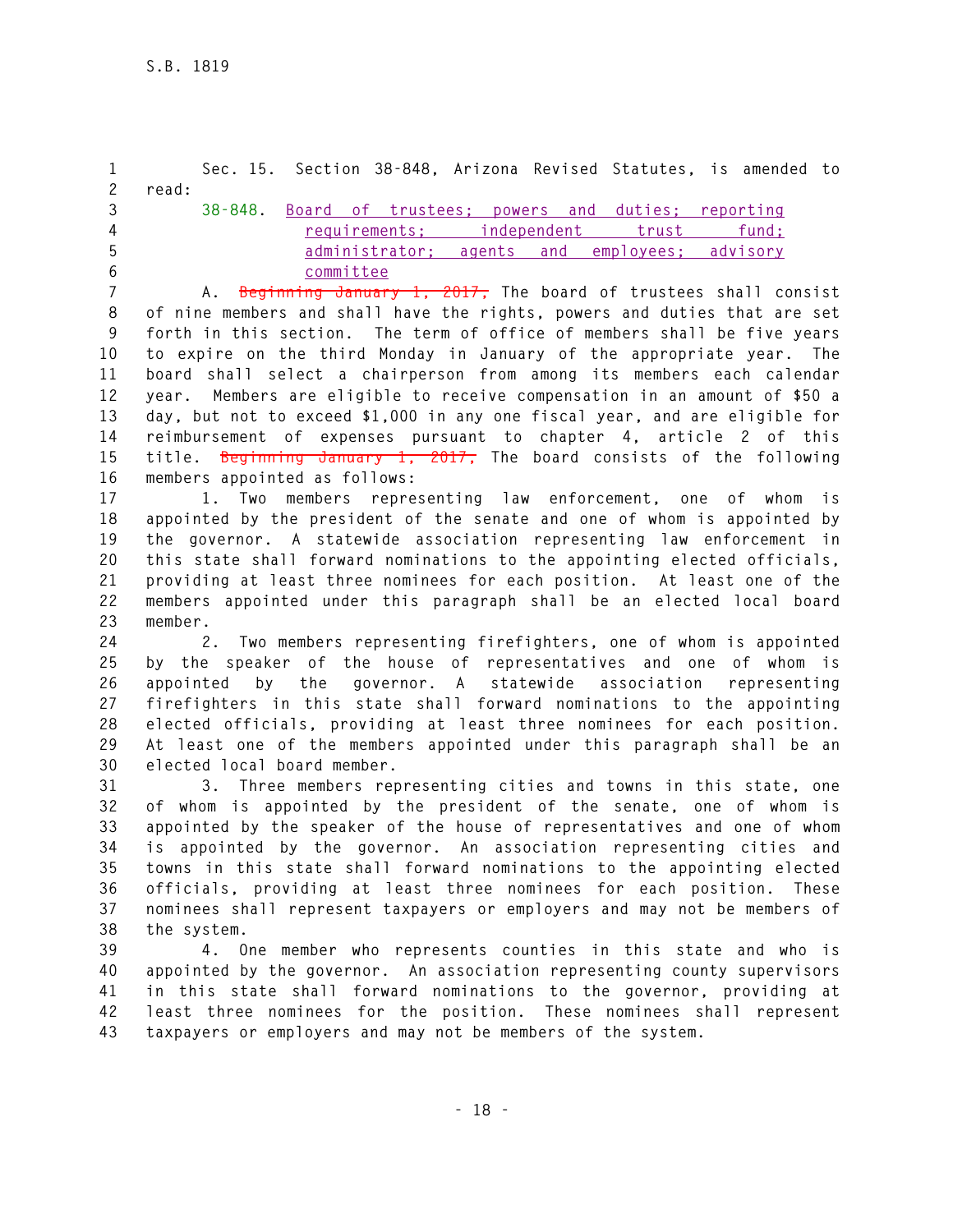Sec. 15. Section 38-848, Arizona Revised Statutes, is amended to read:

38-848. Board of trustees; powers and duties; reporting requirements; independent trust fund; administrator; agents and employees; advisory committee

A. ~~Beginning January 1, 2017,~~ The board of trustees shall consist of nine members and shall have the rights, powers and duties that are set forth in this section. The term of office of members shall be five years to expire on the third Monday in January of the appropriate year. The board shall select a chairperson from among its members each calendar year. Members are eligible to receive compensation in an amount of $50 a day, but not to exceed $1,000 in any one fiscal year, and are eligible for reimbursement of expenses pursuant to chapter 4, article 2 of this title. ~~Beginning January 1, 2017,~~ The board consists of the following members appointed as follows:

1. Two members representing law enforcement, one of whom is appointed by the president of the senate and one of whom is appointed by the governor. A statewide association representing law enforcement in this state shall forward nominations to the appointing elected officials, providing at least three nominees for each position. At least one of the members appointed under this paragraph shall be an elected local board member.

2. Two members representing firefighters, one of whom is appointed by the speaker of the house of representatives and one of whom is appointed by the governor. A statewide association representing firefighters in this state shall forward nominations to the appointing elected officials, providing at least three nominees for each position. At least one of the members appointed under this paragraph shall be an elected local board member.

3. Three members representing cities and towns in this state, one of whom is appointed by the president of the senate, one of whom is appointed by the speaker of the house of representatives and one of whom is appointed by the governor. An association representing cities and towns in this state shall forward nominations to the appointing elected officials, providing at least three nominees for each position. These nominees shall represent taxpayers or employers and may not be members of the system.

4. One member who represents counties in this state and who is appointed by the governor. An association representing county supervisors in this state shall forward nominations to the governor, providing at least three nominees for the position. These nominees shall represent taxpayers or employers and may not be members of the system.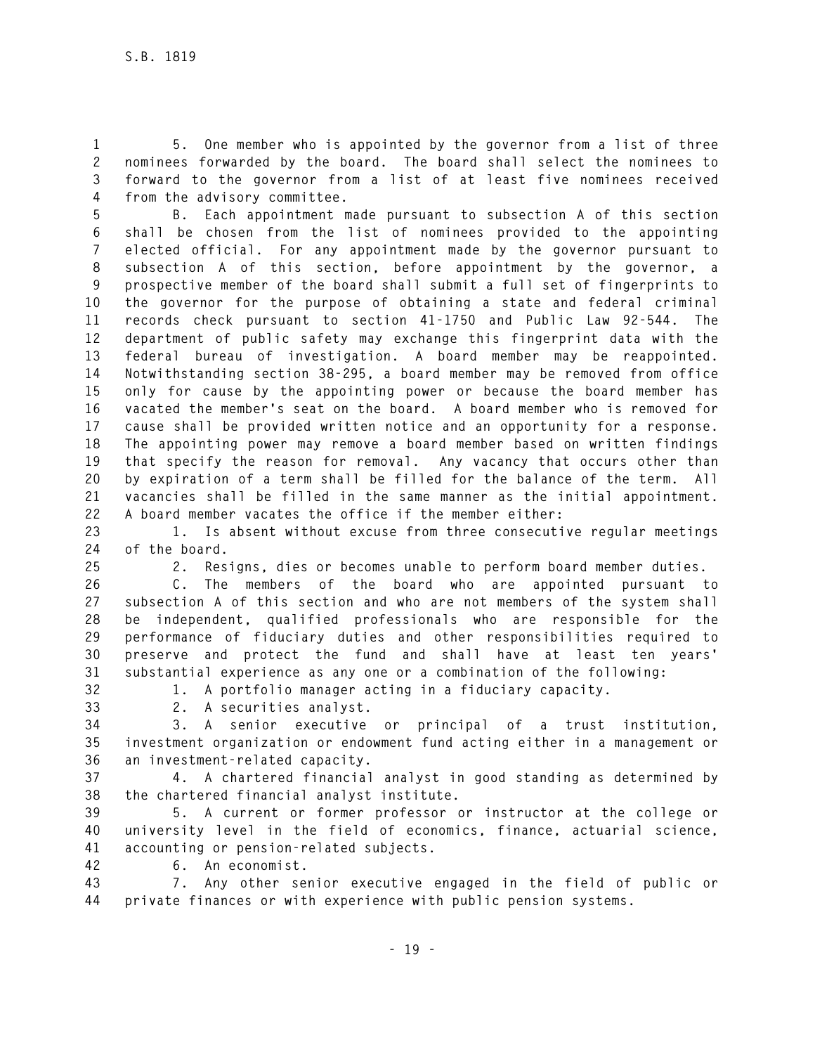5. One member who is appointed by the governor from a list of three nominees forwarded by the board. The board shall select the nominees to forward to the governor from a list of at least five nominees received from the advisory committee.

B. Each appointment made pursuant to subsection A of this section shall be chosen from the list of nominees provided to the appointing elected official. For any appointment made by the governor pursuant to subsection A of this section, before appointment by the governor, a prospective member of the board shall submit a full set of fingerprints to the governor for the purpose of obtaining a state and federal criminal records check pursuant to section 41-1750 and Public Law 92-544. The department of public safety may exchange this fingerprint data with the federal bureau of investigation. A board member may be reappointed. Notwithstanding section 38-295, a board member may be removed from office only for cause by the appointing power or because the board member has vacated the member's seat on the board. A board member who is removed for cause shall be provided written notice and an opportunity for a response. The appointing power may remove a board member based on written findings that specify the reason for removal. Any vacancy that occurs other than by expiration of a term shall be filled for the balance of the term. All vacancies shall be filled in the same manner as the initial appointment. A board member vacates the office if the member either:

1. Is absent without excuse from three consecutive regular meetings of the board.

2. Resigns, dies or becomes unable to perform board member duties.

C. The members of the board who are appointed pursuant to subsection A of this section and who are not members of the system shall be independent, qualified professionals who are responsible for the performance of fiduciary duties and other responsibilities required to preserve and protect the fund and shall have at least ten years' substantial experience as any one or a combination of the following:

1. A portfolio manager acting in a fiduciary capacity.

2. A securities analyst.

3. A senior executive or principal of a trust institution, investment organization or endowment fund acting either in a management or an investment-related capacity.

4. A chartered financial analyst in good standing as determined by the chartered financial analyst institute.

5. A current or former professor or instructor at the college or university level in the field of economics, finance, actuarial science, accounting or pension-related subjects.

6. An economist.

7. Any other senior executive engaged in the field of public or private finances or with experience with public pension systems.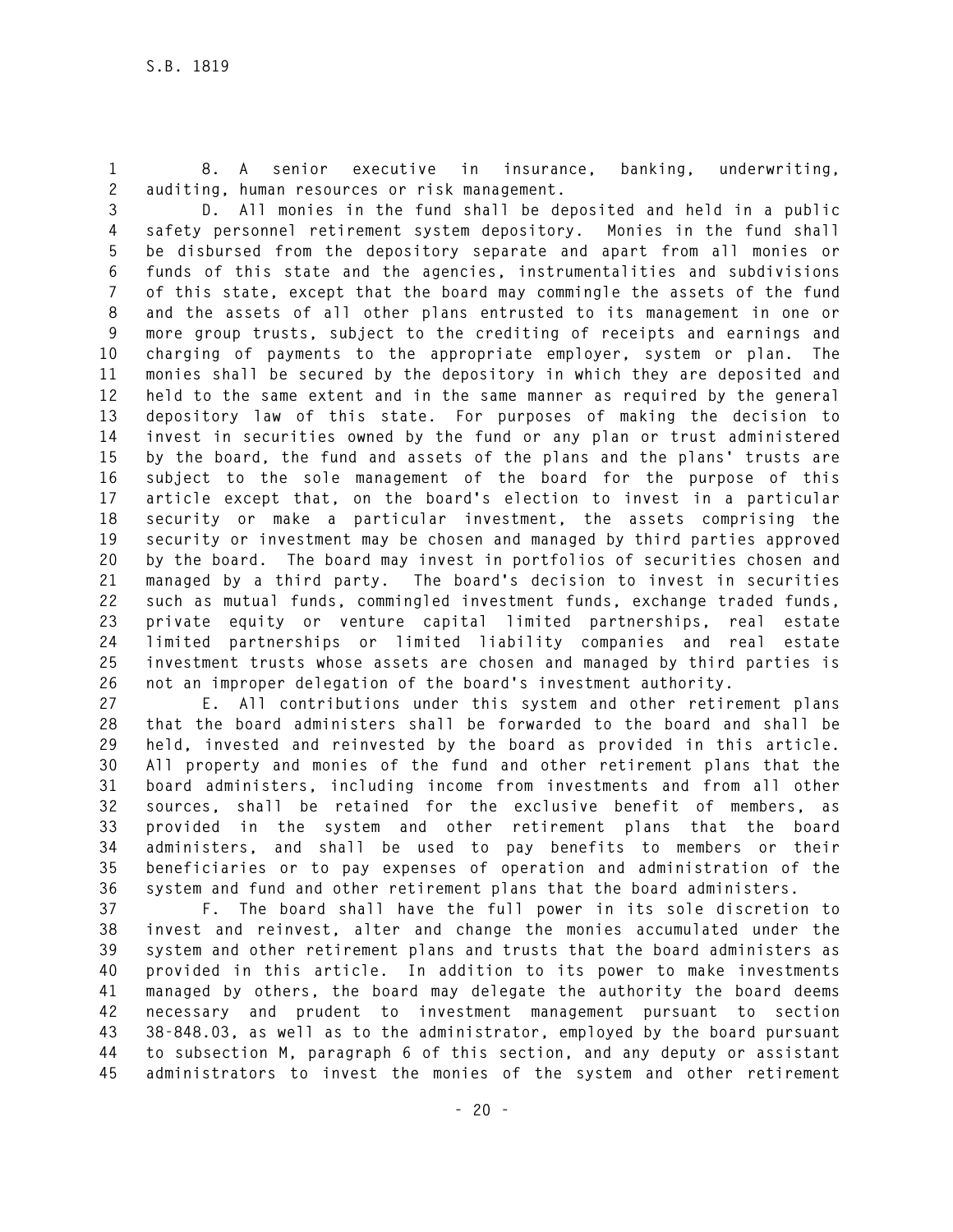8. A senior executive in insurance, banking, underwriting, auditing, human resources or risk management.

D. All monies in the fund shall be deposited and held in a public safety personnel retirement system depository. Monies in the fund shall be disbursed from the depository separate and apart from all monies or funds of this state and the agencies, instrumentalities and subdivisions of this state, except that the board may commingle the assets of the fund and the assets of all other plans entrusted to its management in one or more group trusts, subject to the crediting of receipts and earnings and charging of payments to the appropriate employer, system or plan. The monies shall be secured by the depository in which they are deposited and held to the same extent and in the same manner as required by the general depository law of this state. For purposes of making the decision to invest in securities owned by the fund or any plan or trust administered by the board, the fund and assets of the plans and the plans' trusts are subject to the sole management of the board for the purpose of this article except that, on the board's election to invest in a particular security or make a particular investment, the assets comprising the security or investment may be chosen and managed by third parties approved by the board. The board may invest in portfolios of securities chosen and managed by a third party. The board's decision to invest in securities such as mutual funds, commingled investment funds, exchange traded funds, private equity or venture capital limited partnerships, real estate limited partnerships or limited liability companies and real estate investment trusts whose assets are chosen and managed by third parties is not an improper delegation of the board's investment authority.

E. All contributions under this system and other retirement plans that the board administers shall be forwarded to the board and shall be held, invested and reinvested by the board as provided in this article. All property and monies of the fund and other retirement plans that the board administers, including income from investments and from all other sources, shall be retained for the exclusive benefit of members, as provided in the system and other retirement plans that the board administers, and shall be used to pay benefits to members or their beneficiaries or to pay expenses of operation and administration of the system and fund and other retirement plans that the board administers.

F. The board shall have the full power in its sole discretion to invest and reinvest, alter and change the monies accumulated under the system and other retirement plans and trusts that the board administers as provided in this article. In addition to its power to make investments managed by others, the board may delegate the authority the board deems necessary and prudent to investment management pursuant to section 38-848.03, as well as to the administrator, employed by the board pursuant to subsection M, paragraph 6 of this section, and any deputy or assistant administrators to invest the monies of the system and other retirement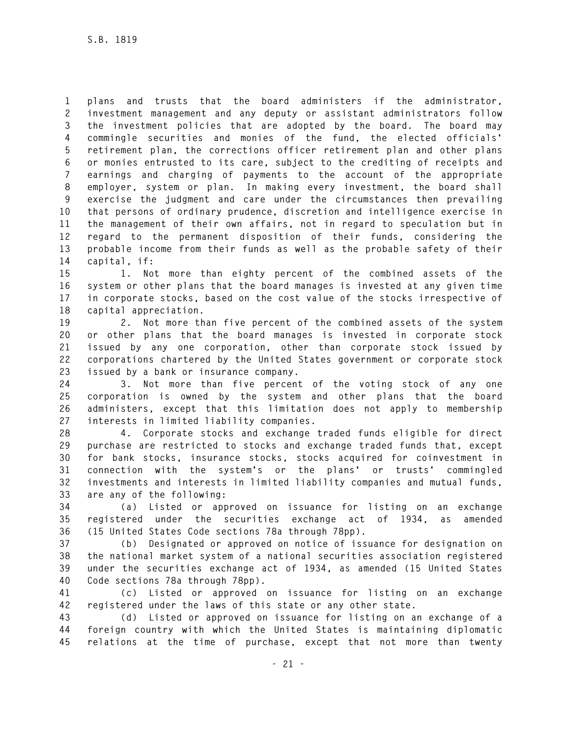plans and trusts that the board administers if the administrator, investment management and any deputy or assistant administrators follow the investment policies that are adopted by the board. The board may commingle securities and monies of the fund, the elected officials' retirement plan, the corrections officer retirement plan and other plans or monies entrusted to its care, subject to the crediting of receipts and earnings and charging of payments to the account of the appropriate employer, system or plan. In making every investment, the board shall exercise the judgment and care under the circumstances then prevailing that persons of ordinary prudence, discretion and intelligence exercise in the management of their own affairs, not in regard to speculation but in regard to the permanent disposition of their funds, considering the probable income from their funds as well as the probable safety of their capital, if:

1. Not more than eighty percent of the combined assets of the system or other plans that the board manages is invested at any given time in corporate stocks, based on the cost value of the stocks irrespective of capital appreciation.

2. Not more than five percent of the combined assets of the system or other plans that the board manages is invested in corporate stock issued by any one corporation, other than corporate stock issued by corporations chartered by the United States government or corporate stock issued by a bank or insurance company.

3. Not more than five percent of the voting stock of any one corporation is owned by the system and other plans that the board administers, except that this limitation does not apply to membership interests in limited liability companies.

4. Corporate stocks and exchange traded funds eligible for direct purchase are restricted to stocks and exchange traded funds that, except for bank stocks, insurance stocks, stocks acquired for coinvestment in connection with the system's or the plans' or trusts' commingled investments and interests in limited liability companies and mutual funds, are any of the following:

(a) Listed or approved on issuance for listing on an exchange registered under the securities exchange act of 1934, as amended (15 United States Code sections 78a through 78pp).

(b) Designated or approved on notice of issuance for designation on the national market system of a national securities association registered under the securities exchange act of 1934, as amended (15 United States Code sections 78a through 78pp).

(c) Listed or approved on issuance for listing on an exchange registered under the laws of this state or any other state.

(d) Listed or approved on issuance for listing on an exchange of a foreign country with which the United States is maintaining diplomatic relations at the time of purchase, except that not more than twenty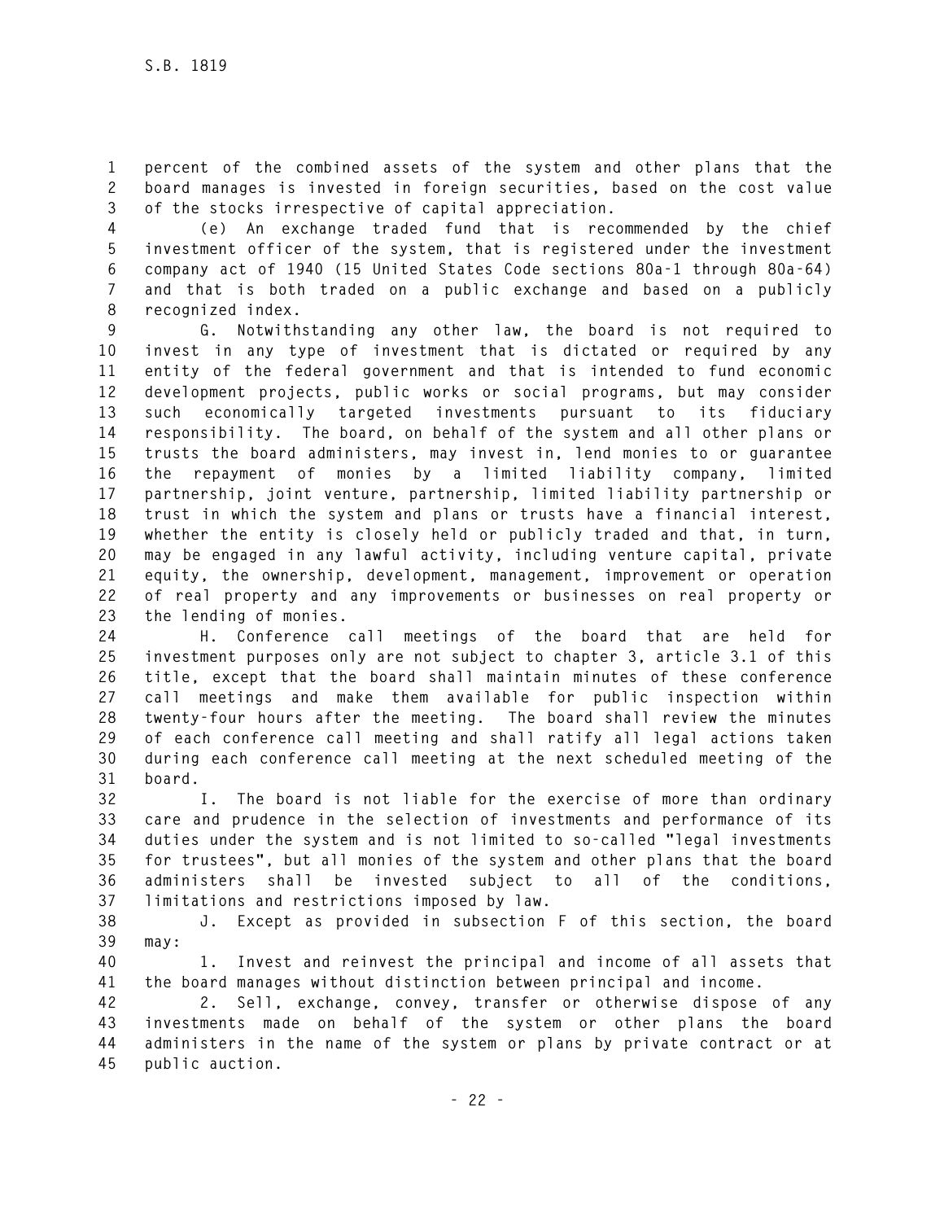percent of the combined assets of the system and other plans that the board manages is invested in foreign securities, based on the cost value of the stocks irrespective of capital appreciation.

(e) An exchange traded fund that is recommended by the chief investment officer of the system, that is registered under the investment company act of 1940 (15 United States Code sections 80a-1 through 80a-64) and that is both traded on a public exchange and based on a publicly recognized index.

G. Notwithstanding any other law, the board is not required to invest in any type of investment that is dictated or required by any entity of the federal government and that is intended to fund economic development projects, public works or social programs, but may consider such economically targeted investments pursuant to its fiduciary responsibility. The board, on behalf of the system and all other plans or trusts the board administers, may invest in, lend monies to or guarantee the repayment of monies by a limited liability company, limited partnership, joint venture, partnership, limited liability partnership or trust in which the system and plans or trusts have a financial interest, whether the entity is closely held or publicly traded and that, in turn, may be engaged in any lawful activity, including venture capital, private equity, the ownership, development, management, improvement or operation of real property and any improvements or businesses on real property or the lending of monies.

H. Conference call meetings of the board that are held for investment purposes only are not subject to chapter 3, article 3.1 of this title, except that the board shall maintain minutes of these conference call meetings and make them available for public inspection within twenty-four hours after the meeting. The board shall review the minutes of each conference call meeting and shall ratify all legal actions taken during each conference call meeting at the next scheduled meeting of the board.

I. The board is not liable for the exercise of more than ordinary care and prudence in the selection of investments and performance of its duties under the system and is not limited to so-called "legal investments for trustees", but all monies of the system and other plans that the board administers shall be invested subject to all of the conditions, limitations and restrictions imposed by law.

J. Except as provided in subsection F of this section, the board may:

1. Invest and reinvest the principal and income of all assets that the board manages without distinction between principal and income.

2. Sell, exchange, convey, transfer or otherwise dispose of any investments made on behalf of the system or other plans the board administers in the name of the system or plans by private contract or at public auction.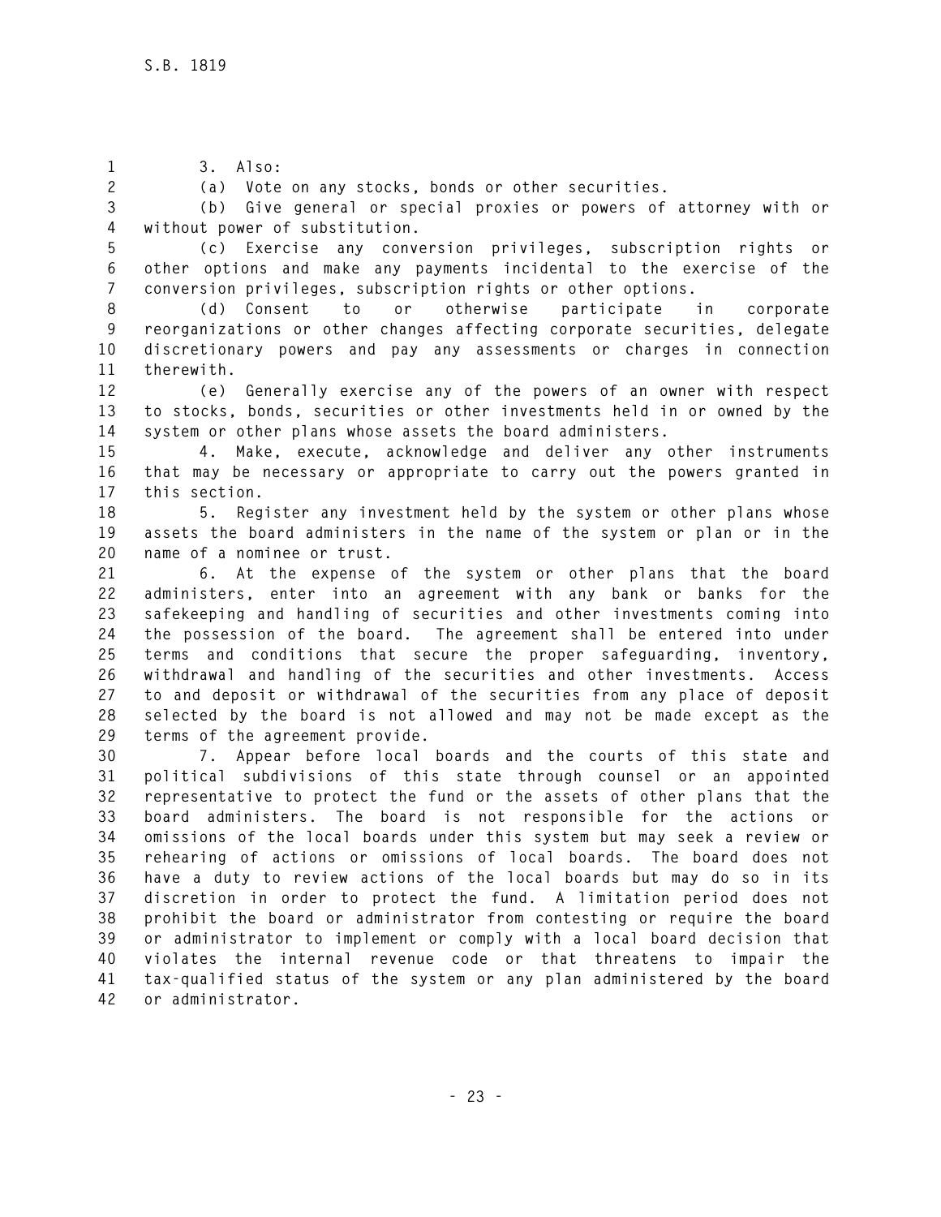3. Also:

(a) Vote on any stocks, bonds or other securities.

(b) Give general or special proxies or powers of attorney with or without power of substitution.

(c) Exercise any conversion privileges, subscription rights or other options and make any payments incidental to the exercise of the conversion privileges, subscription rights or other options.

(d) Consent to or otherwise participate in corporate reorganizations or other changes affecting corporate securities, delegate discretionary powers and pay any assessments or charges in connection therewith.

(e) Generally exercise any of the powers of an owner with respect to stocks, bonds, securities or other investments held in or owned by the system or other plans whose assets the board administers.

4. Make, execute, acknowledge and deliver any other instruments that may be necessary or appropriate to carry out the powers granted in this section.

5. Register any investment held by the system or other plans whose assets the board administers in the name of the system or plan or in the name of a nominee or trust.

6. At the expense of the system or other plans that the board administers, enter into an agreement with any bank or banks for the safekeeping and handling of securities and other investments coming into the possession of the board. The agreement shall be entered into under terms and conditions that secure the proper safeguarding, inventory, withdrawal and handling of the securities and other investments. Access to and deposit or withdrawal of the securities from any place of deposit selected by the board is not allowed and may not be made except as the terms of the agreement provide.

7. Appear before local boards and the courts of this state and political subdivisions of this state through counsel or an appointed representative to protect the fund or the assets of other plans that the board administers. The board is not responsible for the actions or omissions of the local boards under this system but may seek a review or rehearing of actions or omissions of local boards. The board does not have a duty to review actions of the local boards but may do so in its discretion in order to protect the fund. A limitation period does not prohibit the board or administrator from contesting or require the board or administrator to implement or comply with a local board decision that violates the internal revenue code or that threatens to impair the tax-qualified status of the system or any plan administered by the board or administrator.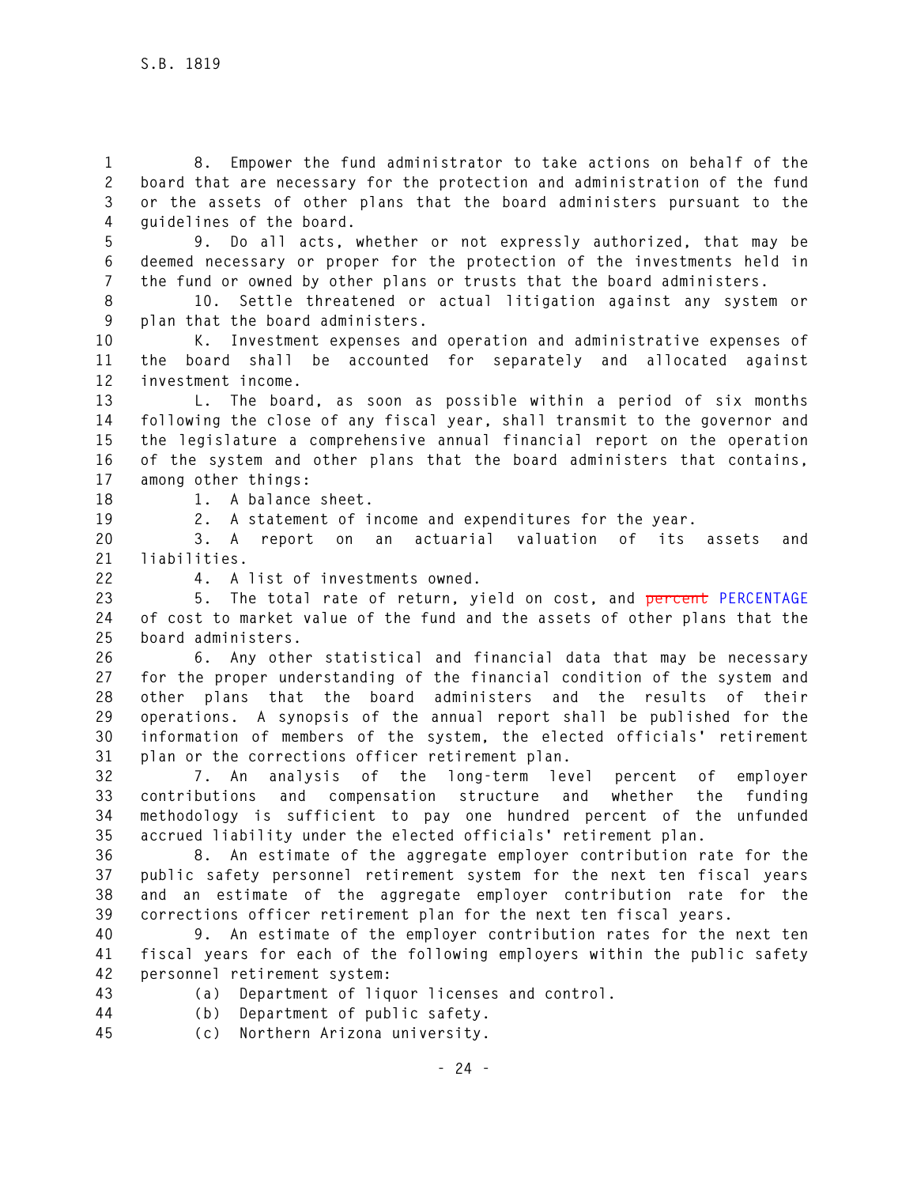8. Empower the fund administrator to take actions on behalf of the board that are necessary for the protection and administration of the fund or the assets of other plans that the board administers pursuant to the guidelines of the board.

9. Do all acts, whether or not expressly authorized, that may be deemed necessary or proper for the protection of the investments held in the fund or owned by other plans or trusts that the board administers.

10. Settle threatened or actual litigation against any system or plan that the board administers.

K. Investment expenses and operation and administrative expenses of the board shall be accounted for separately and allocated against investment income.

L. The board, as soon as possible within a period of six months following the close of any fiscal year, shall transmit to the governor and the legislature a comprehensive annual financial report on the operation of the system and other plans that the board administers that contains, among other things:

1. A balance sheet.

2. A statement of income and expenditures for the year.

3. A report on an actuarial valuation of its assets and liabilities.

4. A list of investments owned.

5. The total rate of return, yield on cost, and ~~percent~~ PERCENTAGE of cost to market value of the fund and the assets of other plans that the board administers.

6. Any other statistical and financial data that may be necessary for the proper understanding of the financial condition of the system and other plans that the board administers and the results of their operations. A synopsis of the annual report shall be published for the information of members of the system, the elected officials' retirement plan or the corrections officer retirement plan.

7. An analysis of the long-term level percent of employer contributions and compensation structure and whether the funding methodology is sufficient to pay one hundred percent of the unfunded accrued liability under the elected officials' retirement plan.

8. An estimate of the aggregate employer contribution rate for the public safety personnel retirement system for the next ten fiscal years and an estimate of the aggregate employer contribution rate for the corrections officer retirement plan for the next ten fiscal years.

9. An estimate of the employer contribution rates for the next ten fiscal years for each of the following employers within the public safety personnel retirement system:

(a) Department of liquor licenses and control.

(b) Department of public safety.

(c) Northern Arizona university.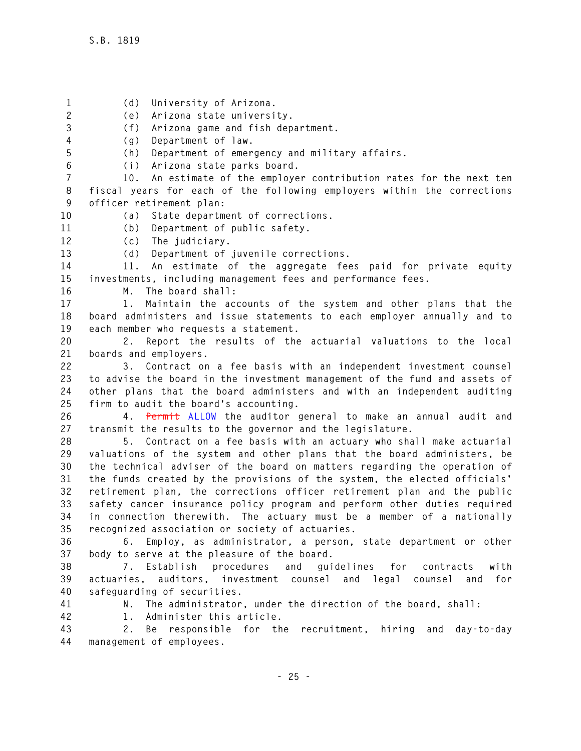(d) University of Arizona.

(e) Arizona state university.

(f) Arizona game and fish department.

(g) Department of law.

(h) Department of emergency and military affairs.

(i) Arizona state parks board.

10. An estimate of the employer contribution rates for the next ten fiscal years for each of the following employers within the corrections officer retirement plan:

(a) State department of corrections.

(b) Department of public safety.

(c) The judiciary.

(d) Department of juvenile corrections.

11. An estimate of the aggregate fees paid for private equity investments, including management fees and performance fees.

M. The board shall:

1. Maintain the accounts of the system and other plans that the board administers and issue statements to each employer annually and to each member who requests a statement.

2. Report the results of the actuarial valuations to the local boards and employers.

3. Contract on a fee basis with an independent investment counsel to advise the board in the investment management of the fund and assets of other plans that the board administers and with an independent auditing firm to audit the board's accounting.

4. ~~Permit~~ ALLOW the auditor general to make an annual audit and transmit the results to the governor and the legislature.

5. Contract on a fee basis with an actuary who shall make actuarial valuations of the system and other plans that the board administers, be the technical adviser of the board on matters regarding the operation of the funds created by the provisions of the system, the elected officials' retirement plan, the corrections officer retirement plan and the public safety cancer insurance policy program and perform other duties required in connection therewith. The actuary must be a member of a nationally recognized association or society of actuaries.

6. Employ, as administrator, a person, state department or other body to serve at the pleasure of the board.

7. Establish procedures and guidelines for contracts with actuaries, auditors, investment counsel and legal counsel and for safeguarding of securities.

N. The administrator, under the direction of the board, shall:

1. Administer this article.

2. Be responsible for the recruitment, hiring and day-to-day management of employees.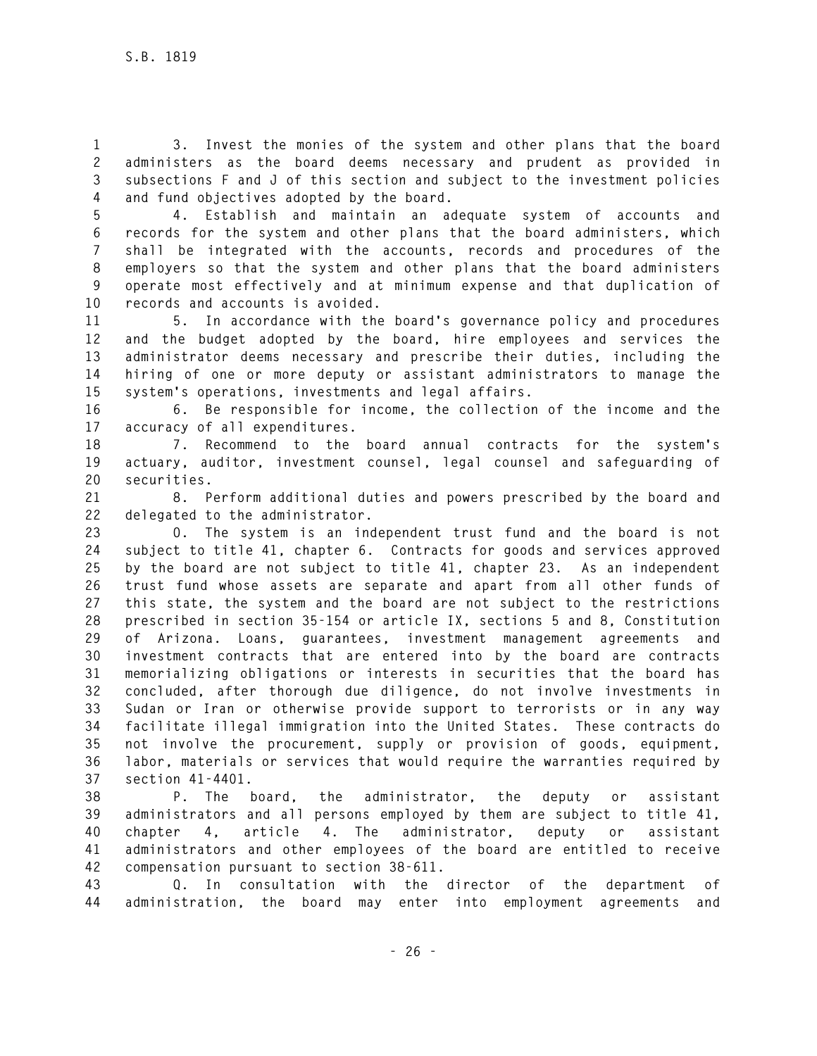3. Invest the monies of the system and other plans that the board administers as the board deems necessary and prudent as provided in subsections F and J of this section and subject to the investment policies and fund objectives adopted by the board.

4. Establish and maintain an adequate system of accounts and records for the system and other plans that the board administers, which shall be integrated with the accounts, records and procedures of the employers so that the system and other plans that the board administers operate most effectively and at minimum expense and that duplication of records and accounts is avoided.

5. In accordance with the board's governance policy and procedures and the budget adopted by the board, hire employees and services the administrator deems necessary and prescribe their duties, including the hiring of one or more deputy or assistant administrators to manage the system's operations, investments and legal affairs.

6. Be responsible for income, the collection of the income and the accuracy of all expenditures.

7. Recommend to the board annual contracts for the system's actuary, auditor, investment counsel, legal counsel and safeguarding of securities.

8. Perform additional duties and powers prescribed by the board and delegated to the administrator.

O. The system is an independent trust fund and the board is not subject to title 41, chapter 6. Contracts for goods and services approved by the board are not subject to title 41, chapter 23. As an independent trust fund whose assets are separate and apart from all other funds of this state, the system and the board are not subject to the restrictions prescribed in section 35-154 or article IX, sections 5 and 8, Constitution of Arizona. Loans, guarantees, investment management agreements and investment contracts that are entered into by the board are contracts memorializing obligations or interests in securities that the board has concluded, after thorough due diligence, do not involve investments in Sudan or Iran or otherwise provide support to terrorists or in any way facilitate illegal immigration into the United States. These contracts do not involve the procurement, supply or provision of goods, equipment, labor, materials or services that would require the warranties required by section 41-4401.

P. The board, the administrator, the deputy or assistant administrators and all persons employed by them are subject to title 41, chapter 4, article 4. The administrator, deputy or assistant administrators and other employees of the board are entitled to receive compensation pursuant to section 38-611.

Q. In consultation with the director of the department of administration, the board may enter into employment agreements and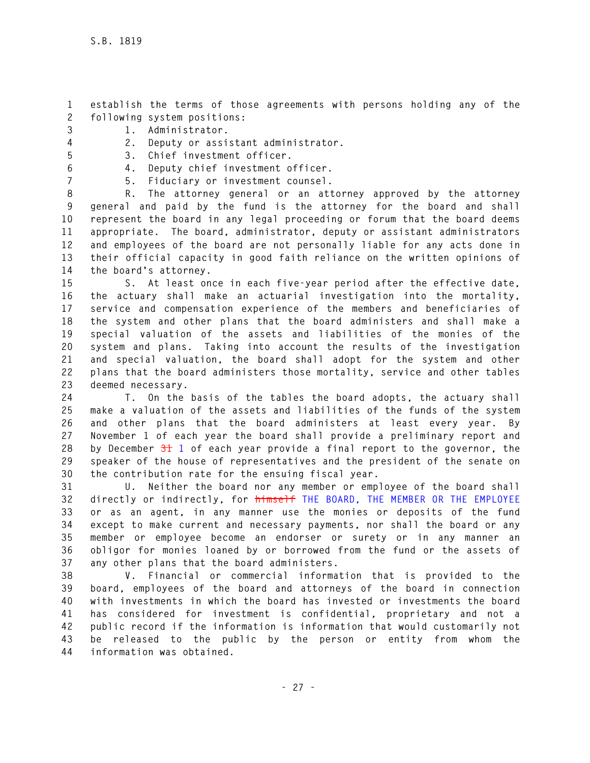establish the terms of those agreements with persons holding any of the following system positions:

1. Administrator.
2. Deputy or assistant administrator.
3. Chief investment officer.
4. Deputy chief investment officer.
5. Fiduciary or investment counsel.

R. The attorney general or an attorney approved by the attorney general and paid by the fund is the attorney for the board and shall represent the board in any legal proceeding or forum that the board deems appropriate. The board, administrator, deputy or assistant administrators and employees of the board are not personally liable for any acts done in their official capacity in good faith reliance on the written opinions of the board's attorney.

S. At least once in each five-year period after the effective date, the actuary shall make an actuarial investigation into the mortality, service and compensation experience of the members and beneficiaries of the system and other plans that the board administers and shall make a special valuation of the assets and liabilities of the monies of the system and plans. Taking into account the results of the investigation and special valuation, the board shall adopt for the system and other plans that the board administers those mortality, service and other tables deemed necessary.

T. On the basis of the tables the board adopts, the actuary shall make a valuation of the assets and liabilities of the funds of the system and other plans that the board administers at least every year. By November 1 of each year the board shall provide a preliminary report and by December ~~31~~ 1 of each year provide a final report to the governor, the speaker of the house of representatives and the president of the senate on the contribution rate for the ensuing fiscal year.

U. Neither the board nor any member or employee of the board shall directly or indirectly, for ~~himself~~ THE BOARD, THE MEMBER OR THE EMPLOYEE or as an agent, in any manner use the monies or deposits of the fund except to make current and necessary payments, nor shall the board or any member or employee become an endorser or surety or in any manner an obligor for monies loaned by or borrowed from the fund or the assets of any other plans that the board administers.

V. Financial or commercial information that is provided to the board, employees of the board and attorneys of the board in connection with investments in which the board has invested or investments the board has considered for investment is confidential, proprietary and not a public record if the information is information that would customarily not be released to the public by the person or entity from whom the information was obtained.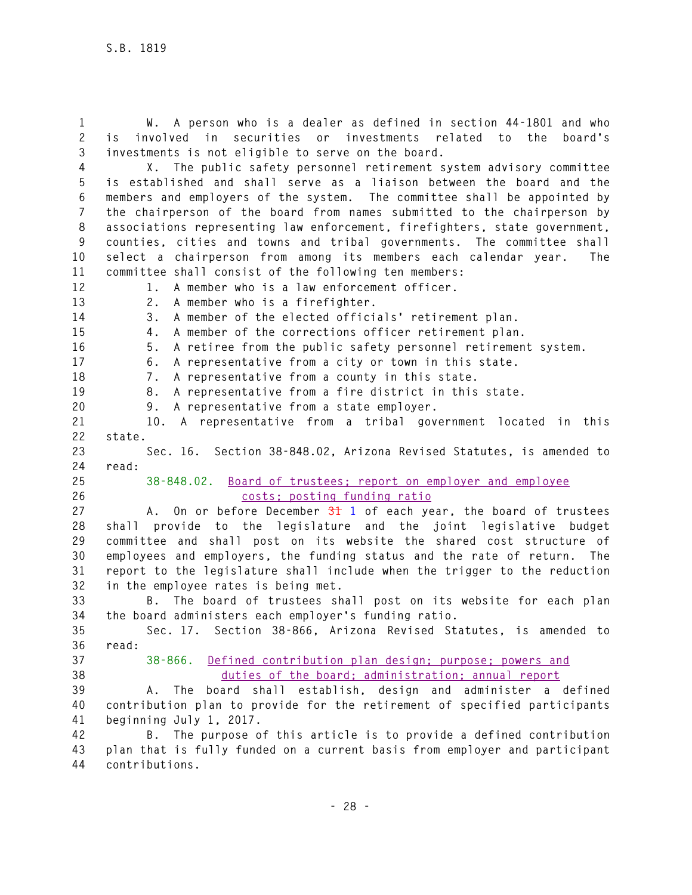W. A person who is a dealer as defined in section 44-1801 and who is involved in securities or investments related to the board's investments is not eligible to serve on the board.

X. The public safety personnel retirement system advisory committee is established and shall serve as a liaison between the board and the members and employers of the system. The committee shall be appointed by the chairperson of the board from names submitted to the chairperson by associations representing law enforcement, firefighters, state government, counties, cities and towns and tribal governments. The committee shall select a chairperson from among its members each calendar year. The committee shall consist of the following ten members:

1. A member who is a law enforcement officer.
2. A member who is a firefighter.
3. A member of the elected officials' retirement plan.
4. A member of the corrections officer retirement plan.
5. A retiree from the public safety personnel retirement system.
6. A representative from a city or town in this state.
7. A representative from a county in this state.
8. A representative from a fire district in this state.
9. A representative from a state employer.
10. A representative from a tribal government located in this state.

Sec. 16. Section 38-848.02, Arizona Revised Statutes, is amended to read:

38-848.02. Board of trustees; report on employer and employee costs; posting funding ratio

A. On or before December ~~31~~ 1 of each year, the board of trustees shall provide to the legislature and the joint legislative budget committee and shall post on its website the shared cost structure of employees and employers, the funding status and the rate of return. The report to the legislature shall include when the trigger to the reduction in the employee rates is being met.

B. The board of trustees shall post on its website for each plan the board administers each employer's funding ratio.

Sec. 17. Section 38-866, Arizona Revised Statutes, is amended to read:

38-866. Defined contribution plan design; purpose; powers and duties of the board; administration; annual report

A. The board shall establish, design and administer a defined contribution plan to provide for the retirement of specified participants beginning July 1, 2017.

B. The purpose of this article is to provide a defined contribution plan that is fully funded on a current basis from employer and participant contributions.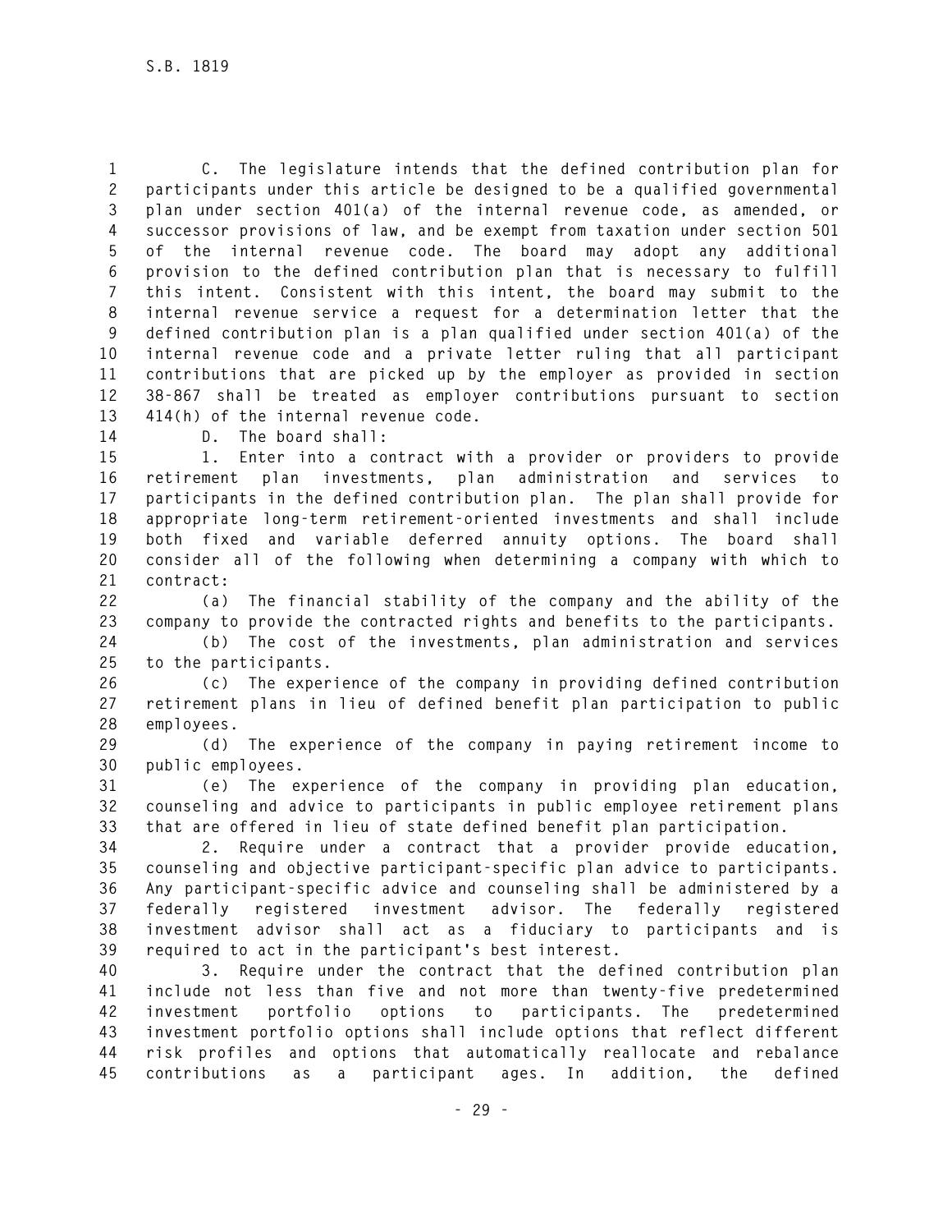C. The legislature intends that the defined contribution plan for participants under this article be designed to be a qualified governmental plan under section 401(a) of the internal revenue code, as amended, or successor provisions of law, and be exempt from taxation under section 501 of the internal revenue code. The board may adopt any additional provision to the defined contribution plan that is necessary to fulfill this intent. Consistent with this intent, the board may submit to the internal revenue service a request for a determination letter that the defined contribution plan is a plan qualified under section 401(a) of the internal revenue code and a private letter ruling that all participant contributions that are picked up by the employer as provided in section 38-867 shall be treated as employer contributions pursuant to section 414(h) of the internal revenue code.

D. The board shall:

1. Enter into a contract with a provider or providers to provide retirement plan investments, plan administration and services to participants in the defined contribution plan. The plan shall provide for appropriate long-term retirement-oriented investments and shall include both fixed and variable deferred annuity options. The board shall consider all of the following when determining a company with which to contract:

(a) The financial stability of the company and the ability of the company to provide the contracted rights and benefits to the participants.

(b) The cost of the investments, plan administration and services to the participants.

(c) The experience of the company in providing defined contribution retirement plans in lieu of defined benefit plan participation to public employees.

(d) The experience of the company in paying retirement income to public employees.

(e) The experience of the company in providing plan education, counseling and advice to participants in public employee retirement plans that are offered in lieu of state defined benefit plan participation.

2. Require under a contract that a provider provide education, counseling and objective participant-specific plan advice to participants. Any participant-specific advice and counseling shall be administered by a federally registered investment advisor. The federally registered investment advisor shall act as a fiduciary to participants and is required to act in the participant's best interest.

3. Require under the contract that the defined contribution plan include not less than five and not more than twenty-five predetermined investment portfolio options to participants. The predetermined investment portfolio options shall include options that reflect different risk profiles and options that automatically reallocate and rebalance contributions as a participant ages. In addition, the defined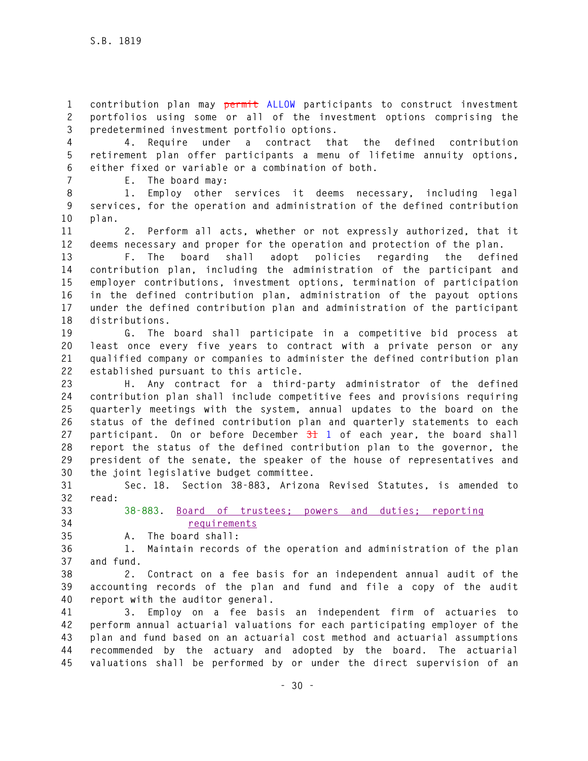contribution plan may ~~permit~~ ALLOW participants to construct investment portfolios using some or all of the investment options comprising the predetermined investment portfolio options.

4. Require under a contract that the defined contribution retirement plan offer participants a menu of lifetime annuity options, either fixed or variable or a combination of both.

E. The board may:

1. Employ other services it deems necessary, including legal services, for the operation and administration of the defined contribution plan.

2. Perform all acts, whether or not expressly authorized, that it deems necessary and proper for the operation and protection of the plan.

F. The board shall adopt policies regarding the defined contribution plan, including the administration of the participant and employer contributions, investment options, termination of participation in the defined contribution plan, administration of the payout options under the defined contribution plan and administration of the participant distributions.

G. The board shall participate in a competitive bid process at least once every five years to contract with a private person or any qualified company or companies to administer the defined contribution plan established pursuant to this article.

H. Any contract for a third-party administrator of the defined contribution plan shall include competitive fees and provisions requiring quarterly meetings with the system, annual updates to the board on the status of the defined contribution plan and quarterly statements to each participant. On or before December ~~31~~ 1 of each year, the board shall report the status of the defined contribution plan to the governor, the president of the senate, the speaker of the house of representatives and the joint legislative budget committee.

Sec. 18. Section 38-883, Arizona Revised Statutes, is amended to read:

38-883. Board of trustees; powers and duties; reporting requirements

A. The board shall:

1. Maintain records of the operation and administration of the plan and fund.

2. Contract on a fee basis for an independent annual audit of the accounting records of the plan and fund and file a copy of the audit report with the auditor general.

3. Employ on a fee basis an independent firm of actuaries to perform annual actuarial valuations for each participating employer of the plan and fund based on an actuarial cost method and actuarial assumptions recommended by the actuary and adopted by the board. The actuarial valuations shall be performed by or under the direct supervision of an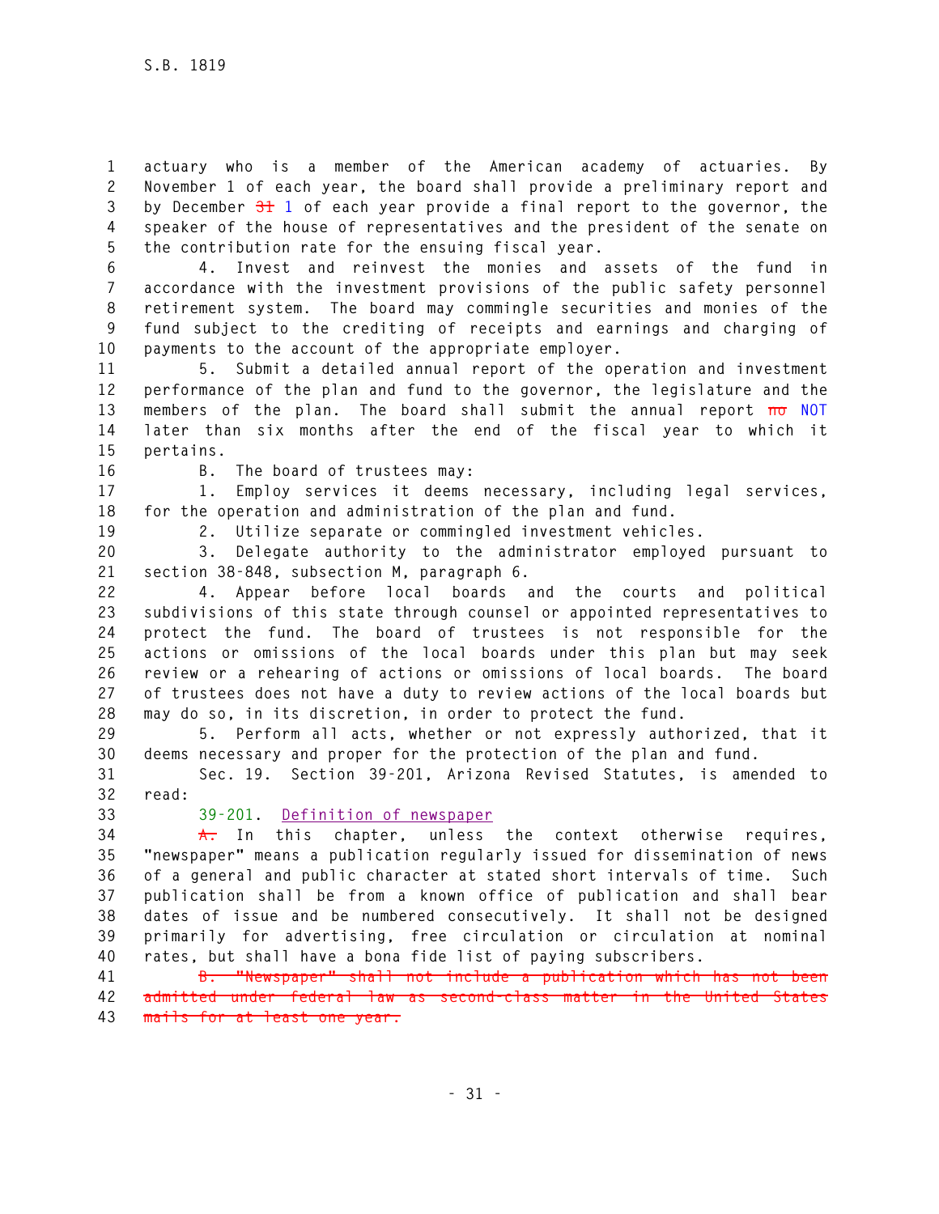actuary who is a member of the American academy of actuaries. By November 1 of each year, the board shall provide a preliminary report and by December ~~31~~ 1 of each year provide a final report to the governor, the speaker of the house of representatives and the president of the senate on the contribution rate for the ensuing fiscal year.

4. Invest and reinvest the monies and assets of the fund in accordance with the investment provisions of the public safety personnel retirement system. The board may commingle securities and monies of the fund subject to the crediting of receipts and earnings and charging of payments to the account of the appropriate employer.

5. Submit a detailed annual report of the operation and investment performance of the plan and fund to the governor, the legislature and the members of the plan. The board shall submit the annual report ~~no~~ NOT later than six months after the end of the fiscal year to which it pertains.

B. The board of trustees may:

1. Employ services it deems necessary, including legal services, for the operation and administration of the plan and fund.

2. Utilize separate or commingled investment vehicles.

3. Delegate authority to the administrator employed pursuant to section 38-848, subsection M, paragraph 6.

4. Appear before local boards and the courts and political subdivisions of this state through counsel or appointed representatives to protect the fund. The board of trustees is not responsible for the actions or omissions of the local boards under this plan but may seek review or a rehearing of actions or omissions of local boards. The board of trustees does not have a duty to review actions of the local boards but may do so, in its discretion, in order to protect the fund.

5. Perform all acts, whether or not expressly authorized, that it deems necessary and proper for the protection of the plan and fund.

Sec. 19. Section 39-201, Arizona Revised Statutes, is amended to read:

39-201. Definition of newspaper

~~A.~~ In this chapter, unless the context otherwise requires, "newspaper" means a publication regularly issued for dissemination of news of a general and public character at stated short intervals of time. Such publication shall be from a known office of publication and shall bear dates of issue and be numbered consecutively. It shall not be designed primarily for advertising, free circulation or circulation at nominal rates, but shall have a bona fide list of paying subscribers.

~~B. "Newspaper" shall not include a publication which has not been admitted under federal law as second-class matter in the United States mails for at least one year.~~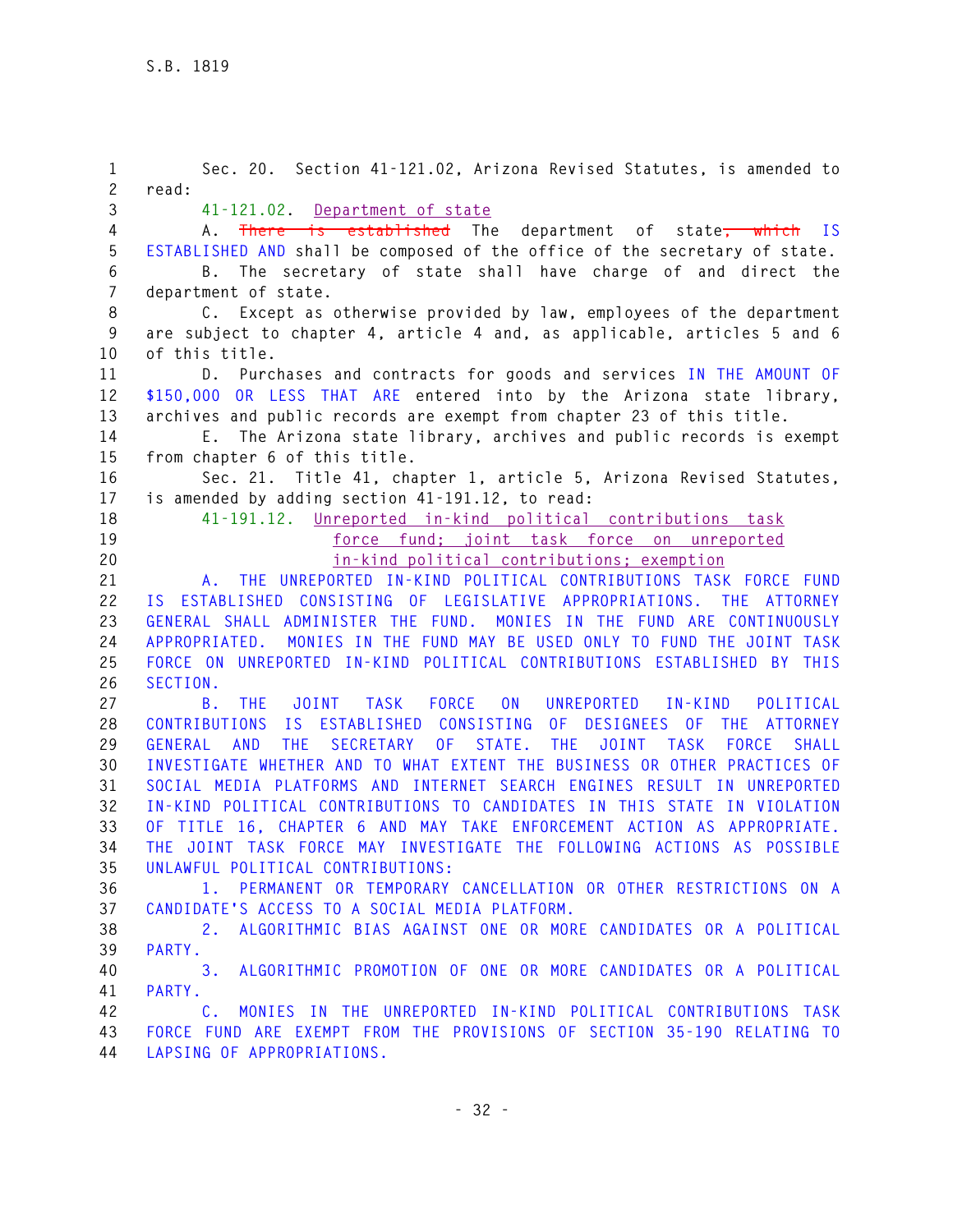Sec. 20. Section 41-121.02, Arizona Revised Statutes, is amended to read:

41-121.02. Department of state

A. ~~There is established~~ The department of state~~, which~~ IS ESTABLISHED AND shall be composed of the office of the secretary of state.

B. The secretary of state shall have charge of and direct the department of state.

C. Except as otherwise provided by law, employees of the department are subject to chapter 4, article 4 and, as applicable, articles 5 and 6 of this title.

D. Purchases and contracts for goods and services IN THE AMOUNT OF $150,000 OR LESS THAT ARE entered into by the Arizona state library, archives and public records are exempt from chapter 23 of this title.

E. The Arizona state library, archives and public records is exempt from chapter 6 of this title.

Sec. 21. Title 41, chapter 1, article 5, Arizona Revised Statutes, is amended by adding section 41-191.12, to read:

41-191.12. Unreported in-kind political contributions task force fund; joint task force on unreported in-kind political contributions; exemption

A. THE UNREPORTED IN-KIND POLITICAL CONTRIBUTIONS TASK FORCE FUND IS ESTABLISHED CONSISTING OF LEGISLATIVE APPROPRIATIONS. THE ATTORNEY GENERAL SHALL ADMINISTER THE FUND. MONIES IN THE FUND ARE CONTINUOUSLY APPROPRIATED. MONIES IN THE FUND MAY BE USED ONLY TO FUND THE JOINT TASK FORCE ON UNREPORTED IN-KIND POLITICAL CONTRIBUTIONS ESTABLISHED BY THIS SECTION.

B. THE JOINT TASK FORCE ON UNREPORTED IN-KIND POLITICAL CONTRIBUTIONS IS ESTABLISHED CONSISTING OF DESIGNEES OF THE ATTORNEY GENERAL AND THE SECRETARY OF STATE. THE JOINT TASK FORCE SHALL INVESTIGATE WHETHER AND TO WHAT EXTENT THE BUSINESS OR OTHER PRACTICES OF SOCIAL MEDIA PLATFORMS AND INTERNET SEARCH ENGINES RESULT IN UNREPORTED IN-KIND POLITICAL CONTRIBUTIONS TO CANDIDATES IN THIS STATE IN VIOLATION OF TITLE 16, CHAPTER 6 AND MAY TAKE ENFORCEMENT ACTION AS APPROPRIATE. THE JOINT TASK FORCE MAY INVESTIGATE THE FOLLOWING ACTIONS AS POSSIBLE UNLAWFUL POLITICAL CONTRIBUTIONS:

1. PERMANENT OR TEMPORARY CANCELLATION OR OTHER RESTRICTIONS ON A CANDIDATE'S ACCESS TO A SOCIAL MEDIA PLATFORM.

2. ALGORITHMIC BIAS AGAINST ONE OR MORE CANDIDATES OR A POLITICAL PARTY.

3. ALGORITHMIC PROMOTION OF ONE OR MORE CANDIDATES OR A POLITICAL PARTY.

C. MONIES IN THE UNREPORTED IN-KIND POLITICAL CONTRIBUTIONS TASK FORCE FUND ARE EXEMPT FROM THE PROVISIONS OF SECTION 35-190 RELATING TO LAPSING OF APPROPRIATIONS.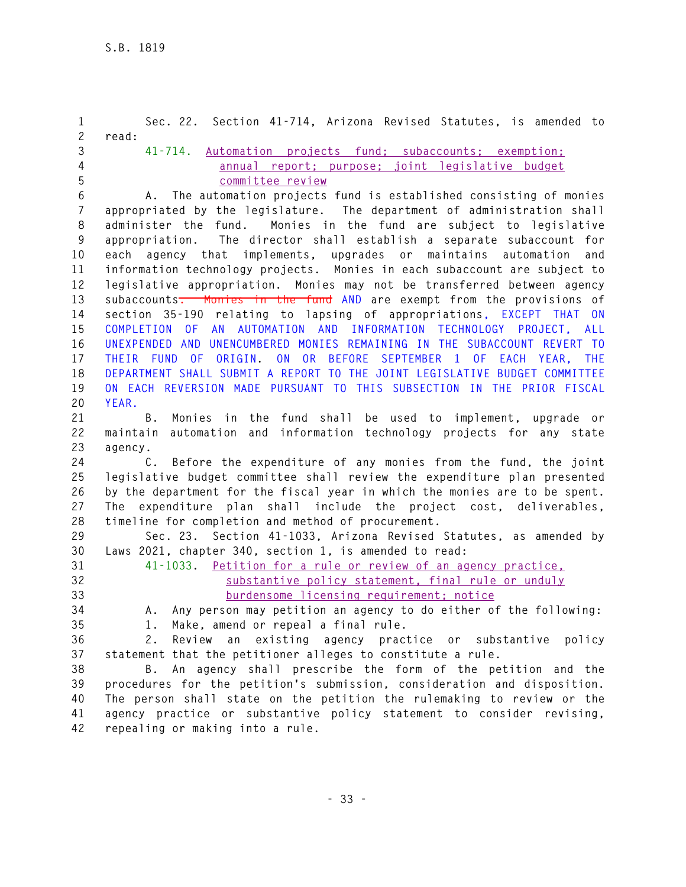Sec. 22. Section 41-714, Arizona Revised Statutes, is amended to read:

41-714. Automation projects fund; subaccounts; exemption; annual report; purpose; joint legislative budget committee review

A. The automation projects fund is established consisting of monies appropriated by the legislature. The department of administration shall administer the fund. Monies in the fund are subject to legislative appropriation. The director shall establish a separate subaccount for each agency that implements, upgrades or maintains automation and information technology projects. Monies in each subaccount are subject to legislative appropriation. Monies may not be transferred between agency subaccounts~~. Monies in the fund~~ AND are exempt from the provisions of section 35-190 relating to lapsing of appropriations, EXCEPT THAT ON COMPLETION OF AN AUTOMATION AND INFORMATION TECHNOLOGY PROJECT, ALL UNEXPENDED AND UNENCUMBERED MONIES REMAINING IN THE SUBACCOUNT REVERT TO THEIR FUND OF ORIGIN. ON OR BEFORE SEPTEMBER 1 OF EACH YEAR, THE DEPARTMENT SHALL SUBMIT A REPORT TO THE JOINT LEGISLATIVE BUDGET COMMITTEE ON EACH REVERSION MADE PURSUANT TO THIS SUBSECTION IN THE PRIOR FISCAL YEAR.

B. Monies in the fund shall be used to implement, upgrade or maintain automation and information technology projects for any state agency.

C. Before the expenditure of any monies from the fund, the joint legislative budget committee shall review the expenditure plan presented by the department for the fiscal year in which the monies are to be spent. The expenditure plan shall include the project cost, deliverables, timeline for completion and method of procurement.

Sec. 23. Section 41-1033, Arizona Revised Statutes, as amended by Laws 2021, chapter 340, section 1, is amended to read:

41-1033. Petition for a rule or review of an agency practice, substantive policy statement, final rule or unduly burdensome licensing requirement; notice

A. Any person may petition an agency to do either of the following:

1. Make, amend or repeal a final rule.

2. Review an existing agency practice or substantive policy statement that the petitioner alleges to constitute a rule.

B. An agency shall prescribe the form of the petition and the procedures for the petition's submission, consideration and disposition. The person shall state on the petition the rulemaking to review or the agency practice or substantive policy statement to consider revising, repealing or making into a rule.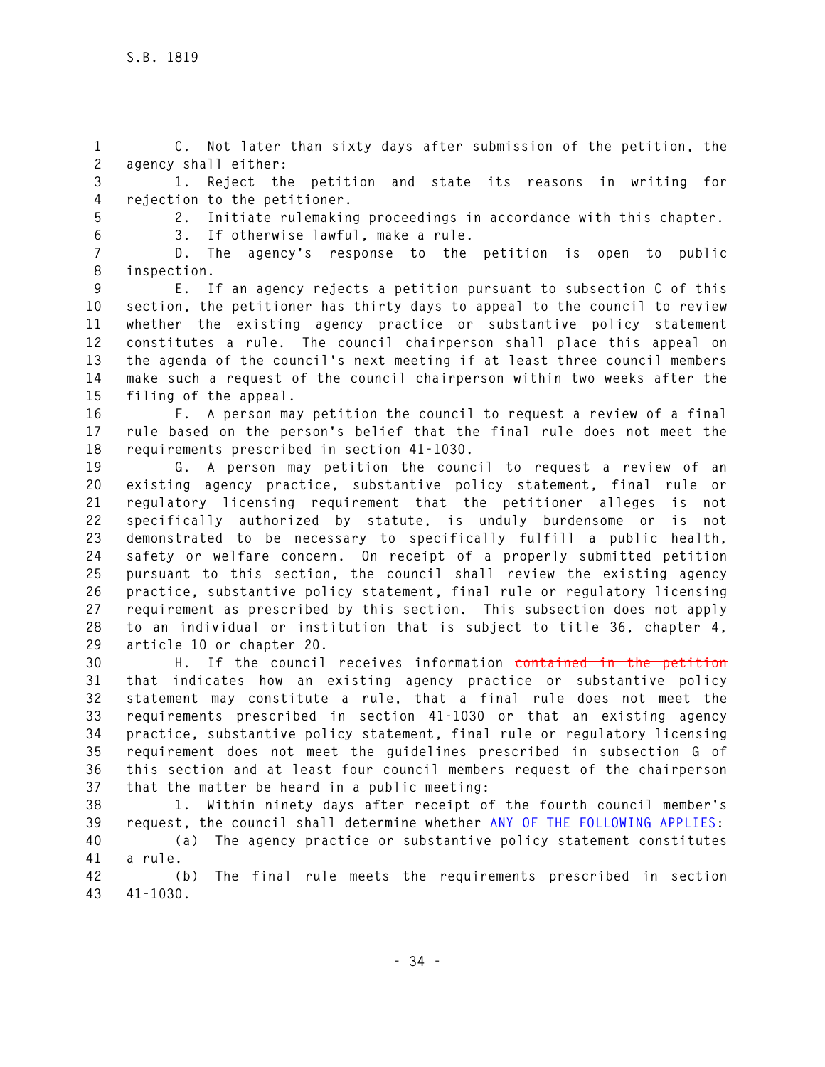C. Not later than sixty days after submission of the petition, the agency shall either:

1. Reject the petition and state its reasons in writing for rejection to the petitioner.

2. Initiate rulemaking proceedings in accordance with this chapter.

3. If otherwise lawful, make a rule.

D. The agency's response to the petition is open to public inspection.

E. If an agency rejects a petition pursuant to subsection C of this section, the petitioner has thirty days to appeal to the council to review whether the existing agency practice or substantive policy statement constitutes a rule. The council chairperson shall place this appeal on the agenda of the council's next meeting if at least three council members make such a request of the council chairperson within two weeks after the filing of the appeal.

F. A person may petition the council to request a review of a final rule based on the person's belief that the final rule does not meet the requirements prescribed in section 41-1030.

G. A person may petition the council to request a review of an existing agency practice, substantive policy statement, final rule or regulatory licensing requirement that the petitioner alleges is not specifically authorized by statute, is unduly burdensome or is not demonstrated to be necessary to specifically fulfill a public health, safety or welfare concern. On receipt of a properly submitted petition pursuant to this section, the council shall review the existing agency practice, substantive policy statement, final rule or regulatory licensing requirement as prescribed by this section. This subsection does not apply to an individual or institution that is subject to title 36, chapter 4, article 10 or chapter 20.

H. If the council receives information ~~contained in the petition~~ that indicates how an existing agency practice or substantive policy statement may constitute a rule, that a final rule does not meet the requirements prescribed in section 41-1030 or that an existing agency practice, substantive policy statement, final rule or regulatory licensing requirement does not meet the guidelines prescribed in subsection G of this section and at least four council members request of the chairperson that the matter be heard in a public meeting:

1. Within ninety days after receipt of the fourth council member's request, the council shall determine whether ANY OF THE FOLLOWING APPLIES:

(a) The agency practice or substantive policy statement constitutes a rule.

(b) The final rule meets the requirements prescribed in section 41-1030.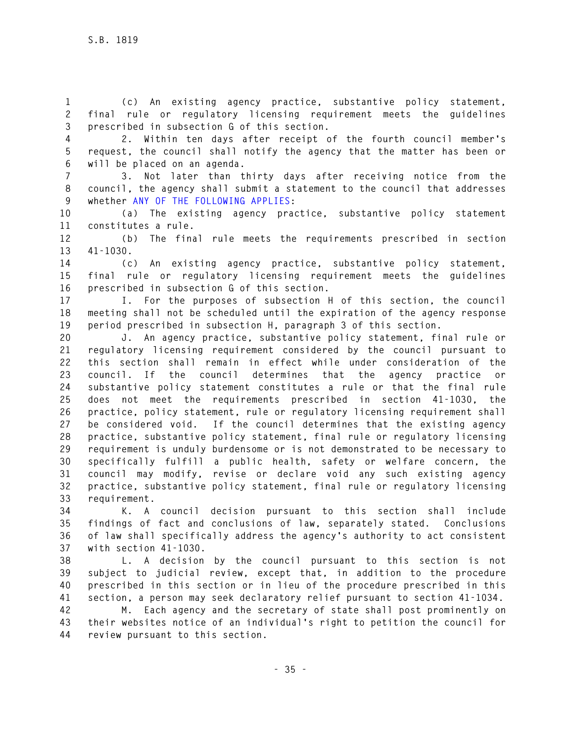(c) An existing agency practice, substantive policy statement, final rule or regulatory licensing requirement meets the guidelines prescribed in subsection G of this section.

2. Within ten days after receipt of the fourth council member's request, the council shall notify the agency that the matter has been or will be placed on an agenda.

3. Not later than thirty days after receiving notice from the council, the agency shall submit a statement to the council that addresses whether ANY OF THE FOLLOWING APPLIES:

(a) The existing agency practice, substantive policy statement constitutes a rule.

(b) The final rule meets the requirements prescribed in section 41-1030.

(c) An existing agency practice, substantive policy statement, final rule or regulatory licensing requirement meets the guidelines prescribed in subsection G of this section.

I. For the purposes of subsection H of this section, the council meeting shall not be scheduled until the expiration of the agency response period prescribed in subsection H, paragraph 3 of this section.

J. An agency practice, substantive policy statement, final rule or regulatory licensing requirement considered by the council pursuant to this section shall remain in effect while under consideration of the council. If the council determines that the agency practice or substantive policy statement constitutes a rule or that the final rule does not meet the requirements prescribed in section 41-1030, the practice, policy statement, rule or regulatory licensing requirement shall be considered void. If the council determines that the existing agency practice, substantive policy statement, final rule or regulatory licensing requirement is unduly burdensome or is not demonstrated to be necessary to specifically fulfill a public health, safety or welfare concern, the council may modify, revise or declare void any such existing agency practice, substantive policy statement, final rule or regulatory licensing requirement.

K. A council decision pursuant to this section shall include findings of fact and conclusions of law, separately stated. Conclusions of law shall specifically address the agency's authority to act consistent with section 41-1030.

L. A decision by the council pursuant to this section is not subject to judicial review, except that, in addition to the procedure prescribed in this section or in lieu of the procedure prescribed in this section, a person may seek declaratory relief pursuant to section 41-1034.

M. Each agency and the secretary of state shall post prominently on their websites notice of an individual's right to petition the council for review pursuant to this section.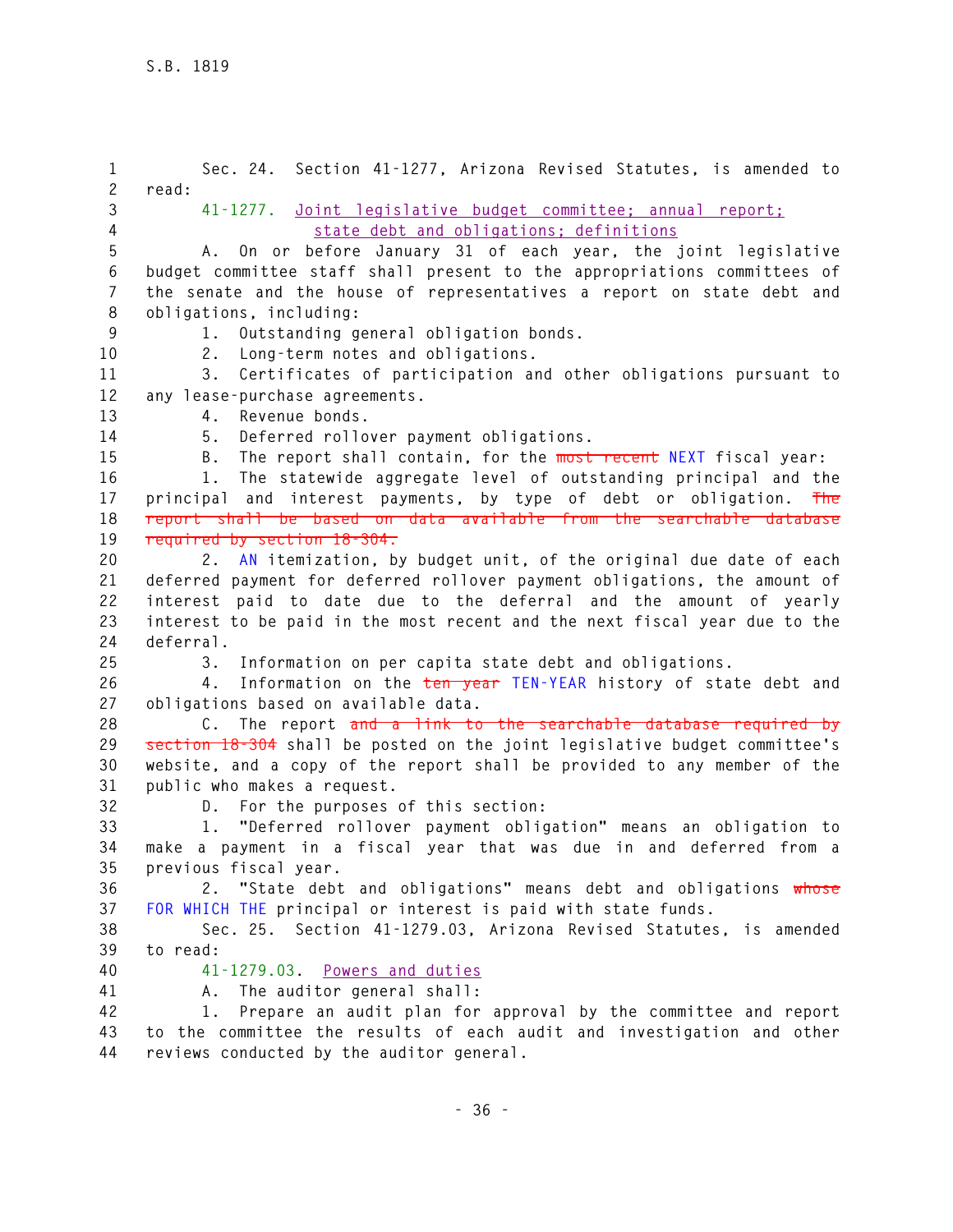Sec. 24. Section 41-1277, Arizona Revised Statutes, is amended to read:

41-1277. Joint legislative budget committee; annual report; state debt and obligations; definitions

A. On or before January 31 of each year, the joint legislative budget committee staff shall present to the appropriations committees of the senate and the house of representatives a report on state debt and obligations, including:

1. Outstanding general obligation bonds.
2. Long-term notes and obligations.
3. Certificates of participation and other obligations pursuant to any lease-purchase agreements.
4. Revenue bonds.
5. Deferred rollover payment obligations.

B. The report shall contain, for the ~~most recent~~ NEXT fiscal year:

1. The statewide aggregate level of outstanding principal and the principal and interest payments, by type of debt or obligation. ~~The report shall be based on data available from the searchable database required by section 18-304.~~
2. AN itemization, by budget unit, of the original due date of each deferred payment for deferred rollover payment obligations, the amount of interest paid to date due to the deferral and the amount of yearly interest to be paid in the most recent and the next fiscal year due to the deferral.
3. Information on per capita state debt and obligations.
4. Information on the ~~ten year~~ TEN-YEAR history of state debt and obligations based on available data.

C. The report ~~and a link to the searchable database required by section 18-304~~ shall be posted on the joint legislative budget committee's website, and a copy of the report shall be provided to any member of the public who makes a request.

D. For the purposes of this section:

1. "Deferred rollover payment obligation" means an obligation to make a payment in a fiscal year that was due in and deferred from a previous fiscal year.
2. "State debt and obligations" means debt and obligations ~~whose~~ FOR WHICH THE principal or interest is paid with state funds.

Sec. 25. Section 41-1279.03, Arizona Revised Statutes, is amended to read:

41-1279.03. Powers and duties

A. The auditor general shall:

1. Prepare an audit plan for approval by the committee and report to the committee the results of each audit and investigation and other reviews conducted by the auditor general.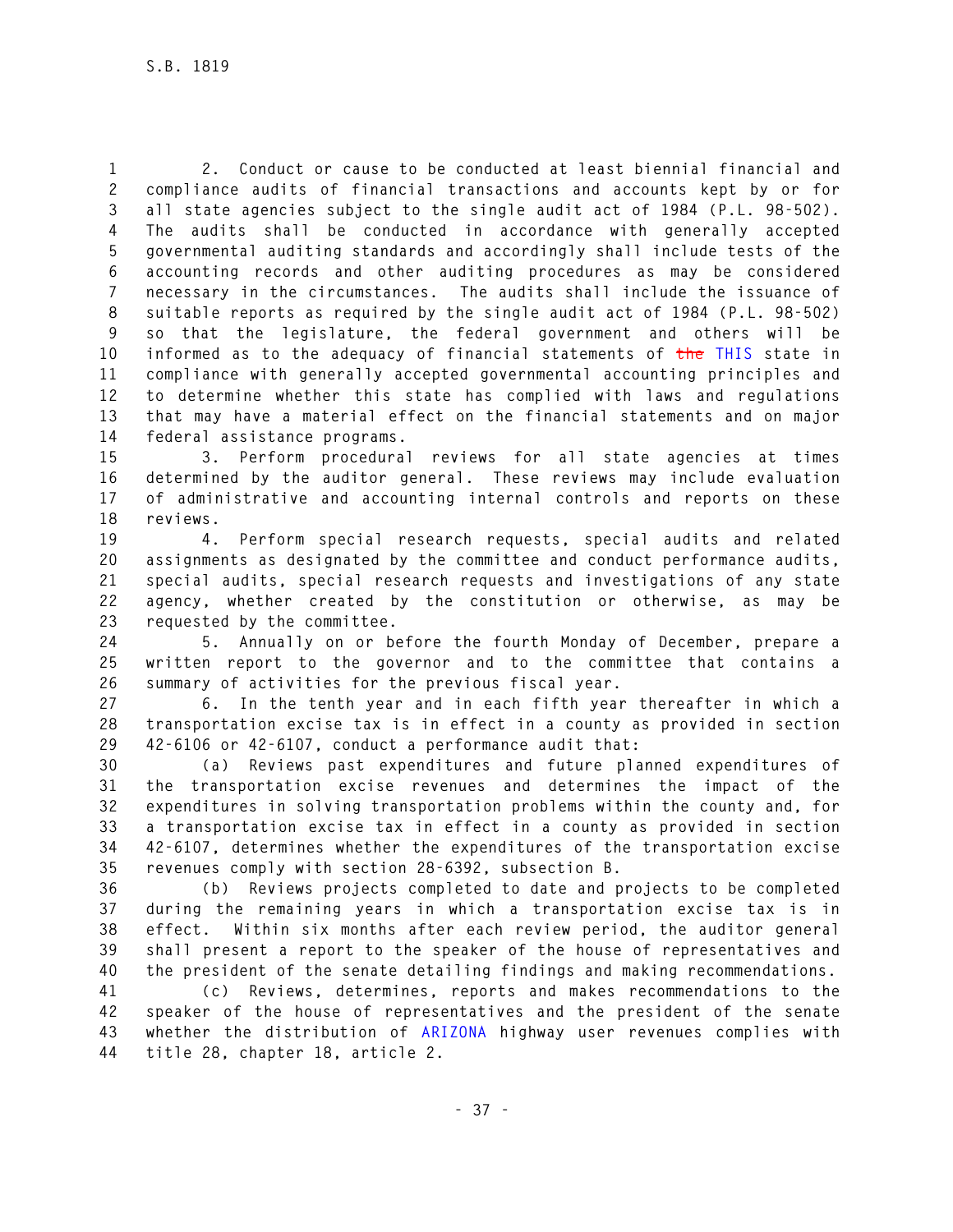2. Conduct or cause to be conducted at least biennial financial and compliance audits of financial transactions and accounts kept by or for all state agencies subject to the single audit act of 1984 (P.L. 98-502). The audits shall be conducted in accordance with generally accepted governmental auditing standards and accordingly shall include tests of the accounting records and other auditing procedures as may be considered necessary in the circumstances. The audits shall include the issuance of suitable reports as required by the single audit act of 1984 (P.L. 98-502) so that the legislature, the federal government and others will be informed as to the adequacy of financial statements of ~~the~~ THIS state in compliance with generally accepted governmental accounting principles and to determine whether this state has complied with laws and regulations that may have a material effect on the financial statements and on major federal assistance programs.

3. Perform procedural reviews for all state agencies at times determined by the auditor general. These reviews may include evaluation of administrative and accounting internal controls and reports on these reviews.

4. Perform special research requests, special audits and related assignments as designated by the committee and conduct performance audits, special audits, special research requests and investigations of any state agency, whether created by the constitution or otherwise, as may be requested by the committee.

5. Annually on or before the fourth Monday of December, prepare a written report to the governor and to the committee that contains a summary of activities for the previous fiscal year.

6. In the tenth year and in each fifth year thereafter in which a transportation excise tax is in effect in a county as provided in section 42-6106 or 42-6107, conduct a performance audit that:

(a) Reviews past expenditures and future planned expenditures of the transportation excise revenues and determines the impact of the expenditures in solving transportation problems within the county and, for a transportation excise tax in effect in a county as provided in section 42-6107, determines whether the expenditures of the transportation excise revenues comply with section 28-6392, subsection B.

(b) Reviews projects completed to date and projects to be completed during the remaining years in which a transportation excise tax is in effect. Within six months after each review period, the auditor general shall present a report to the speaker of the house of representatives and the president of the senate detailing findings and making recommendations.

(c) Reviews, determines, reports and makes recommendations to the speaker of the house of representatives and the president of the senate whether the distribution of ARIZONA highway user revenues complies with title 28, chapter 18, article 2.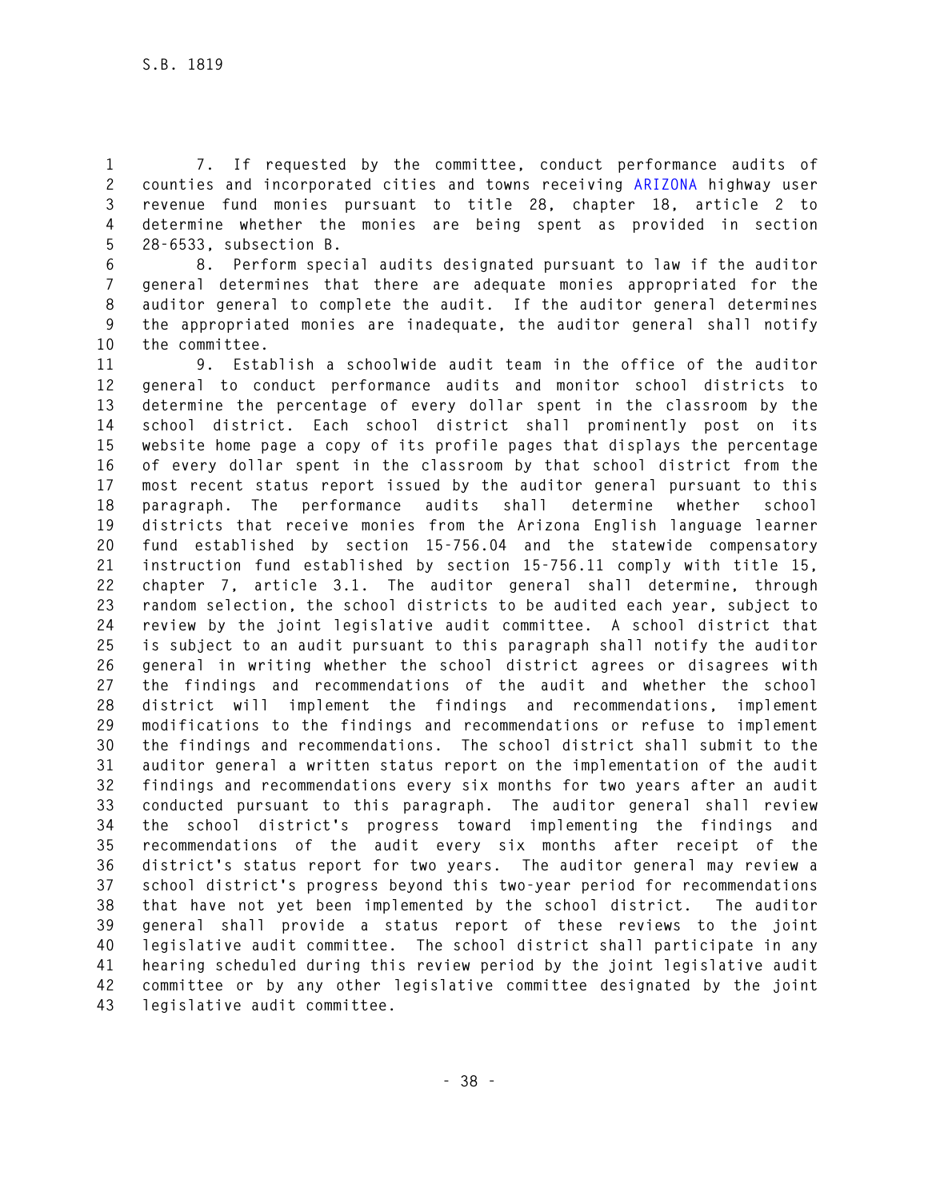7. If requested by the committee, conduct performance audits of counties and incorporated cities and towns receiving ARIZONA highway user revenue fund monies pursuant to title 28, chapter 18, article 2 to determine whether the monies are being spent as provided in section 28-6533, subsection B.

8. Perform special audits designated pursuant to law if the auditor general determines that there are adequate monies appropriated for the auditor general to complete the audit. If the auditor general determines the appropriated monies are inadequate, the auditor general shall notify the committee.

9. Establish a schoolwide audit team in the office of the auditor general to conduct performance audits and monitor school districts to determine the percentage of every dollar spent in the classroom by the school district. Each school district shall prominently post on its website home page a copy of its profile pages that displays the percentage of every dollar spent in the classroom by that school district from the most recent status report issued by the auditor general pursuant to this paragraph. The performance audits shall determine whether school districts that receive monies from the Arizona English language learner fund established by section 15-756.04 and the statewide compensatory instruction fund established by section 15-756.11 comply with title 15, chapter 7, article 3.1. The auditor general shall determine, through random selection, the school districts to be audited each year, subject to review by the joint legislative audit committee. A school district that is subject to an audit pursuant to this paragraph shall notify the auditor general in writing whether the school district agrees or disagrees with the findings and recommendations of the audit and whether the school district will implement the findings and recommendations, implement modifications to the findings and recommendations or refuse to implement the findings and recommendations. The school district shall submit to the auditor general a written status report on the implementation of the audit findings and recommendations every six months for two years after an audit conducted pursuant to this paragraph. The auditor general shall review the school district's progress toward implementing the findings and recommendations of the audit every six months after receipt of the district's status report for two years. The auditor general may review a school district's progress beyond this two-year period for recommendations that have not yet been implemented by the school district. The auditor general shall provide a status report of these reviews to the joint legislative audit committee. The school district shall participate in any hearing scheduled during this review period by the joint legislative audit committee or by any other legislative committee designated by the joint legislative audit committee.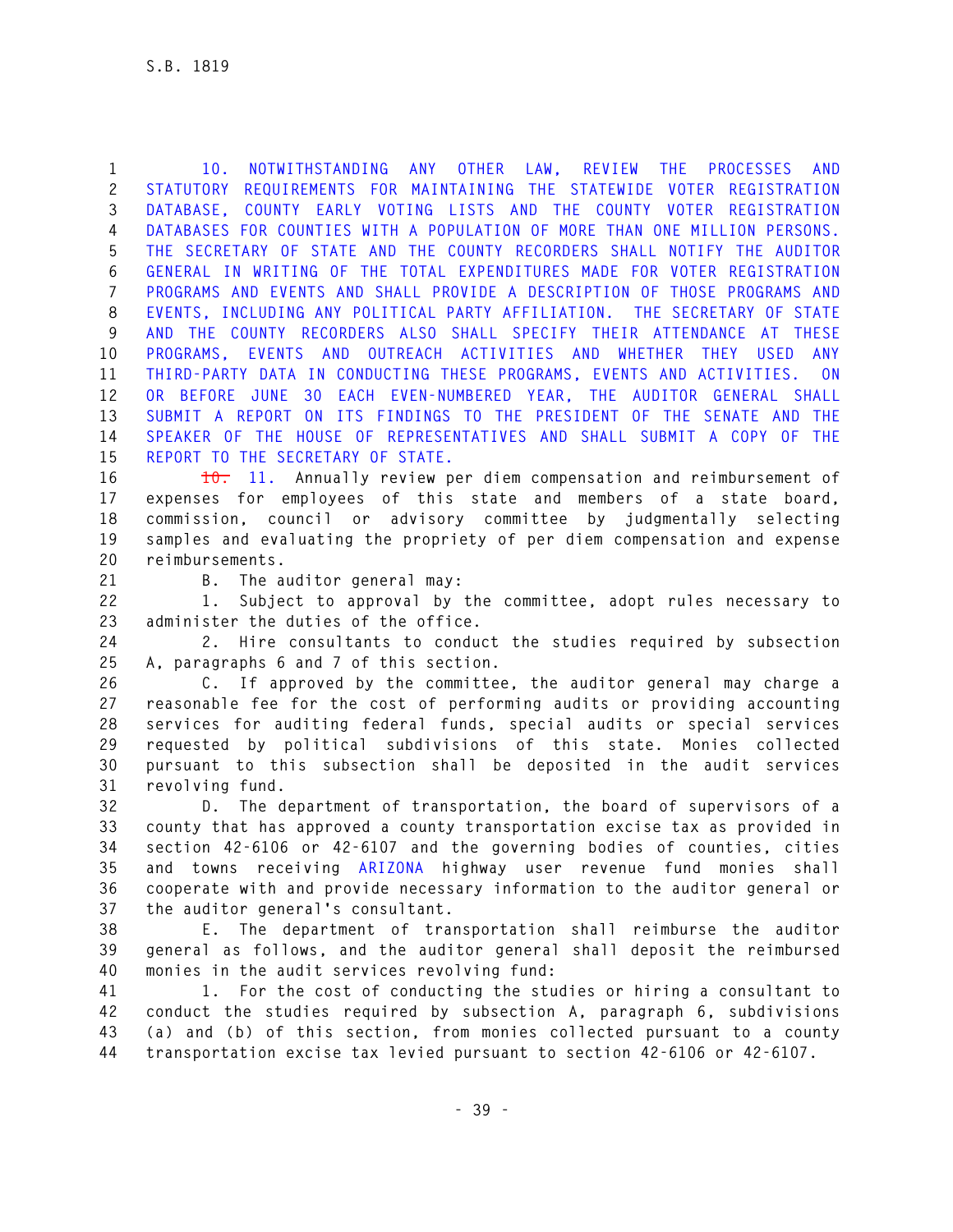10. NOTWITHSTANDING ANY OTHER LAW, REVIEW THE PROCESSES AND STATUTORY REQUIREMENTS FOR MAINTAINING THE STATEWIDE VOTER REGISTRATION DATABASE, COUNTY EARLY VOTING LISTS AND THE COUNTY VOTER REGISTRATION DATABASES FOR COUNTIES WITH A POPULATION OF MORE THAN ONE MILLION PERSONS. THE SECRETARY OF STATE AND THE COUNTY RECORDERS SHALL NOTIFY THE AUDITOR GENERAL IN WRITING OF THE TOTAL EXPENDITURES MADE FOR VOTER REGISTRATION PROGRAMS AND EVENTS AND SHALL PROVIDE A DESCRIPTION OF THOSE PROGRAMS AND EVENTS, INCLUDING ANY POLITICAL PARTY AFFILIATION. THE SECRETARY OF STATE AND THE COUNTY RECORDERS ALSO SHALL SPECIFY THEIR ATTENDANCE AT THESE PROGRAMS, EVENTS AND OUTREACH ACTIVITIES AND WHETHER THEY USED ANY THIRD-PARTY DATA IN CONDUCTING THESE PROGRAMS, EVENTS AND ACTIVITIES. ON OR BEFORE JUNE 30 EACH EVEN-NUMBERED YEAR, THE AUDITOR GENERAL SHALL SUBMIT A REPORT ON ITS FINDINGS TO THE PRESIDENT OF THE SENATE AND THE SPEAKER OF THE HOUSE OF REPRESENTATIVES AND SHALL SUBMIT A COPY OF THE REPORT TO THE SECRETARY OF STATE.

~~10.~~ 11. Annually review per diem compensation and reimbursement of expenses for employees of this state and members of a state board, commission, council or advisory committee by judgmentally selecting samples and evaluating the propriety of per diem compensation and expense reimbursements.

B. The auditor general may:

1. Subject to approval by the committee, adopt rules necessary to administer the duties of the office.

2. Hire consultants to conduct the studies required by subsection A, paragraphs 6 and 7 of this section.

C. If approved by the committee, the auditor general may charge a reasonable fee for the cost of performing audits or providing accounting services for auditing federal funds, special audits or special services requested by political subdivisions of this state. Monies collected pursuant to this subsection shall be deposited in the audit services revolving fund.

D. The department of transportation, the board of supervisors of a county that has approved a county transportation excise tax as provided in section 42-6106 or 42-6107 and the governing bodies of counties, cities and towns receiving ARIZONA highway user revenue fund monies shall cooperate with and provide necessary information to the auditor general or the auditor general's consultant.

E. The department of transportation shall reimburse the auditor general as follows, and the auditor general shall deposit the reimbursed monies in the audit services revolving fund:

1. For the cost of conducting the studies or hiring a consultant to conduct the studies required by subsection A, paragraph 6, subdivisions (a) and (b) of this section, from monies collected pursuant to a county transportation excise tax levied pursuant to section 42-6106 or 42-6107.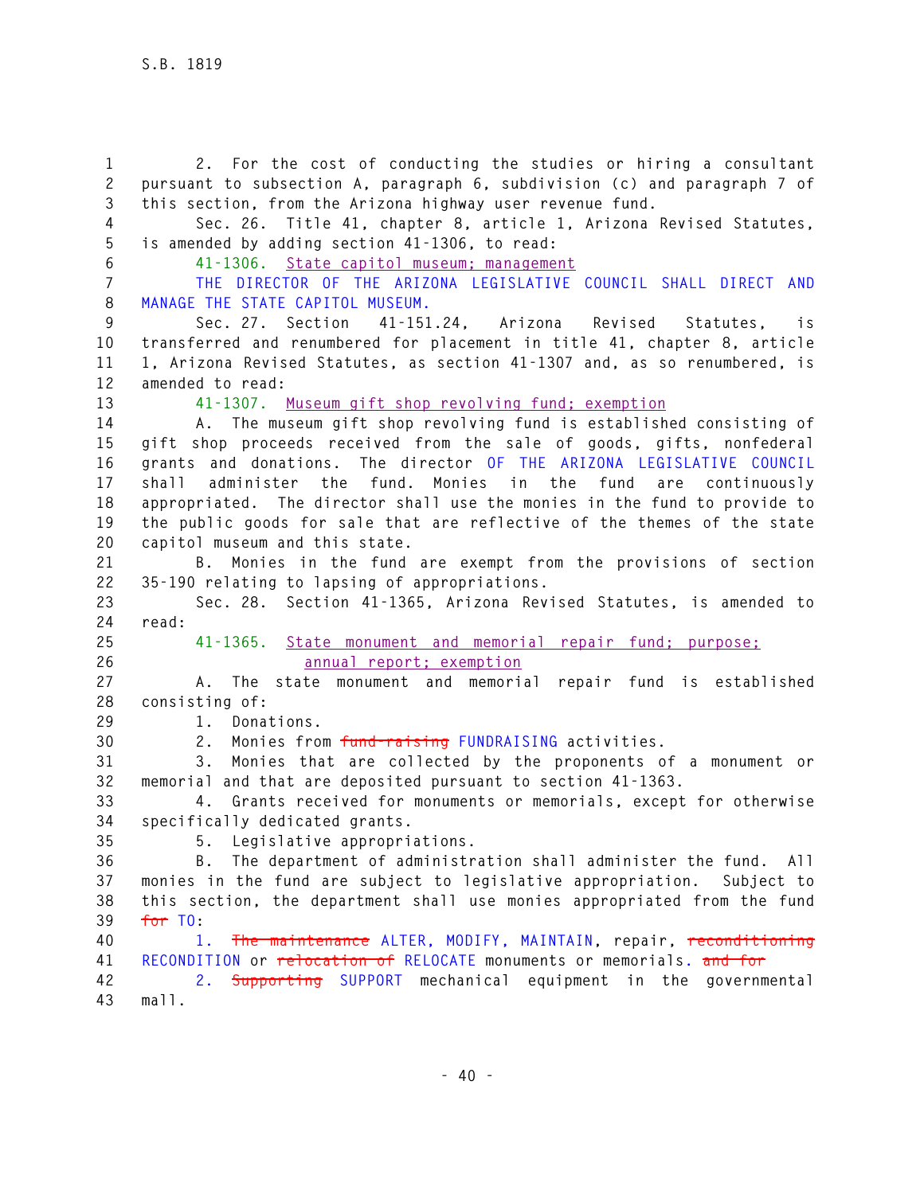2. For the cost of conducting the studies or hiring a consultant pursuant to subsection A, paragraph 6, subdivision (c) and paragraph 7 of this section, from the Arizona highway user revenue fund.

Sec. 26. Title 41, chapter 8, article 1, Arizona Revised Statutes, is amended by adding section 41-1306, to read:

41-1306. State capitol museum; management

THE DIRECTOR OF THE ARIZONA LEGISLATIVE COUNCIL SHALL DIRECT AND MANAGE THE STATE CAPITOL MUSEUM.

Sec. 27. Section 41-151.24, Arizona Revised Statutes, is transferred and renumbered for placement in title 41, chapter 8, article 1, Arizona Revised Statutes, as section 41-1307 and, as so renumbered, is amended to read:

41-1307. Museum gift shop revolving fund; exemption

A. The museum gift shop revolving fund is established consisting of gift shop proceeds received from the sale of goods, gifts, nonfederal grants and donations. The director OF THE ARIZONA LEGISLATIVE COUNCIL shall administer the fund. Monies in the fund are continuously appropriated. The director shall use the monies in the fund to provide to the public goods for sale that are reflective of the themes of the state capitol museum and this state.

B. Monies in the fund are exempt from the provisions of section 35-190 relating to lapsing of appropriations.

Sec. 28. Section 41-1365, Arizona Revised Statutes, is amended to read:

41-1365. State monument and memorial repair fund; purpose; annual report; exemption

A. The state monument and memorial repair fund is established consisting of:

1. Donations.

2. Monies from ~~fund-raising~~ FUNDRAISING activities.

3. Monies that are collected by the proponents of a monument or memorial and that are deposited pursuant to section 41-1363.

4. Grants received for monuments or memorials, except for otherwise specifically dedicated grants.

5. Legislative appropriations.

B. The department of administration shall administer the fund. All monies in the fund are subject to legislative appropriation. Subject to this section, the department shall use monies appropriated from the fund ~~for~~ TO:

1. ~~The maintenance~~ ALTER, MODIFY, MAINTAIN, repair, ~~reconditioning~~ RECONDITION or ~~relocation of~~ RELOCATE monuments or memorials. ~~and for~~

2. ~~Supporting~~ SUPPORT mechanical equipment in the governmental mall.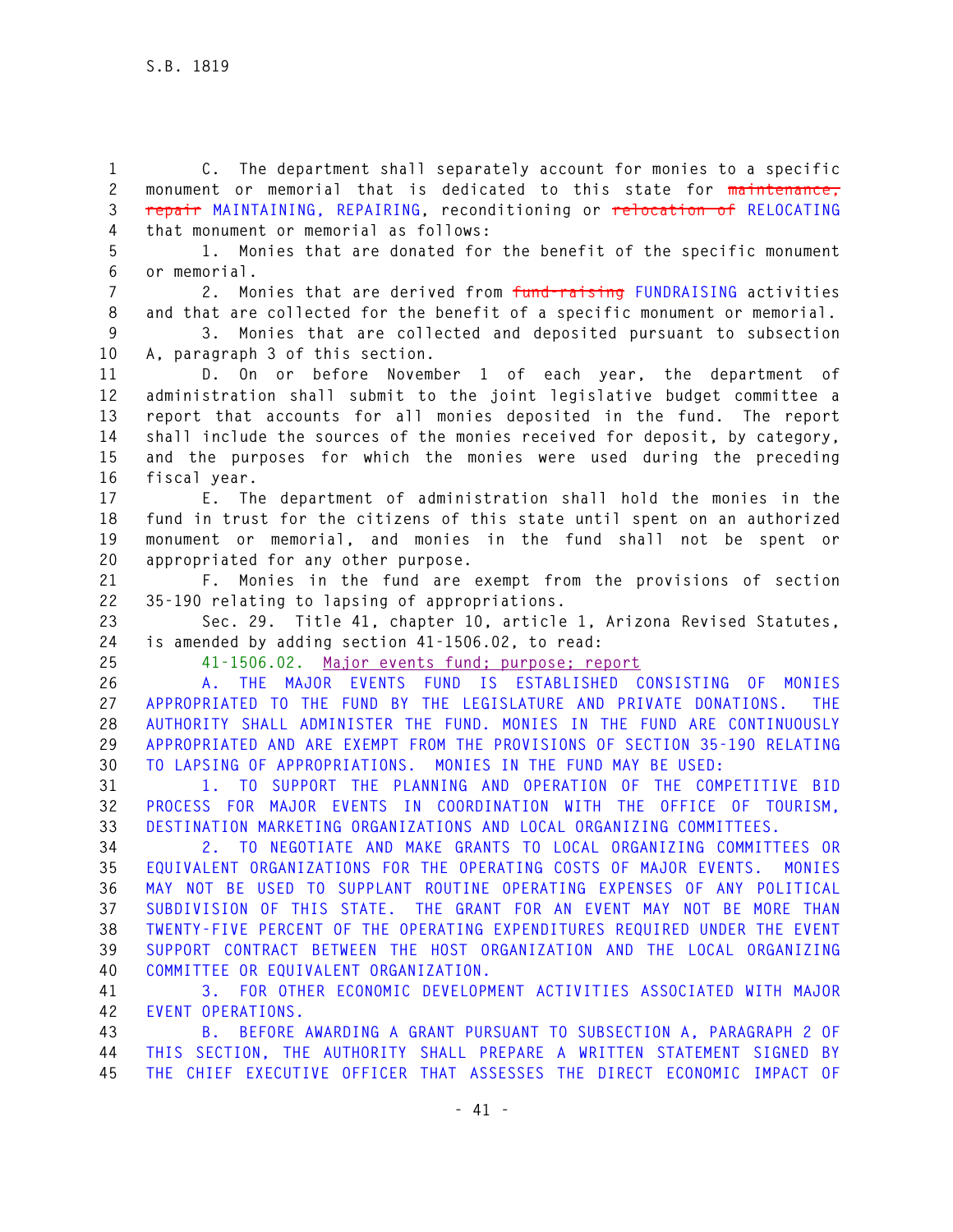C. The department shall separately account for monies to a specific monument or memorial that is dedicated to this state for ~~maintenance, repair~~ MAINTAINING, REPAIRING, reconditioning or ~~relocation of~~ RELOCATING that monument or memorial as follows:

1. Monies that are donated for the benefit of the specific monument or memorial.

2. Monies that are derived from ~~fund-raising~~ FUNDRAISING activities and that are collected for the benefit of a specific monument or memorial.

3. Monies that are collected and deposited pursuant to subsection A, paragraph 3 of this section.

D. On or before November 1 of each year, the department of administration shall submit to the joint legislative budget committee a report that accounts for all monies deposited in the fund. The report shall include the sources of the monies received for deposit, by category, and the purposes for which the monies were used during the preceding fiscal year.

E. The department of administration shall hold the monies in the fund in trust for the citizens of this state until spent on an authorized monument or memorial, and monies in the fund shall not be spent or appropriated for any other purpose.

F. Monies in the fund are exempt from the provisions of section 35-190 relating to lapsing of appropriations.

Sec. 29. Title 41, chapter 10, article 1, Arizona Revised Statutes, is amended by adding section 41-1506.02, to read:

41-1506.02. Major events fund; purpose; report

A. THE MAJOR EVENTS FUND IS ESTABLISHED CONSISTING OF MONIES APPROPRIATED TO THE FUND BY THE LEGISLATURE AND PRIVATE DONATIONS. THE AUTHORITY SHALL ADMINISTER THE FUND. MONIES IN THE FUND ARE CONTINUOUSLY APPROPRIATED AND ARE EXEMPT FROM THE PROVISIONS OF SECTION 35-190 RELATING TO LAPSING OF APPROPRIATIONS. MONIES IN THE FUND MAY BE USED:

1. TO SUPPORT THE PLANNING AND OPERATION OF THE COMPETITIVE BID PROCESS FOR MAJOR EVENTS IN COORDINATION WITH THE OFFICE OF TOURISM, DESTINATION MARKETING ORGANIZATIONS AND LOCAL ORGANIZING COMMITTEES.

2. TO NEGOTIATE AND MAKE GRANTS TO LOCAL ORGANIZING COMMITTEES OR EQUIVALENT ORGANIZATIONS FOR THE OPERATING COSTS OF MAJOR EVENTS. MONIES MAY NOT BE USED TO SUPPLANT ROUTINE OPERATING EXPENSES OF ANY POLITICAL SUBDIVISION OF THIS STATE. THE GRANT FOR AN EVENT MAY NOT BE MORE THAN TWENTY-FIVE PERCENT OF THE OPERATING EXPENDITURES REQUIRED UNDER THE EVENT SUPPORT CONTRACT BETWEEN THE HOST ORGANIZATION AND THE LOCAL ORGANIZING COMMITTEE OR EQUIVALENT ORGANIZATION.

3. FOR OTHER ECONOMIC DEVELOPMENT ACTIVITIES ASSOCIATED WITH MAJOR EVENT OPERATIONS.

B. BEFORE AWARDING A GRANT PURSUANT TO SUBSECTION A, PARAGRAPH 2 OF THIS SECTION, THE AUTHORITY SHALL PREPARE A WRITTEN STATEMENT SIGNED BY THE CHIEF EXECUTIVE OFFICER THAT ASSESSES THE DIRECT ECONOMIC IMPACT OF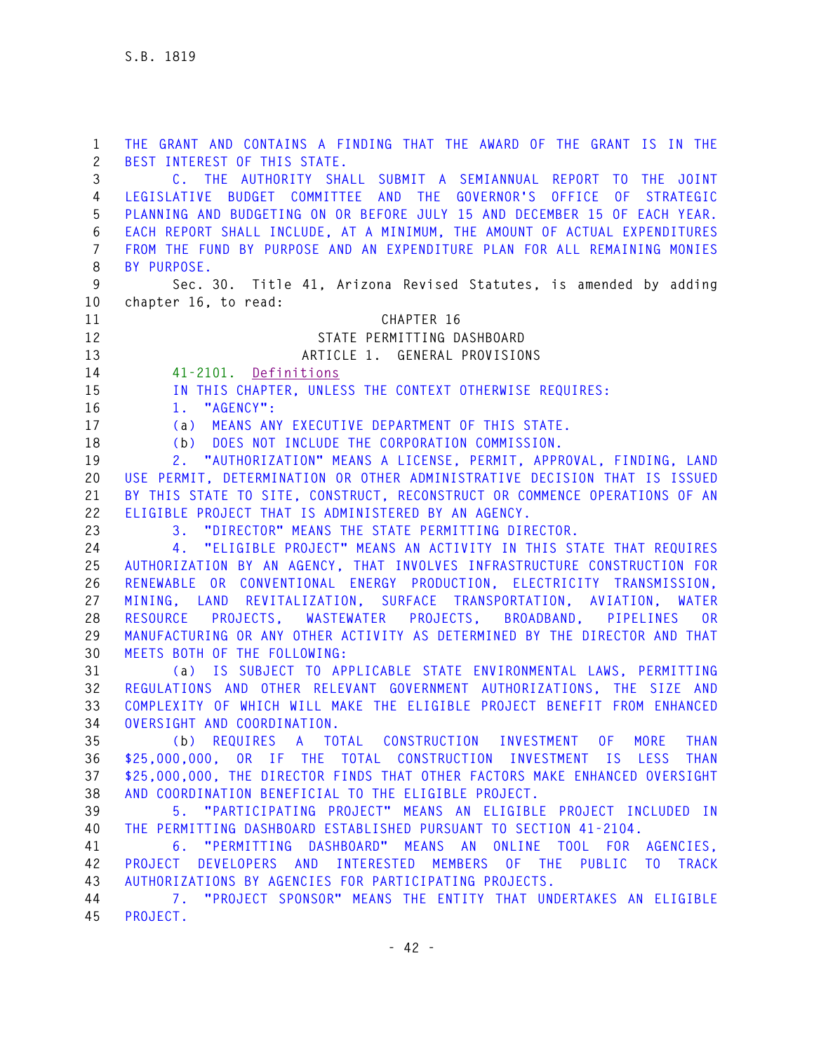THE GRANT AND CONTAINS A FINDING THAT THE AWARD OF THE GRANT IS IN THE BEST INTEREST OF THIS STATE.

C. THE AUTHORITY SHALL SUBMIT A SEMIANNUAL REPORT TO THE JOINT LEGISLATIVE BUDGET COMMITTEE AND THE GOVERNOR'S OFFICE OF STRATEGIC PLANNING AND BUDGETING ON OR BEFORE JULY 15 AND DECEMBER 15 OF EACH YEAR. EACH REPORT SHALL INCLUDE, AT A MINIMUM, THE AMOUNT OF ACTUAL EXPENDITURES FROM THE FUND BY PURPOSE AND AN EXPENDITURE PLAN FOR ALL REMAINING MONIES BY PURPOSE.

Sec. 30. Title 41, Arizona Revised Statutes, is amended by adding chapter 16, to read:

CHAPTER 16

STATE PERMITTING DASHBOARD

ARTICLE 1. GENERAL PROVISIONS

41-2101. Definitions

IN THIS CHAPTER, UNLESS THE CONTEXT OTHERWISE REQUIRES:

1. "AGENCY":

(a) MEANS ANY EXECUTIVE DEPARTMENT OF THIS STATE.

(b) DOES NOT INCLUDE THE CORPORATION COMMISSION.

2. "AUTHORIZATION" MEANS A LICENSE, PERMIT, APPROVAL, FINDING, LAND USE PERMIT, DETERMINATION OR OTHER ADMINISTRATIVE DECISION THAT IS ISSUED BY THIS STATE TO SITE, CONSTRUCT, RECONSTRUCT OR COMMENCE OPERATIONS OF AN ELIGIBLE PROJECT THAT IS ADMINISTERED BY AN AGENCY.

3. "DIRECTOR" MEANS THE STATE PERMITTING DIRECTOR.

4. "ELIGIBLE PROJECT" MEANS AN ACTIVITY IN THIS STATE THAT REQUIRES AUTHORIZATION BY AN AGENCY, THAT INVOLVES INFRASTRUCTURE CONSTRUCTION FOR RENEWABLE OR CONVENTIONAL ENERGY PRODUCTION, ELECTRICITY TRANSMISSION, MINING, LAND REVITALIZATION, SURFACE TRANSPORTATION, AVIATION, WATER RESOURCE PROJECTS, WASTEWATER PROJECTS, BROADBAND, PIPELINES OR MANUFACTURING OR ANY OTHER ACTIVITY AS DETERMINED BY THE DIRECTOR AND THAT MEETS BOTH OF THE FOLLOWING:

(a) IS SUBJECT TO APPLICABLE STATE ENVIRONMENTAL LAWS, PERMITTING REGULATIONS AND OTHER RELEVANT GOVERNMENT AUTHORIZATIONS, THE SIZE AND COMPLEXITY OF WHICH WILL MAKE THE ELIGIBLE PROJECT BENEFIT FROM ENHANCED OVERSIGHT AND COORDINATION.

(b) REQUIRES A TOTAL CONSTRUCTION INVESTMENT OF MORE THAN $25,000,000, OR IF THE TOTAL CONSTRUCTION INVESTMENT IS LESS THAN $25,000,000, THE DIRECTOR FINDS THAT OTHER FACTORS MAKE ENHANCED OVERSIGHT AND COORDINATION BENEFICIAL TO THE ELIGIBLE PROJECT.

5. "PARTICIPATING PROJECT" MEANS AN ELIGIBLE PROJECT INCLUDED IN THE PERMITTING DASHBOARD ESTABLISHED PURSUANT TO SECTION 41-2104.

6. "PERMITTING DASHBOARD" MEANS AN ONLINE TOOL FOR AGENCIES, PROJECT DEVELOPERS AND INTERESTED MEMBERS OF THE PUBLIC TO TRACK AUTHORIZATIONS BY AGENCIES FOR PARTICIPATING PROJECTS.

7. "PROJECT SPONSOR" MEANS THE ENTITY THAT UNDERTAKES AN ELIGIBLE PROJECT.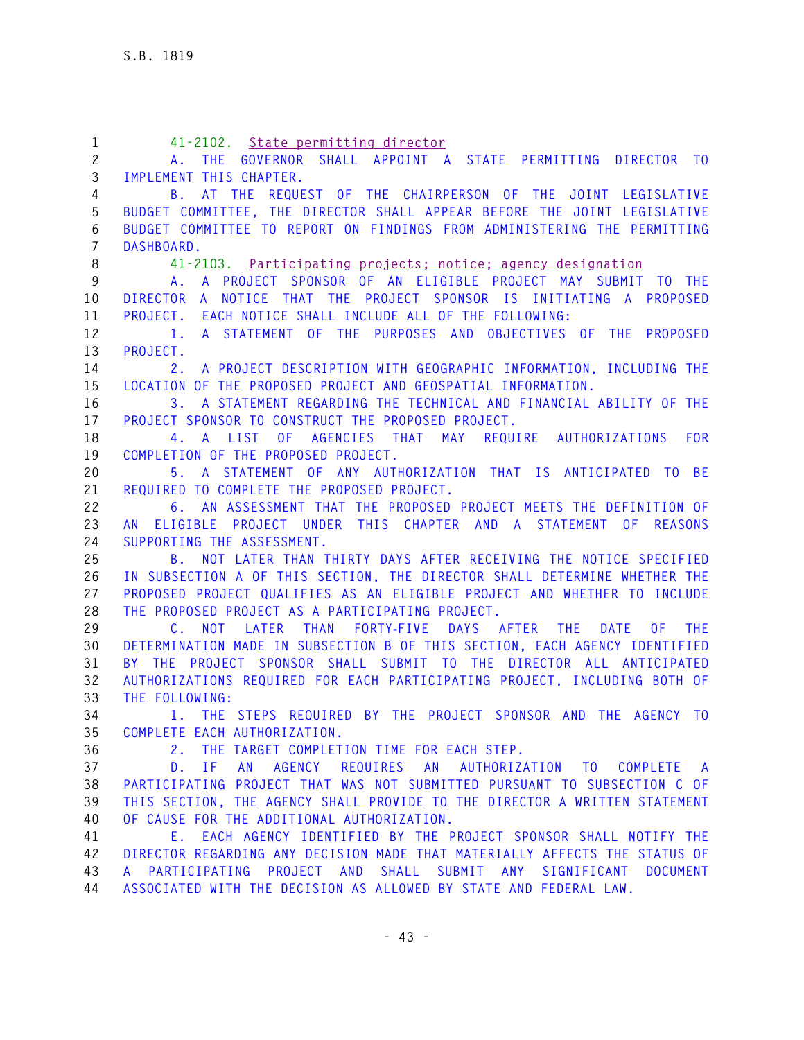41-2102. State permitting director

A. THE GOVERNOR SHALL APPOINT A STATE PERMITTING DIRECTOR TO IMPLEMENT THIS CHAPTER.

B. AT THE REQUEST OF THE CHAIRPERSON OF THE JOINT LEGISLATIVE BUDGET COMMITTEE, THE DIRECTOR SHALL APPEAR BEFORE THE JOINT LEGISLATIVE BUDGET COMMITTEE TO REPORT ON FINDINGS FROM ADMINISTERING THE PERMITTING DASHBOARD.

41-2103. Participating projects; notice; agency designation

A. A PROJECT SPONSOR OF AN ELIGIBLE PROJECT MAY SUBMIT TO THE DIRECTOR A NOTICE THAT THE PROJECT SPONSOR IS INITIATING A PROPOSED PROJECT. EACH NOTICE SHALL INCLUDE ALL OF THE FOLLOWING:

1. A STATEMENT OF THE PURPOSES AND OBJECTIVES OF THE PROPOSED PROJECT.

2. A PROJECT DESCRIPTION WITH GEOGRAPHIC INFORMATION, INCLUDING THE LOCATION OF THE PROPOSED PROJECT AND GEOSPATIAL INFORMATION.

3. A STATEMENT REGARDING THE TECHNICAL AND FINANCIAL ABILITY OF THE PROJECT SPONSOR TO CONSTRUCT THE PROPOSED PROJECT.

4. A LIST OF AGENCIES THAT MAY REQUIRE AUTHORIZATIONS FOR COMPLETION OF THE PROPOSED PROJECT.

5. A STATEMENT OF ANY AUTHORIZATION THAT IS ANTICIPATED TO BE REQUIRED TO COMPLETE THE PROPOSED PROJECT.

6. AN ASSESSMENT THAT THE PROPOSED PROJECT MEETS THE DEFINITION OF AN ELIGIBLE PROJECT UNDER THIS CHAPTER AND A STATEMENT OF REASONS SUPPORTING THE ASSESSMENT.

B. NOT LATER THAN THIRTY DAYS AFTER RECEIVING THE NOTICE SPECIFIED IN SUBSECTION A OF THIS SECTION, THE DIRECTOR SHALL DETERMINE WHETHER THE PROPOSED PROJECT QUALIFIES AS AN ELIGIBLE PROJECT AND WHETHER TO INCLUDE THE PROPOSED PROJECT AS A PARTICIPATING PROJECT.

C. NOT LATER THAN FORTY-FIVE DAYS AFTER THE DATE OF THE DETERMINATION MADE IN SUBSECTION B OF THIS SECTION, EACH AGENCY IDENTIFIED BY THE PROJECT SPONSOR SHALL SUBMIT TO THE DIRECTOR ALL ANTICIPATED AUTHORIZATIONS REQUIRED FOR EACH PARTICIPATING PROJECT, INCLUDING BOTH OF THE FOLLOWING:

1. THE STEPS REQUIRED BY THE PROJECT SPONSOR AND THE AGENCY TO COMPLETE EACH AUTHORIZATION.

2. THE TARGET COMPLETION TIME FOR EACH STEP.

D. IF AN AGENCY REQUIRES AN AUTHORIZATION TO COMPLETE A PARTICIPATING PROJECT THAT WAS NOT SUBMITTED PURSUANT TO SUBSECTION C OF THIS SECTION, THE AGENCY SHALL PROVIDE TO THE DIRECTOR A WRITTEN STATEMENT OF CAUSE FOR THE ADDITIONAL AUTHORIZATION.

E. EACH AGENCY IDENTIFIED BY THE PROJECT SPONSOR SHALL NOTIFY THE DIRECTOR REGARDING ANY DECISION MADE THAT MATERIALLY AFFECTS THE STATUS OF A PARTICIPATING PROJECT AND SHALL SUBMIT ANY SIGNIFICANT DOCUMENT ASSOCIATED WITH THE DECISION AS ALLOWED BY STATE AND FEDERAL LAW.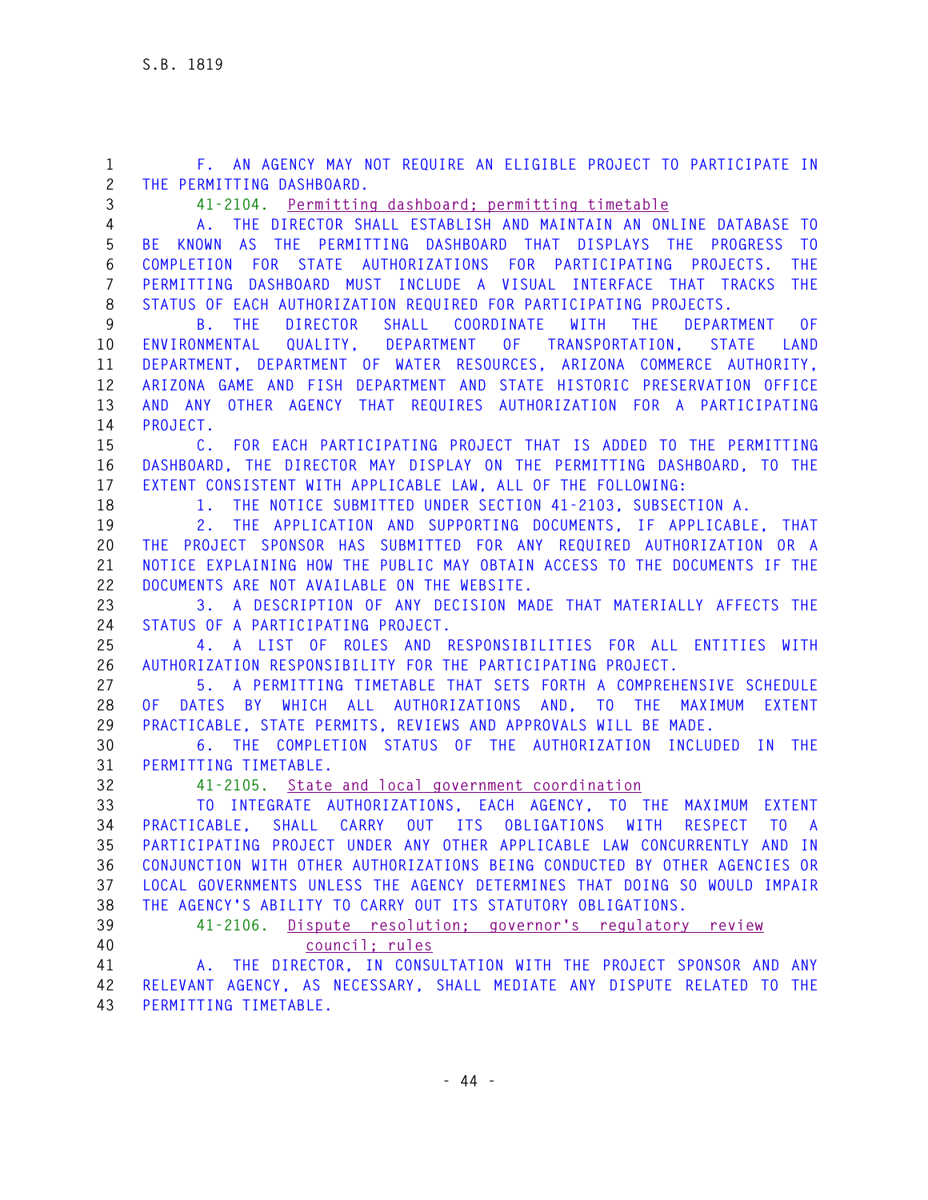F. AN AGENCY MAY NOT REQUIRE AN ELIGIBLE PROJECT TO PARTICIPATE IN THE PERMITTING DASHBOARD.

41-2104. Permitting dashboard; permitting timetable

A. THE DIRECTOR SHALL ESTABLISH AND MAINTAIN AN ONLINE DATABASE TO BE KNOWN AS THE PERMITTING DASHBOARD THAT DISPLAYS THE PROGRESS TO COMPLETION FOR STATE AUTHORIZATIONS FOR PARTICIPATING PROJECTS. THE PERMITTING DASHBOARD MUST INCLUDE A VISUAL INTERFACE THAT TRACKS THE STATUS OF EACH AUTHORIZATION REQUIRED FOR PARTICIPATING PROJECTS.

B. THE DIRECTOR SHALL COORDINATE WITH THE DEPARTMENT OF ENVIRONMENTAL QUALITY, DEPARTMENT OF TRANSPORTATION, STATE LAND DEPARTMENT, DEPARTMENT OF WATER RESOURCES, ARIZONA COMMERCE AUTHORITY, ARIZONA GAME AND FISH DEPARTMENT AND STATE HISTORIC PRESERVATION OFFICE AND ANY OTHER AGENCY THAT REQUIRES AUTHORIZATION FOR A PARTICIPATING PROJECT.

C. FOR EACH PARTICIPATING PROJECT THAT IS ADDED TO THE PERMITTING DASHBOARD, THE DIRECTOR MAY DISPLAY ON THE PERMITTING DASHBOARD, TO THE EXTENT CONSISTENT WITH APPLICABLE LAW, ALL OF THE FOLLOWING:

1. THE NOTICE SUBMITTED UNDER SECTION 41-2103, SUBSECTION A.

2. THE APPLICATION AND SUPPORTING DOCUMENTS, IF APPLICABLE, THAT THE PROJECT SPONSOR HAS SUBMITTED FOR ANY REQUIRED AUTHORIZATION OR A NOTICE EXPLAINING HOW THE PUBLIC MAY OBTAIN ACCESS TO THE DOCUMENTS IF THE DOCUMENTS ARE NOT AVAILABLE ON THE WEBSITE.

3. A DESCRIPTION OF ANY DECISION MADE THAT MATERIALLY AFFECTS THE STATUS OF A PARTICIPATING PROJECT.

4. A LIST OF ROLES AND RESPONSIBILITIES FOR ALL ENTITIES WITH AUTHORIZATION RESPONSIBILITY FOR THE PARTICIPATING PROJECT.

5. A PERMITTING TIMETABLE THAT SETS FORTH A COMPREHENSIVE SCHEDULE OF DATES BY WHICH ALL AUTHORIZATIONS AND, TO THE MAXIMUM EXTENT PRACTICABLE, STATE PERMITS, REVIEWS AND APPROVALS WILL BE MADE.

6. THE COMPLETION STATUS OF THE AUTHORIZATION INCLUDED IN THE PERMITTING TIMETABLE.

41-2105. State and local government coordination

TO INTEGRATE AUTHORIZATIONS, EACH AGENCY, TO THE MAXIMUM EXTENT PRACTICABLE, SHALL CARRY OUT ITS OBLIGATIONS WITH RESPECT TO A PARTICIPATING PROJECT UNDER ANY OTHER APPLICABLE LAW CONCURRENTLY AND IN CONJUNCTION WITH OTHER AUTHORIZATIONS BEING CONDUCTED BY OTHER AGENCIES OR LOCAL GOVERNMENTS UNLESS THE AGENCY DETERMINES THAT DOING SO WOULD IMPAIR THE AGENCY'S ABILITY TO CARRY OUT ITS STATUTORY OBLIGATIONS.

41-2106. Dispute resolution; governor's regulatory review council; rules

A. THE DIRECTOR, IN CONSULTATION WITH THE PROJECT SPONSOR AND ANY RELEVANT AGENCY, AS NECESSARY, SHALL MEDIATE ANY DISPUTE RELATED TO THE PERMITTING TIMETABLE.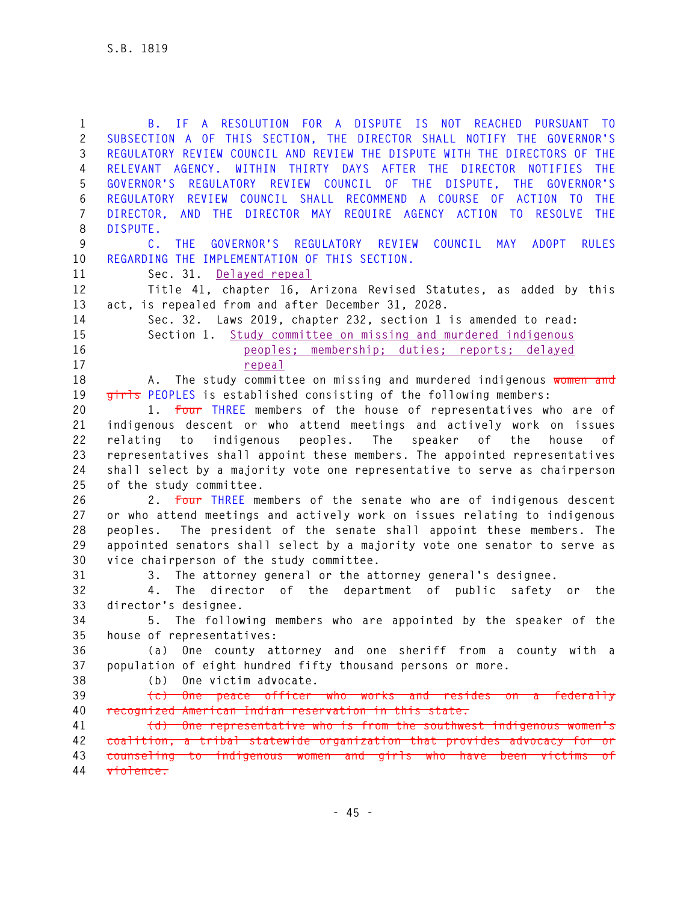B. IF A RESOLUTION FOR A DISPUTE IS NOT REACHED PURSUANT TO SUBSECTION A OF THIS SECTION, THE DIRECTOR SHALL NOTIFY THE GOVERNOR'S REGULATORY REVIEW COUNCIL AND REVIEW THE DISPUTE WITH THE DIRECTORS OF THE RELEVANT AGENCY. WITHIN THIRTY DAYS AFTER THE DIRECTOR NOTIFIES THE GOVERNOR'S REGULATORY REVIEW COUNCIL OF THE DISPUTE, THE GOVERNOR'S REGULATORY REVIEW COUNCIL SHALL RECOMMEND A COURSE OF ACTION TO THE DIRECTOR, AND THE DIRECTOR MAY REQUIRE AGENCY ACTION TO RESOLVE THE DISPUTE.

C. THE GOVERNOR'S REGULATORY REVIEW COUNCIL MAY ADOPT RULES REGARDING THE IMPLEMENTATION OF THIS SECTION.

Sec. 31. Delayed repeal

Title 41, chapter 16, Arizona Revised Statutes, as added by this act, is repealed from and after December 31, 2028.

Sec. 32. Laws 2019, chapter 232, section 1 is amended to read:

Section 1. Study committee on missing and murdered indigenous peoples; membership; duties; reports; delayed repeal

A. The study committee on missing and murdered indigenous ~~women and girls~~ PEOPLES is established consisting of the following members:

1. ~~Four~~ THREE members of the house of representatives who are of indigenous descent or who attend meetings and actively work on issues relating to indigenous peoples. The speaker of the house of representatives shall appoint these members. The appointed representatives shall select by a majority vote one representative to serve as chairperson of the study committee.

2. ~~Four~~ THREE members of the senate who are of indigenous descent or who attend meetings and actively work on issues relating to indigenous peoples. The president of the senate shall appoint these members. The appointed senators shall select by a majority vote one senator to serve as vice chairperson of the study committee.

3. The attorney general or the attorney general's designee.

4. The director of the department of public safety or the director's designee.

5. The following members who are appointed by the speaker of the house of representatives:

(a) One county attorney and one sheriff from a county with a population of eight hundred fifty thousand persons or more.

(b) One victim advocate.

~~(c) One peace officer who works and resides on a federally recognized American Indian reservation in this state.~~

~~(d) One representative who is from the southwest indigenous women's coalition, a tribal statewide organization that provides advocacy for or counseling to indigenous women and girls who have been victims of violence.~~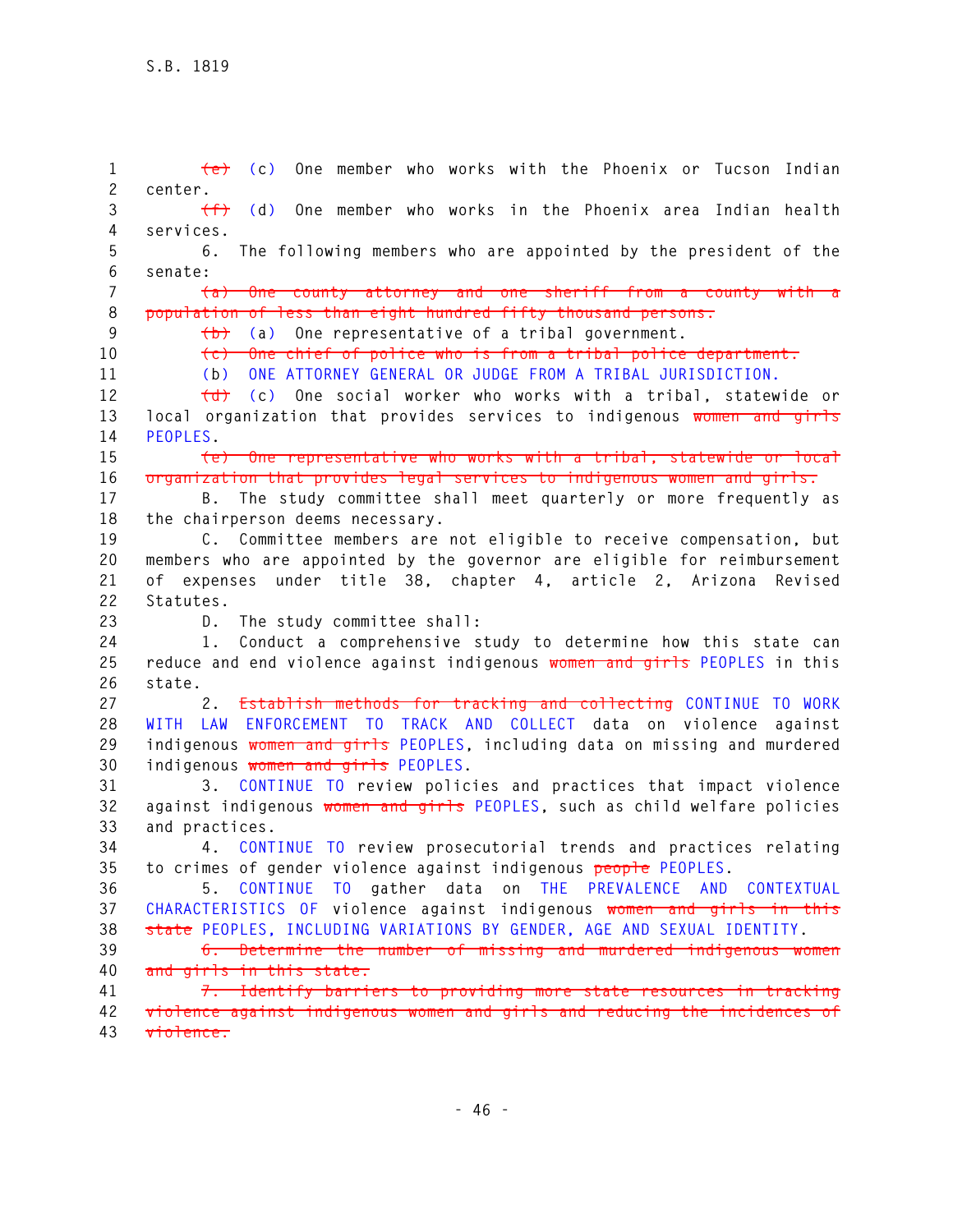~~(e)~~ (c) One member who works with the Phoenix or Tucson Indian center.

~~(f)~~ (d) One member who works in the Phoenix area Indian health services.

6. The following members who are appointed by the president of the senate:

~~(a) One county attorney and one sheriff from a county with a population of less than eight hundred fifty thousand persons.~~

~~(b)~~ (a) One representative of a tribal government.

~~(c) One chief of police who is from a tribal police department.~~

(b) ONE ATTORNEY GENERAL OR JUDGE FROM A TRIBAL JURISDICTION.

~~(d)~~ (c) One social worker who works with a tribal, statewide or local organization that provides services to indigenous ~~women and girls~~ PEOPLES.

~~(e) One representative who works with a tribal, statewide or local organization that provides legal services to indigenous women and girls.~~

B. The study committee shall meet quarterly or more frequently as the chairperson deems necessary.

C. Committee members are not eligible to receive compensation, but members who are appointed by the governor are eligible for reimbursement of expenses under title 38, chapter 4, article 2, Arizona Revised Statutes.

D. The study committee shall:

1. Conduct a comprehensive study to determine how this state can reduce and end violence against indigenous ~~women and girls~~ PEOPLES in this state.

2. ~~Establish methods for tracking and collecting~~ CONTINUE TO WORK WITH LAW ENFORCEMENT TO TRACK AND COLLECT data on violence against indigenous ~~women and girls~~ PEOPLES, including data on missing and murdered indigenous ~~women and girls~~ PEOPLES.

3. CONTINUE TO review policies and practices that impact violence against indigenous ~~women and girls~~ PEOPLES, such as child welfare policies and practices.

4. CONTINUE TO review prosecutorial trends and practices relating to crimes of gender violence against indigenous ~~people~~ PEOPLES.

5. CONTINUE TO gather data on THE PREVALENCE AND CONTEXTUAL CHARACTERISTICS OF violence against indigenous ~~women and girls in this state~~ PEOPLES, INCLUDING VARIATIONS BY GENDER, AGE AND SEXUAL IDENTITY.

~~6. Determine the number of missing and murdered indigenous women and girls in this state.~~

~~7. Identify barriers to providing more state resources in tracking violence against indigenous women and girls and reducing the incidences of violence.~~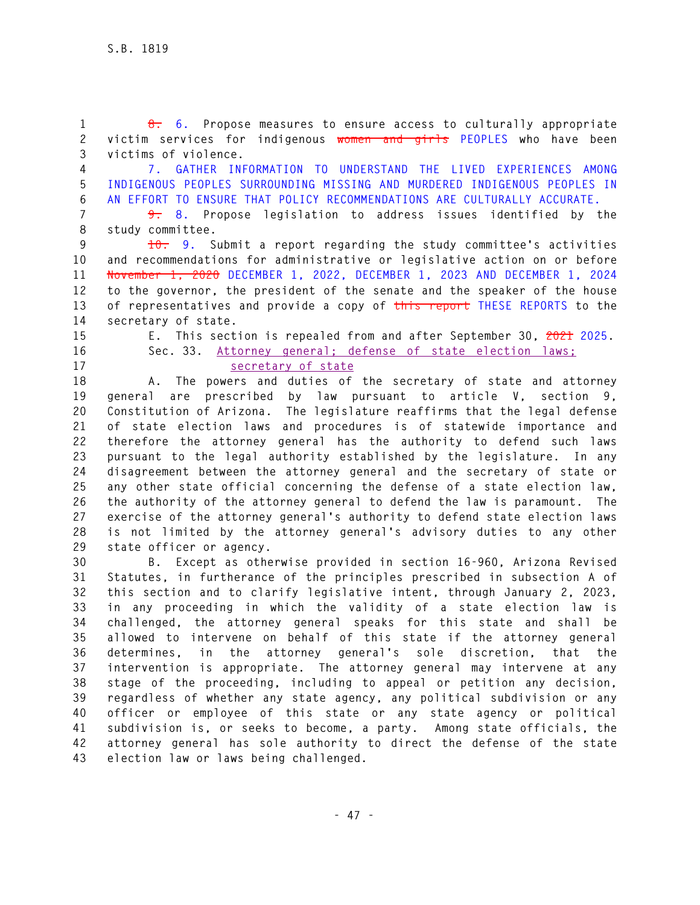~~8.~~ 6. Propose measures to ensure access to culturally appropriate victim services for indigenous ~~women and girls~~ PEOPLES who have been victims of violence.

7. GATHER INFORMATION TO UNDERSTAND THE LIVED EXPERIENCES AMONG INDIGENOUS PEOPLES SURROUNDING MISSING AND MURDERED INDIGENOUS PEOPLES IN AN EFFORT TO ENSURE THAT POLICY RECOMMENDATIONS ARE CULTURALLY ACCURATE.

~~9.~~ 8. Propose legislation to address issues identified by the study committee.

~~10.~~ 9. Submit a report regarding the study committee's activities and recommendations for administrative or legislative action on or before ~~November 1, 2020~~ DECEMBER 1, 2022, DECEMBER 1, 2023 AND DECEMBER 1, 2024 to the governor, the president of the senate and the speaker of the house of representatives and provide a copy of ~~this report~~ THESE REPORTS to the secretary of state.

E. This section is repealed from and after September 30, ~~2021~~ 2025.

Sec. 33. Attorney general; defense of state election laws; secretary of state

A. The powers and duties of the secretary of state and attorney general are prescribed by law pursuant to article V, section 9, Constitution of Arizona. The legislature reaffirms that the legal defense of state election laws and procedures is of statewide importance and therefore the attorney general has the authority to defend such laws pursuant to the legal authority established by the legislature. In any disagreement between the attorney general and the secretary of state or any other state official concerning the defense of a state election law, the authority of the attorney general to defend the law is paramount. The exercise of the attorney general's authority to defend state election laws is not limited by the attorney general's advisory duties to any other state officer or agency.

B. Except as otherwise provided in section 16-960, Arizona Revised Statutes, in furtherance of the principles prescribed in subsection A of this section and to clarify legislative intent, through January 2, 2023, in any proceeding in which the validity of a state election law is challenged, the attorney general speaks for this state and shall be allowed to intervene on behalf of this state if the attorney general determines, in the attorney general's sole discretion, that the intervention is appropriate. The attorney general may intervene at any stage of the proceeding, including to appeal or petition any decision, regardless of whether any state agency, any political subdivision or any officer or employee of this state or any state agency or political subdivision is, or seeks to become, a party. Among state officials, the attorney general has sole authority to direct the defense of the state election law or laws being challenged.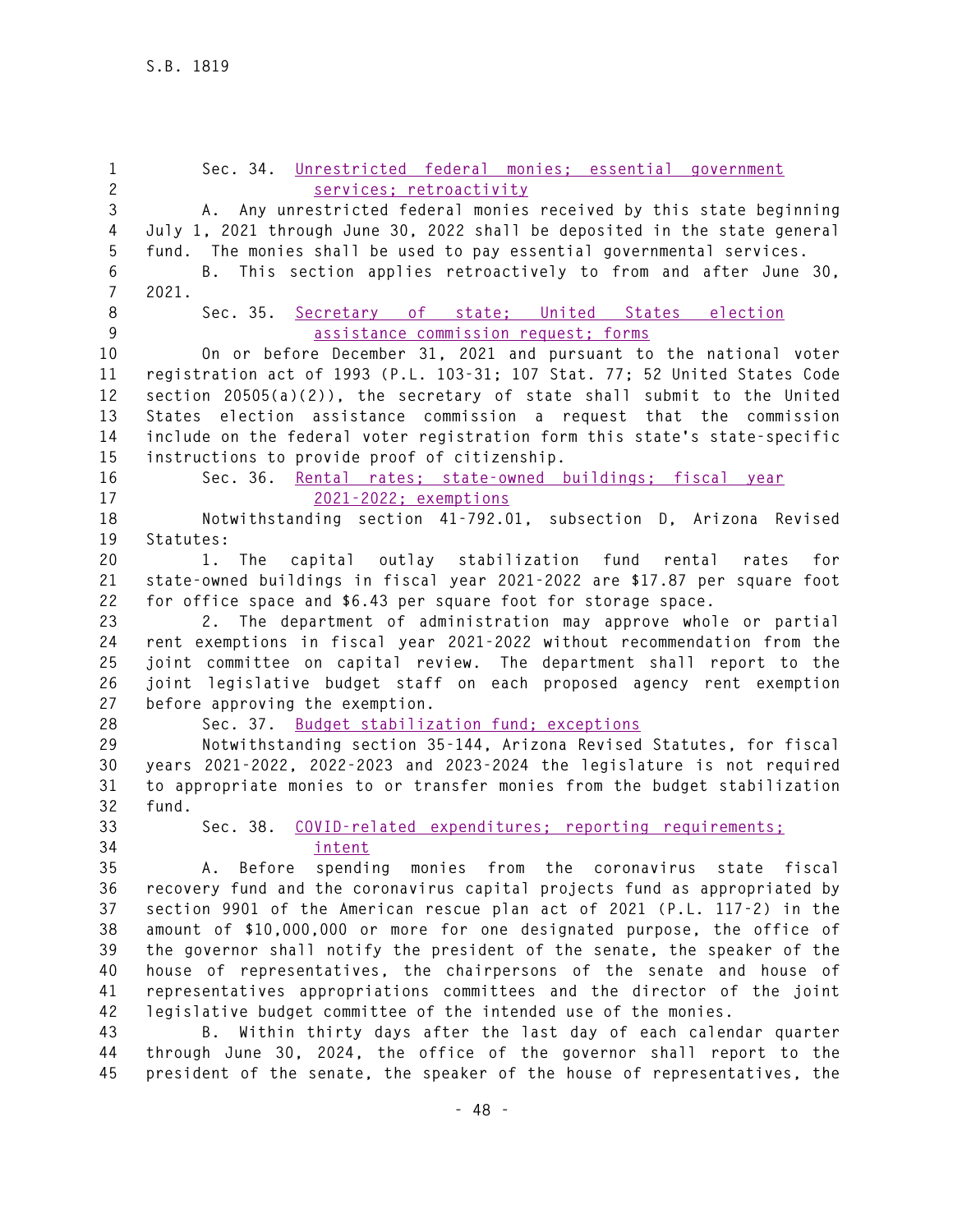Sec. 34. Unrestricted federal monies; essential government services; retroactivity

A. Any unrestricted federal monies received by this state beginning July 1, 2021 through June 30, 2022 shall be deposited in the state general fund. The monies shall be used to pay essential governmental services.

B. This section applies retroactively to from and after June 30, 2021.

Sec. 35. Secretary of state; United States election assistance commission request; forms

On or before December 31, 2021 and pursuant to the national voter registration act of 1993 (P.L. 103-31; 107 Stat. 77; 52 United States Code section 20505(a)(2)), the secretary of state shall submit to the United States election assistance commission a request that the commission include on the federal voter registration form this state's state-specific instructions to provide proof of citizenship.

Sec. 36. Rental rates; state-owned buildings; fiscal year 2021-2022; exemptions

Notwithstanding section 41-792.01, subsection D, Arizona Revised Statutes:

1. The capital outlay stabilization fund rental rates for state-owned buildings in fiscal year 2021-2022 are $17.87 per square foot for office space and $6.43 per square foot for storage space.

2. The department of administration may approve whole or partial rent exemptions in fiscal year 2021-2022 without recommendation from the joint committee on capital review. The department shall report to the joint legislative budget staff on each proposed agency rent exemption before approving the exemption.

Sec. 37. Budget stabilization fund; exceptions

Notwithstanding section 35-144, Arizona Revised Statutes, for fiscal years 2021-2022, 2022-2023 and 2023-2024 the legislature is not required to appropriate monies to or transfer monies from the budget stabilization fund.

Sec. 38. COVID-related expenditures; reporting requirements; intent

A. Before spending monies from the coronavirus state fiscal recovery fund and the coronavirus capital projects fund as appropriated by section 9901 of the American rescue plan act of 2021 (P.L. 117-2) in the amount of $10,000,000 or more for one designated purpose, the office of the governor shall notify the president of the senate, the speaker of the house of representatives, the chairpersons of the senate and house of representatives appropriations committees and the director of the joint legislative budget committee of the intended use of the monies.

B. Within thirty days after the last day of each calendar quarter through June 30, 2024, the office of the governor shall report to the president of the senate, the speaker of the house of representatives, the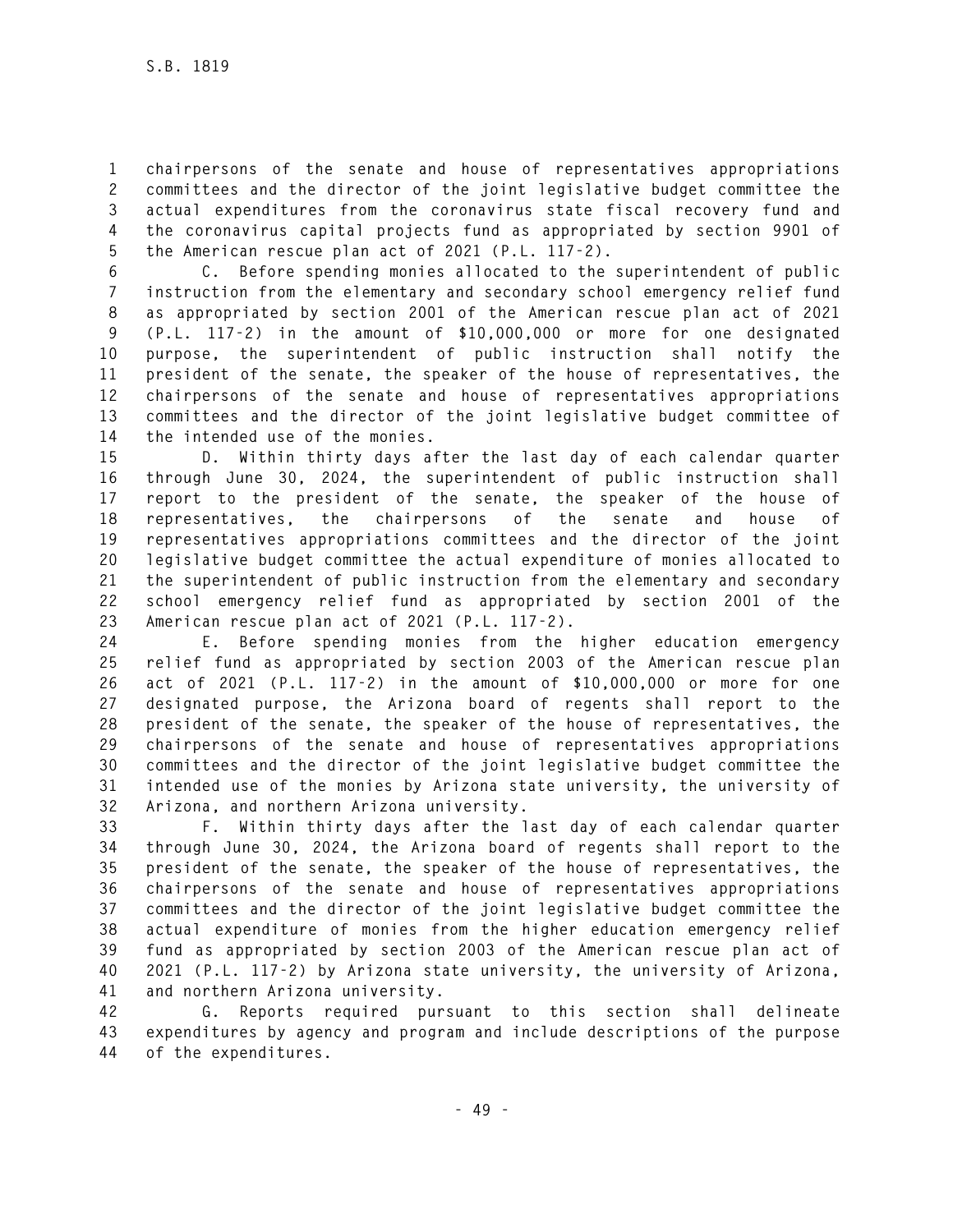chairpersons of the senate and house of representatives appropriations committees and the director of the joint legislative budget committee the actual expenditures from the coronavirus state fiscal recovery fund and the coronavirus capital projects fund as appropriated by section 9901 of the American rescue plan act of 2021 (P.L. 117-2).

C. Before spending monies allocated to the superintendent of public instruction from the elementary and secondary school emergency relief fund as appropriated by section 2001 of the American rescue plan act of 2021 (P.L. 117-2) in the amount of $10,000,000 or more for one designated purpose, the superintendent of public instruction shall notify the president of the senate, the speaker of the house of representatives, the chairpersons of the senate and house of representatives appropriations committees and the director of the joint legislative budget committee of the intended use of the monies.

D. Within thirty days after the last day of each calendar quarter through June 30, 2024, the superintendent of public instruction shall report to the president of the senate, the speaker of the house of representatives, the chairpersons of the senate and house of representatives appropriations committees and the director of the joint legislative budget committee the actual expenditure of monies allocated to the superintendent of public instruction from the elementary and secondary school emergency relief fund as appropriated by section 2001 of the American rescue plan act of 2021 (P.L. 117-2).

E. Before spending monies from the higher education emergency relief fund as appropriated by section 2003 of the American rescue plan act of 2021 (P.L. 117-2) in the amount of $10,000,000 or more for one designated purpose, the Arizona board of regents shall report to the president of the senate, the speaker of the house of representatives, the chairpersons of the senate and house of representatives appropriations committees and the director of the joint legislative budget committee the intended use of the monies by Arizona state university, the university of Arizona, and northern Arizona university.

F. Within thirty days after the last day of each calendar quarter through June 30, 2024, the Arizona board of regents shall report to the president of the senate, the speaker of the house of representatives, the chairpersons of the senate and house of representatives appropriations committees and the director of the joint legislative budget committee the actual expenditure of monies from the higher education emergency relief fund as appropriated by section 2003 of the American rescue plan act of 2021 (P.L. 117-2) by Arizona state university, the university of Arizona, and northern Arizona university.

G. Reports required pursuant to this section shall delineate expenditures by agency and program and include descriptions of the purpose of the expenditures.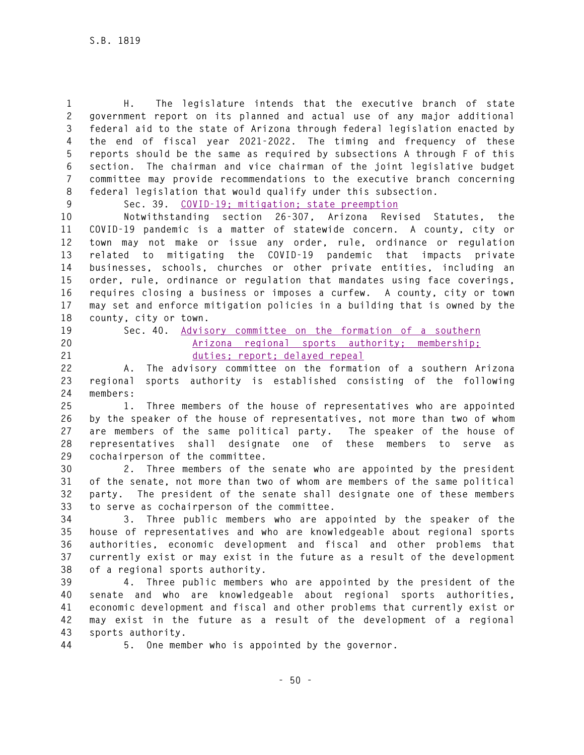H. The legislature intends that the executive branch of state government report on its planned and actual use of any major additional federal aid to the state of Arizona through federal legislation enacted by the end of fiscal year 2021-2022. The timing and frequency of these reports should be the same as required by subsections A through F of this section. The chairman and vice chairman of the joint legislative budget committee may provide recommendations to the executive branch concerning federal legislation that would qualify under this subsection.

Sec. 39. COVID-19; mitigation; state preemption

Notwithstanding section 26-307, Arizona Revised Statutes, the COVID-19 pandemic is a matter of statewide concern. A county, city or town may not make or issue any order, rule, ordinance or regulation related to mitigating the COVID-19 pandemic that impacts private businesses, schools, churches or other private entities, including an order, rule, ordinance or regulation that mandates using face coverings, requires closing a business or imposes a curfew. A county, city or town may set and enforce mitigation policies in a building that is owned by the county, city or town.

Sec. 40. Advisory committee on the formation of a southern Arizona regional sports authority; membership; duties; report; delayed repeal

A. The advisory committee on the formation of a southern Arizona regional sports authority is established consisting of the following members:

1. Three members of the house of representatives who are appointed by the speaker of the house of representatives, not more than two of whom are members of the same political party. The speaker of the house of representatives shall designate one of these members to serve as cochairperson of the committee.

2. Three members of the senate who are appointed by the president of the senate, not more than two of whom are members of the same political party. The president of the senate shall designate one of these members to serve as cochairperson of the committee.

3. Three public members who are appointed by the speaker of the house of representatives and who are knowledgeable about regional sports authorities, economic development and fiscal and other problems that currently exist or may exist in the future as a result of the development of a regional sports authority.

4. Three public members who are appointed by the president of the senate and who are knowledgeable about regional sports authorities, economic development and fiscal and other problems that currently exist or may exist in the future as a result of the development of a regional sports authority.

5. One member who is appointed by the governor.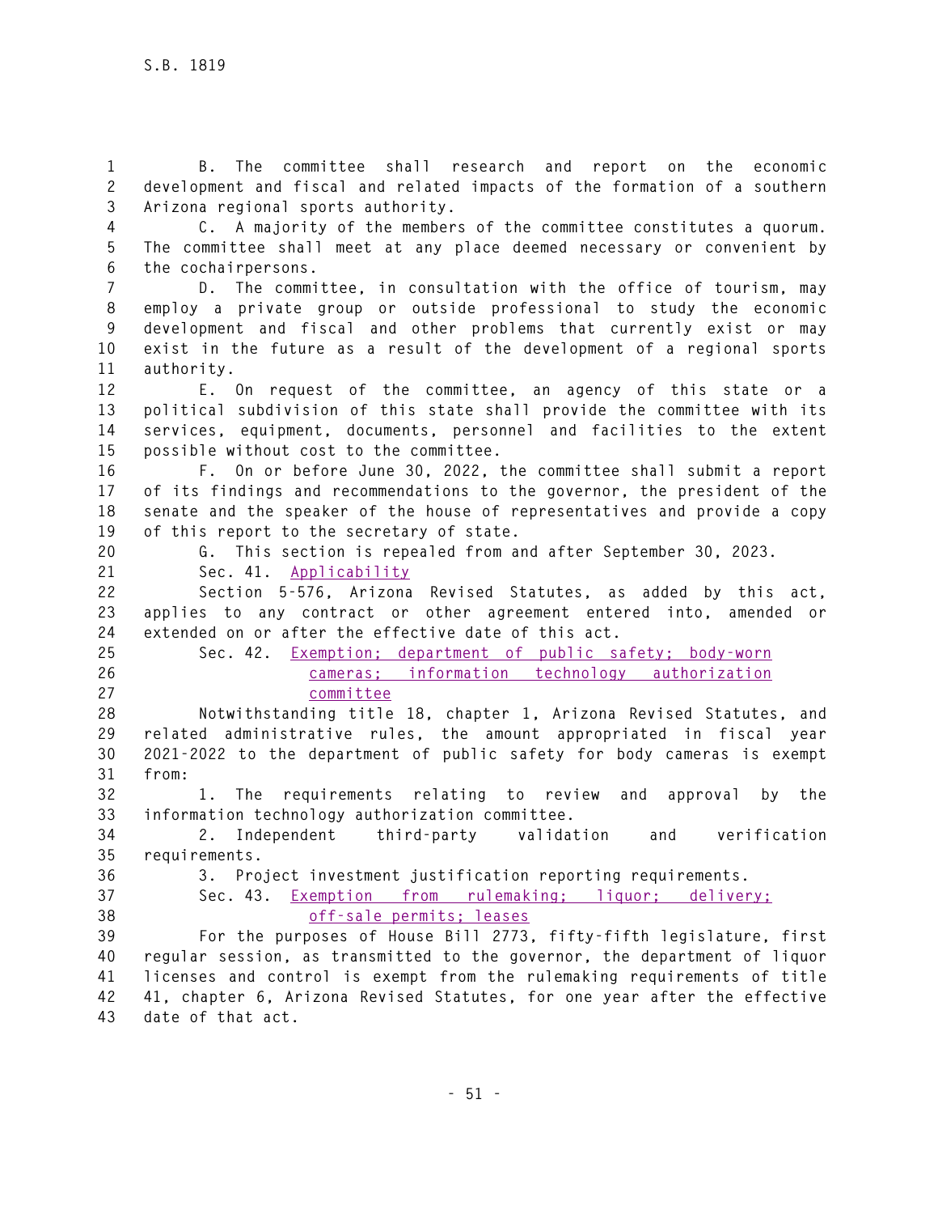B. The committee shall research and report on the economic development and fiscal and related impacts of the formation of a southern Arizona regional sports authority.

C. A majority of the members of the committee constitutes a quorum. The committee shall meet at any place deemed necessary or convenient by the cochairpersons.

D. The committee, in consultation with the office of tourism, may employ a private group or outside professional to study the economic development and fiscal and other problems that currently exist or may exist in the future as a result of the development of a regional sports authority.

E. On request of the committee, an agency of this state or a political subdivision of this state shall provide the committee with its services, equipment, documents, personnel and facilities to the extent possible without cost to the committee.

F. On or before June 30, 2022, the committee shall submit a report of its findings and recommendations to the governor, the president of the senate and the speaker of the house of representatives and provide a copy of this report to the secretary of state.

G. This section is repealed from and after September 30, 2023.

Sec. 41. Applicability

Section 5-576, Arizona Revised Statutes, as added by this act, applies to any contract or other agreement entered into, amended or extended on or after the effective date of this act.

Sec. 42. Exemption; department of public safety; body-worn cameras; information technology authorization committee

Notwithstanding title 18, chapter 1, Arizona Revised Statutes, and related administrative rules, the amount appropriated in fiscal year 2021-2022 to the department of public safety for body cameras is exempt from:

1. The requirements relating to review and approval by the information technology authorization committee.

2. Independent third-party validation and verification requirements.

3. Project investment justification reporting requirements.

Sec. 43. Exemption from rulemaking; liquor; delivery; off-sale permits; leases

For the purposes of House Bill 2773, fifty-fifth legislature, first regular session, as transmitted to the governor, the department of liquor licenses and control is exempt from the rulemaking requirements of title 41, chapter 6, Arizona Revised Statutes, for one year after the effective date of that act.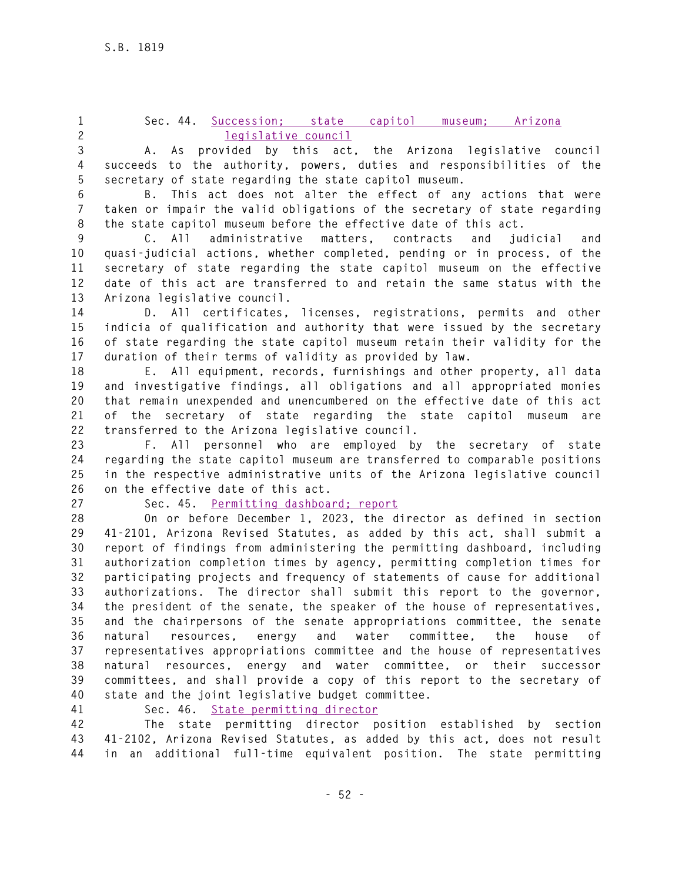Sec. 44. Succession; state capitol museum; Arizona legislative council

A. As provided by this act, the Arizona legislative council succeeds to the authority, powers, duties and responsibilities of the secretary of state regarding the state capitol museum.

B. This act does not alter the effect of any actions that were taken or impair the valid obligations of the secretary of state regarding the state capitol museum before the effective date of this act.

C. All administrative matters, contracts and judicial and quasi-judicial actions, whether completed, pending or in process, of the secretary of state regarding the state capitol museum on the effective date of this act are transferred to and retain the same status with the Arizona legislative council.

D. All certificates, licenses, registrations, permits and other indicia of qualification and authority that were issued by the secretary of state regarding the state capitol museum retain their validity for the duration of their terms of validity as provided by law.

E. All equipment, records, furnishings and other property, all data and investigative findings, all obligations and all appropriated monies that remain unexpended and unencumbered on the effective date of this act of the secretary of state regarding the state capitol museum are transferred to the Arizona legislative council.

F. All personnel who are employed by the secretary of state regarding the state capitol museum are transferred to comparable positions in the respective administrative units of the Arizona legislative council on the effective date of this act.

Sec. 45. Permitting dashboard; report

On or before December 1, 2023, the director as defined in section 41-2101, Arizona Revised Statutes, as added by this act, shall submit a report of findings from administering the permitting dashboard, including authorization completion times by agency, permitting completion times for participating projects and frequency of statements of cause for additional authorizations. The director shall submit this report to the governor, the president of the senate, the speaker of the house of representatives, and the chairpersons of the senate appropriations committee, the senate natural resources, energy and water committee, the house of representatives appropriations committee and the house of representatives natural resources, energy and water committee, or their successor committees, and shall provide a copy of this report to the secretary of state and the joint legislative budget committee.

Sec. 46. State permitting director

The state permitting director position established by section 41-2102, Arizona Revised Statutes, as added by this act, does not result in an additional full-time equivalent position. The state permitting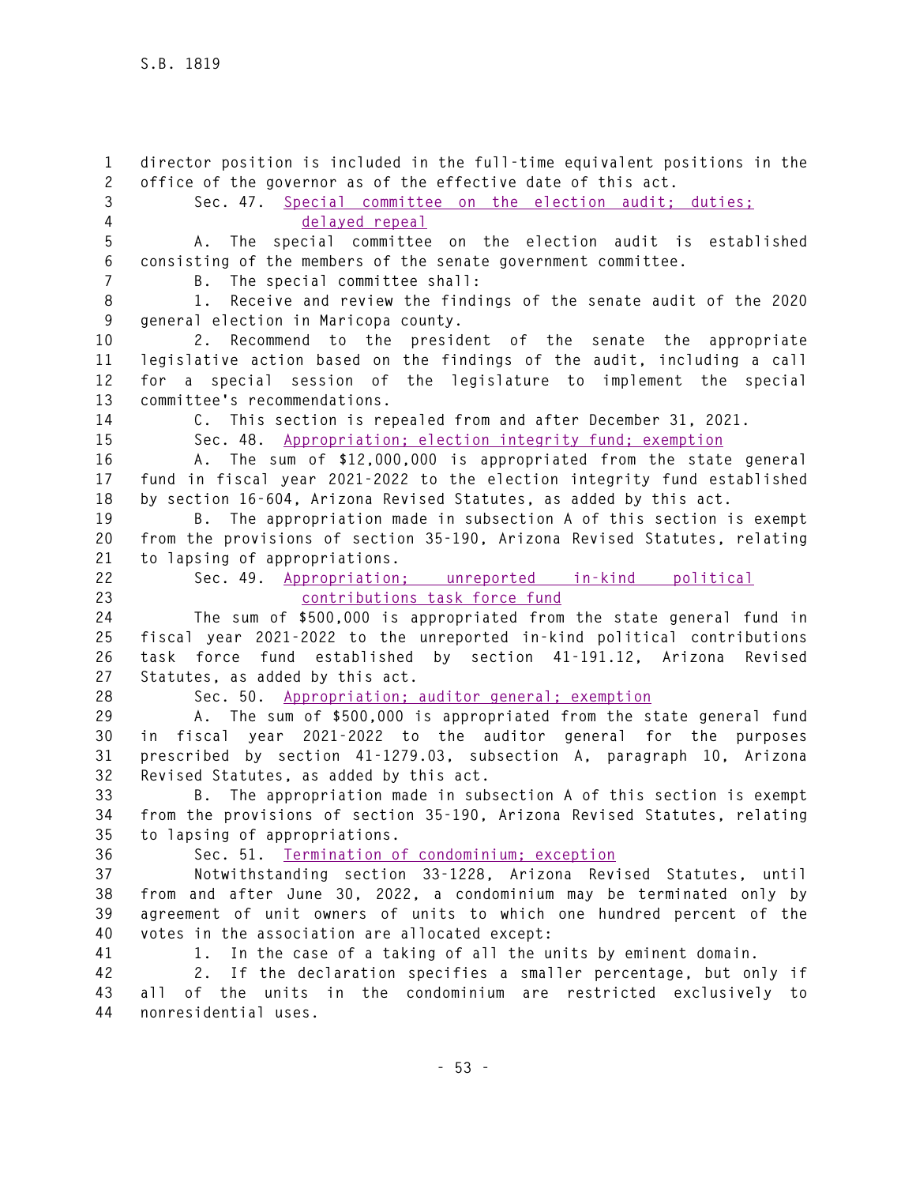director position is included in the full-time equivalent positions in the office of the governor as of the effective date of this act.

Sec. 47. Special committee on the election audit; duties; delayed repeal

A. The special committee on the election audit is established consisting of the members of the senate government committee.

B. The special committee shall:

1. Receive and review the findings of the senate audit of the 2020 general election in Maricopa county.

2. Recommend to the president of the senate the appropriate legislative action based on the findings of the audit, including a call for a special session of the legislature to implement the special committee's recommendations.

C. This section is repealed from and after December 31, 2021.

Sec. 48. Appropriation; election integrity fund; exemption

A. The sum of $12,000,000 is appropriated from the state general fund in fiscal year 2021-2022 to the election integrity fund established by section 16-604, Arizona Revised Statutes, as added by this act.

B. The appropriation made in subsection A of this section is exempt from the provisions of section 35-190, Arizona Revised Statutes, relating to lapsing of appropriations.

Sec. 49. Appropriation; unreported in-kind political contributions task force fund

The sum of $500,000 is appropriated from the state general fund in fiscal year 2021-2022 to the unreported in-kind political contributions task force fund established by section 41-191.12, Arizona Revised Statutes, as added by this act.

Sec. 50. Appropriation; auditor general; exemption

A. The sum of $500,000 is appropriated from the state general fund in fiscal year 2021-2022 to the auditor general for the purposes prescribed by section 41-1279.03, subsection A, paragraph 10, Arizona Revised Statutes, as added by this act.

B. The appropriation made in subsection A of this section is exempt from the provisions of section 35-190, Arizona Revised Statutes, relating to lapsing of appropriations.

Sec. 51. Termination of condominium; exception

Notwithstanding section 33-1228, Arizona Revised Statutes, until from and after June 30, 2022, a condominium may be terminated only by agreement of unit owners of units to which one hundred percent of the votes in the association are allocated except:

1. In the case of a taking of all the units by eminent domain.

2. If the declaration specifies a smaller percentage, but only if all of the units in the condominium are restricted exclusively to nonresidential uses.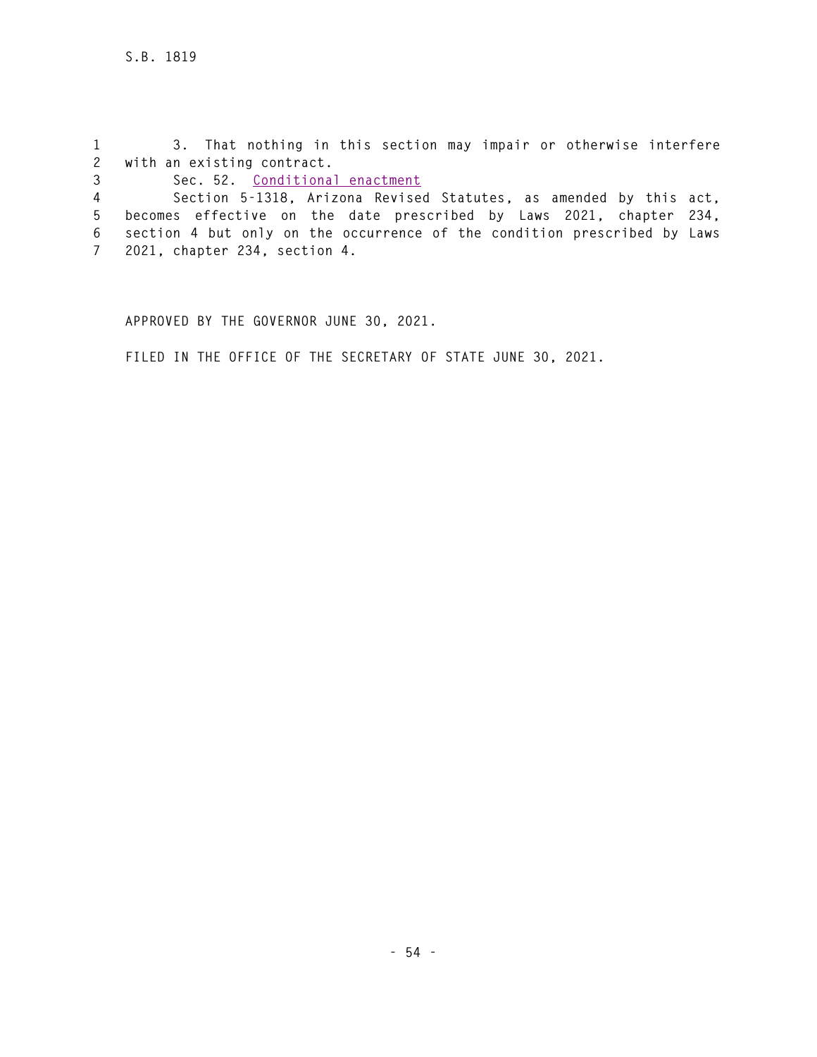3. That nothing in this section may impair or otherwise interfere with an existing contract.

Sec. 52. Conditional enactment

Section 5-1318, Arizona Revised Statutes, as amended by this act, becomes effective on the date prescribed by Laws 2021, chapter 234, section 4 but only on the occurrence of the condition prescribed by Laws 2021, chapter 234, section 4.

APPROVED BY THE GOVERNOR JUNE 30, 2021.

FILED IN THE OFFICE OF THE SECRETARY OF STATE JUNE 30, 2021.